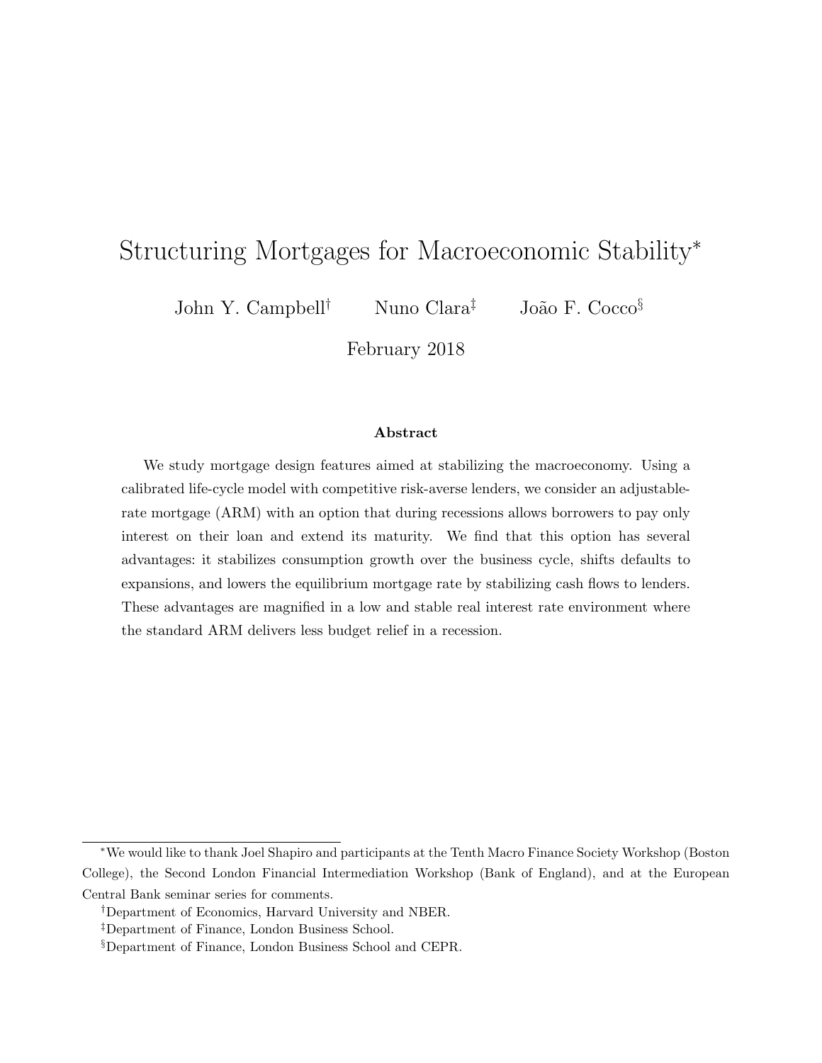# Structuring Mortgages for Macroeconomic Stability*

John Y. Campbell[†] Nuno Clara[‡] João F. Cocco[§]

February 2018

### Abstract

We study mortgage design features aimed at stabilizing the macroeconomy. Using a calibrated life-cycle model with competitive risk-averse lenders, we consider an adjustable-rate mortgage (ARM) with an option that during recessions allows borrowers to pay only interest on their loan and extend its maturity. We find that this option has several advantages: it stabilizes consumption growth over the business cycle, shifts defaults to expansions, and lowers the equilibrium mortgage rate by stabilizing cash flows to lenders. These advantages are magnified in a low and stable real interest rate environment where the standard ARM delivers less budget relief in a recession.

---

*We would like to thank Joel Shapiro and participants at the Tenth Macro Finance Society Workshop (Boston College), the Second London Financial Intermediation Workshop (Bank of England), and at the European Central Bank seminar series for comments.

[†]Department of Economics, Harvard University and NBER.

[‡]Department of Finance, London Business School.

[§]Department of Finance, London Business School and CEPR.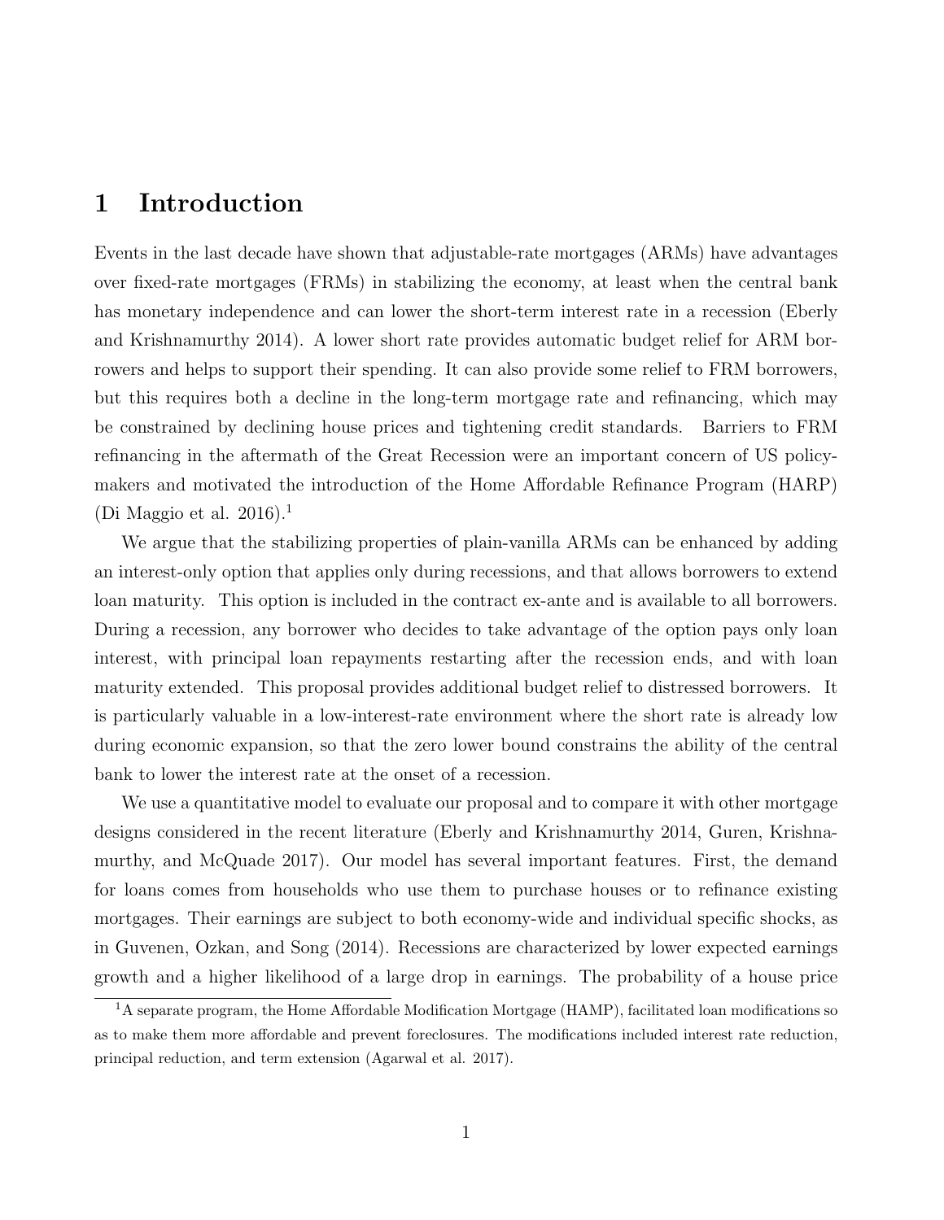# 1 Introduction

Events in the last decade have shown that adjustable-rate mortgages (ARMs) have advantages over fixed-rate mortgages (FRMs) in stabilizing the economy, at least when the central bank has monetary independence and can lower the short-term interest rate in a recession (Eberly and Krishnamurthy 2014). A lower short rate provides automatic budget relief for ARM borrowers and helps to support their spending. It can also provide some relief to FRM borrowers, but this requires both a decline in the long-term mortgage rate and refinancing, which may be constrained by declining house prices and tightening credit standards. Barriers to FRM refinancing in the aftermath of the Great Recession were an important concern of US policymakers and motivated the introduction of the Home Affordable Refinance Program (HARP) (Di Maggio et al. 2016).[1]

We argue that the stabilizing properties of plain-vanilla ARMs can be enhanced by adding an interest-only option that applies only during recessions, and that allows borrowers to extend loan maturity. This option is included in the contract ex-ante and is available to all borrowers. During a recession, any borrower who decides to take advantage of the option pays only loan interest, with principal loan repayments restarting after the recession ends, and with loan maturity extended. This proposal provides additional budget relief to distressed borrowers. It is particularly valuable in a low-interest-rate environment where the short rate is already low during economic expansion, so that the zero lower bound constrains the ability of the central bank to lower the interest rate at the onset of a recession.

We use a quantitative model to evaluate our proposal and to compare it with other mortgage designs considered in the recent literature (Eberly and Krishnamurthy 2014, Guren, Krishnamurthy, and McQuade 2017). Our model has several important features. First, the demand for loans comes from households who use them to purchase houses or to refinance existing mortgages. Their earnings are subject to both economy-wide and individual specific shocks, as in Guvenen, Ozkan, and Song (2014). Recessions are characterized by lower expected earnings growth and a higher likelihood of a large drop in earnings. The probability of a house price

[1] A separate program, the Home Affordable Modification Mortgage (HAMP), facilitated loan modifications so as to make them more affordable and prevent foreclosures. The modifications included interest rate reduction, principal reduction, and term extension (Agarwal et al. 2017).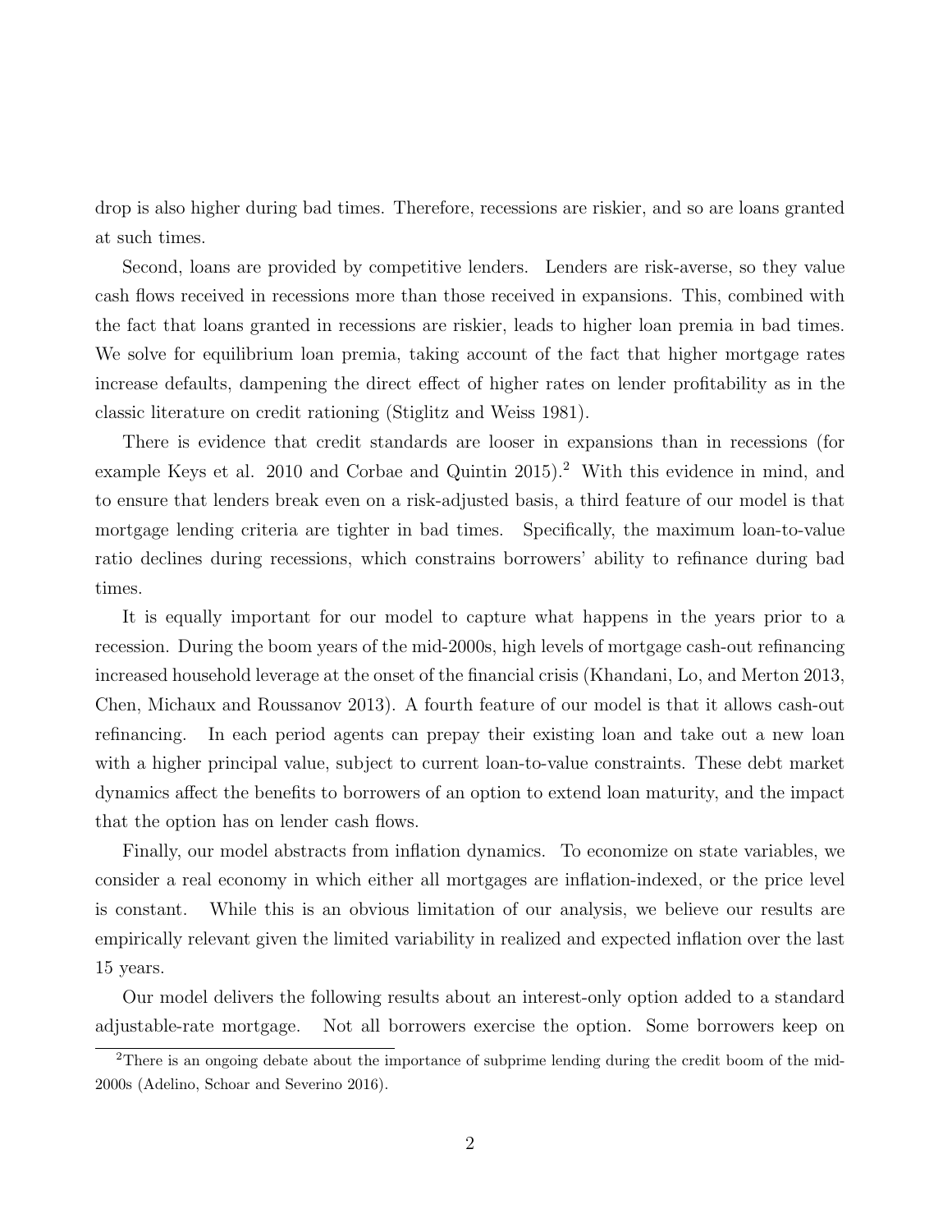drop is also higher during bad times. Therefore, recessions are riskier, and so are loans granted at such times.

Second, loans are provided by competitive lenders. Lenders are risk-averse, so they value cash flows received in recessions more than those received in expansions. This, combined with the fact that loans granted in recessions are riskier, leads to higher loan premia in bad times. We solve for equilibrium loan premia, taking account of the fact that higher mortgage rates increase defaults, dampening the direct effect of higher rates on lender profitability as in the classic literature on credit rationing (Stiglitz and Weiss 1981).

There is evidence that credit standards are looser in expansions than in recessions (for example Keys et al. 2010 and Corbae and Quintin 2015).[2] With this evidence in mind, and to ensure that lenders break even on a risk-adjusted basis, a third feature of our model is that mortgage lending criteria are tighter in bad times. Specifically, the maximum loan-to-value ratio declines during recessions, which constrains borrowers' ability to refinance during bad times.

It is equally important for our model to capture what happens in the years prior to a recession. During the boom years of the mid-2000s, high levels of mortgage cash-out refinancing increased household leverage at the onset of the financial crisis (Khandani, Lo, and Merton 2013, Chen, Michaux and Roussanov 2013). A fourth feature of our model is that it allows cash-out refinancing. In each period agents can prepay their existing loan and take out a new loan with a higher principal value, subject to current loan-to-value constraints. These debt market dynamics affect the benefits to borrowers of an option to extend loan maturity, and the impact that the option has on lender cash flows.

Finally, our model abstracts from inflation dynamics. To economize on state variables, we consider a real economy in which either all mortgages are inflation-indexed, or the price level is constant. While this is an obvious limitation of our analysis, we believe our results are empirically relevant given the limited variability in realized and expected inflation over the last 15 years.

Our model delivers the following results about an interest-only option added to a standard adjustable-rate mortgage. Not all borrowers exercise the option. Some borrowers keep on

[2] There is an ongoing debate about the importance of subprime lending during the credit boom of the mid-2000s (Adelino, Schoar and Severino 2016).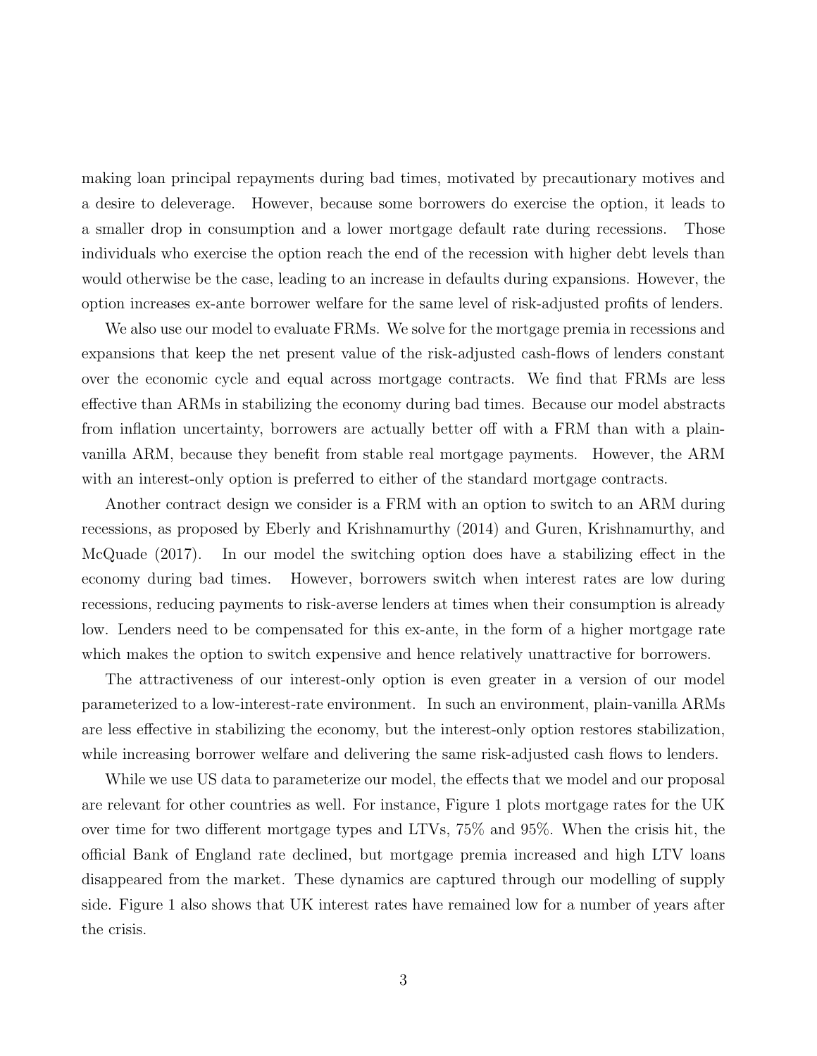making loan principal repayments during bad times, motivated by precautionary motives and a desire to deleverage. However, because some borrowers do exercise the option, it leads to a smaller drop in consumption and a lower mortgage default rate during recessions. Those individuals who exercise the option reach the end of the recession with higher debt levels than would otherwise be the case, leading to an increase in defaults during expansions. However, the option increases ex-ante borrower welfare for the same level of risk-adjusted profits of lenders.

We also use our model to evaluate FRMs. We solve for the mortgage premia in recessions and expansions that keep the net present value of the risk-adjusted cash-flows of lenders constant over the economic cycle and equal across mortgage contracts. We find that FRMs are less effective than ARMs in stabilizing the economy during bad times. Because our model abstracts from inflation uncertainty, borrowers are actually better off with a FRM than with a plain-vanilla ARM, because they benefit from stable real mortgage payments. However, the ARM with an interest-only option is preferred to either of the standard mortgage contracts.

Another contract design we consider is a FRM with an option to switch to an ARM during recessions, as proposed by Eberly and Krishnamurthy (2014) and Guren, Krishnamurthy, and McQuade (2017). In our model the switching option does have a stabilizing effect in the economy during bad times. However, borrowers switch when interest rates are low during recessions, reducing payments to risk-averse lenders at times when their consumption is already low. Lenders need to be compensated for this ex-ante, in the form of a higher mortgage rate which makes the option to switch expensive and hence relatively unattractive for borrowers.

The attractiveness of our interest-only option is even greater in a version of our model parameterized to a low-interest-rate environment. In such an environment, plain-vanilla ARMs are less effective in stabilizing the economy, but the interest-only option restores stabilization, while increasing borrower welfare and delivering the same risk-adjusted cash flows to lenders.

While we use US data to parameterize our model, the effects that we model and our proposal are relevant for other countries as well. For instance, Figure 1 plots mortgage rates for the UK over time for two different mortgage types and LTVs, 75% and 95%. When the crisis hit, the official Bank of England rate declined, but mortgage premia increased and high LTV loans disappeared from the market. These dynamics are captured through our modelling of supply side. Figure 1 also shows that UK interest rates have remained low for a number of years after the crisis.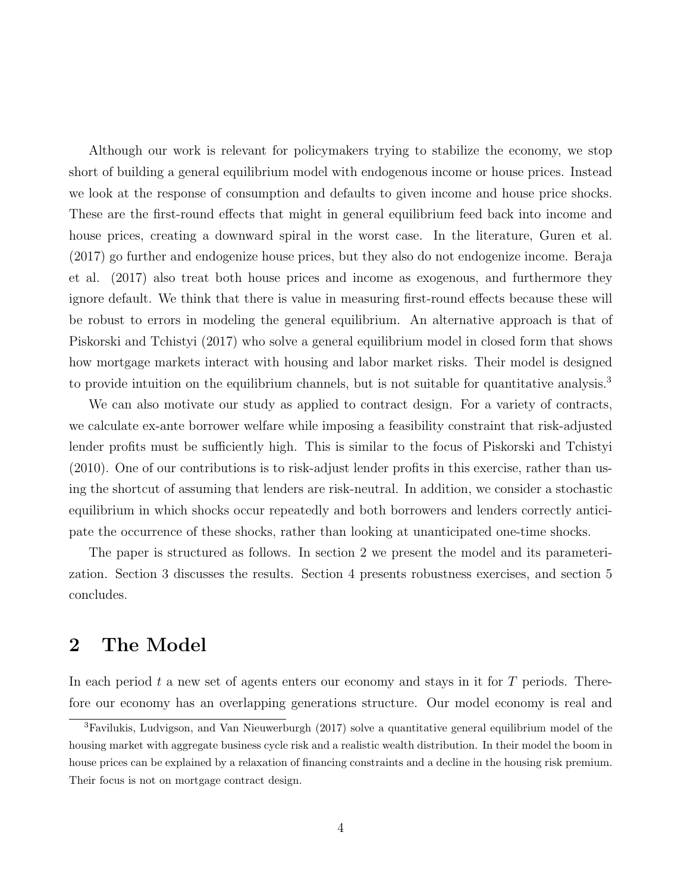Although our work is relevant for policymakers trying to stabilize the economy, we stop short of building a general equilibrium model with endogenous income or house prices. Instead we look at the response of consumption and defaults to given income and house price shocks. These are the first-round effects that might in general equilibrium feed back into income and house prices, creating a downward spiral in the worst case. In the literature, Guren et al. (2017) go further and endogenize house prices, but they also do not endogenize income. Beraja et al. (2017) also treat both house prices and income as exogenous, and furthermore they ignore default. We think that there is value in measuring first-round effects because these will be robust to errors in modeling the general equilibrium. An alternative approach is that of Piskorski and Tchistyi (2017) who solve a general equilibrium model in closed form that shows how mortgage markets interact with housing and labor market risks. Their model is designed to provide intuition on the equilibrium channels, but is not suitable for quantitative analysis.[3]

We can also motivate our study as applied to contract design. For a variety of contracts, we calculate ex-ante borrower welfare while imposing a feasibility constraint that risk-adjusted lender profits must be sufficiently high. This is similar to the focus of Piskorski and Tchistyi (2010). One of our contributions is to risk-adjust lender profits in this exercise, rather than using the shortcut of assuming that lenders are risk-neutral. In addition, we consider a stochastic equilibrium in which shocks occur repeatedly and both borrowers and lenders correctly anticipate the occurrence of these shocks, rather than looking at unanticipated one-time shocks.

The paper is structured as follows. In section 2 we present the model and its parameterization. Section 3 discusses the results. Section 4 presents robustness exercises, and section 5 concludes.

## 2 The Model

In each period $t$ a new set of agents enters our economy and stays in it for $T$ periods. Therefore our economy has an overlapping generations structure. Our model economy is real and

[3] Favilukis, Ludvigson, and Van Nieuwerburgh (2017) solve a quantitative general equilibrium model of the housing market with aggregate business cycle risk and a realistic wealth distribution. In their model the boom in house prices can be explained by a relaxation of financing constraints and a decline in the housing risk premium. Their focus is not on mortgage contract design.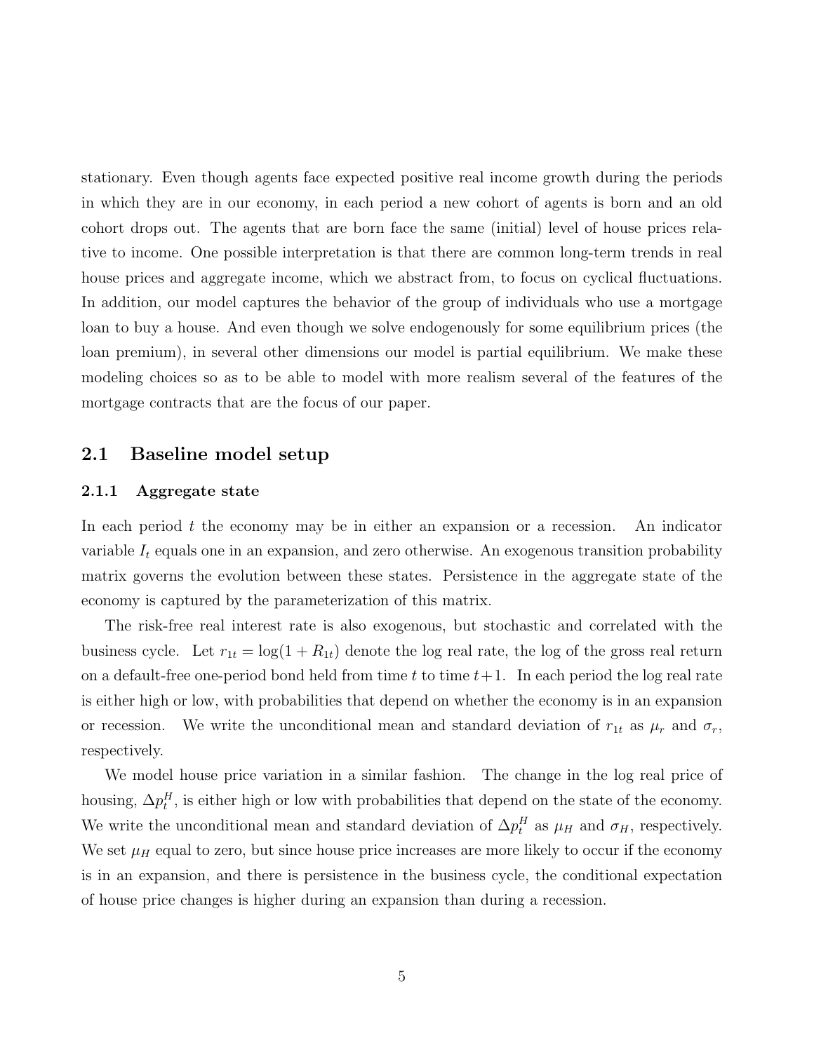stationary. Even though agents face expected positive real income growth during the periods in which they are in our economy, in each period a new cohort of agents is born and an old cohort drops out. The agents that are born face the same (initial) level of house prices relative to income. One possible interpretation is that there are common long-term trends in real house prices and aggregate income, which we abstract from, to focus on cyclical fluctuations. In addition, our model captures the behavior of the group of individuals who use a mortgage loan to buy a house. And even though we solve endogenously for some equilibrium prices (the loan premium), in several other dimensions our model is partial equilibrium. We make these modeling choices so as to be able to model with more realism several of the features of the mortgage contracts that are the focus of our paper.

## 2.1 Baseline model setup

### 2.1.1 Aggregate state

In each period $t$ the economy may be in either an expansion or a recession. An indicator variable $I_t$ equals one in an expansion, and zero otherwise. An exogenous transition probability matrix governs the evolution between these states. Persistence in the aggregate state of the economy is captured by the parameterization of this matrix.

The risk-free real interest rate is also exogenous, but stochastic and correlated with the business cycle. Let $r_{1t} = \log(1 + R_{1t})$ denote the log real rate, the log of the gross real return on a default-free one-period bond held from time $t$ to time $t+1$. In each period the log real rate is either high or low, with probabilities that depend on whether the economy is in an expansion or recession. We write the unconditional mean and standard deviation of $r_{1t}$ as $\mu_r$ and $\sigma_r$, respectively.

We model house price variation in a similar fashion. The change in the log real price of housing, $\Delta p_t^H$, is either high or low with probabilities that depend on the state of the economy. We write the unconditional mean and standard deviation of $\Delta p_t^H$ as $\mu_H$ and $\sigma_H$, respectively. We set $\mu_H$ equal to zero, but since house price increases are more likely to occur if the economy is in an expansion, and there is persistence in the business cycle, the conditional expectation of house price changes is higher during an expansion than during a recession.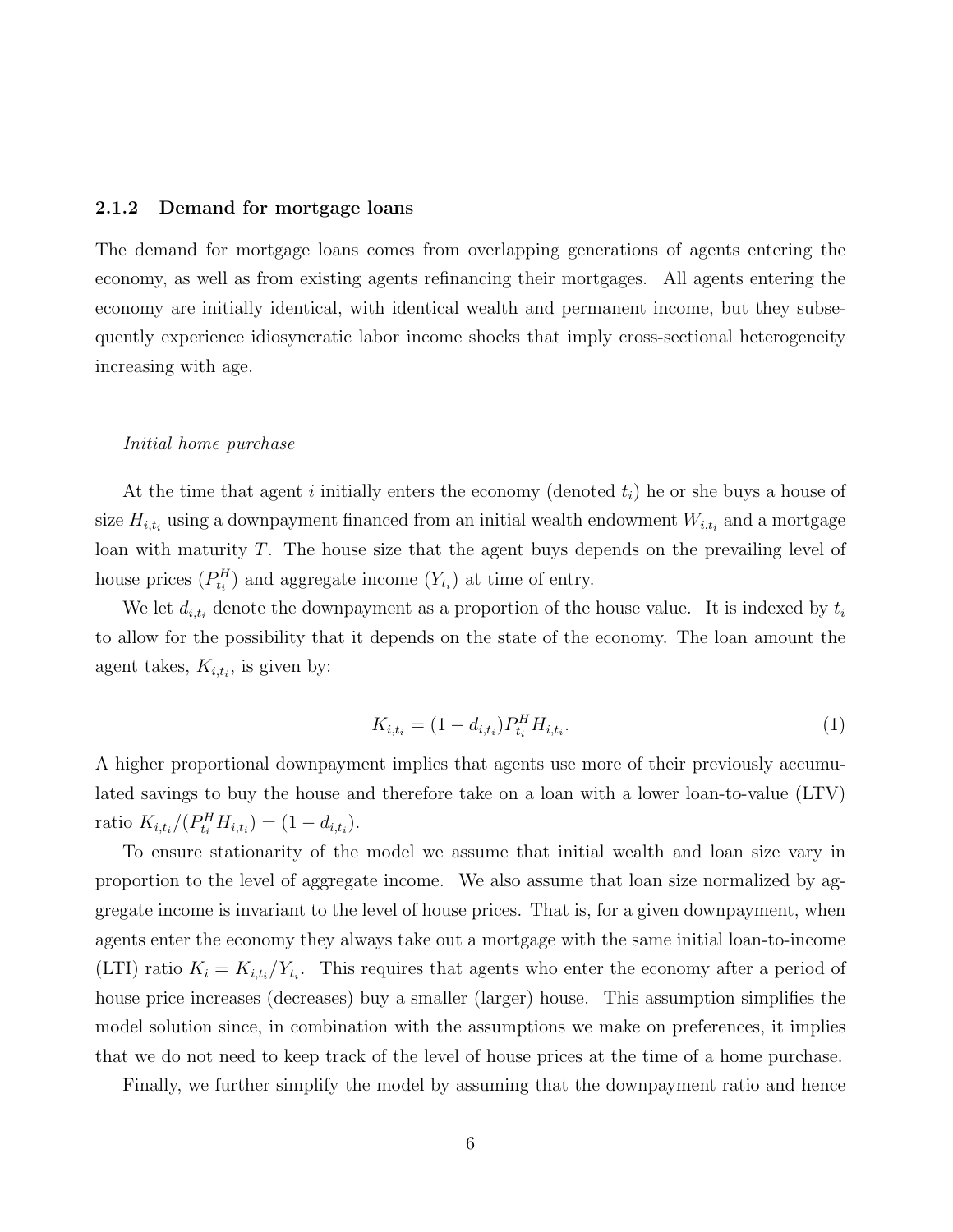### 2.1.2 Demand for mortgage loans

The demand for mortgage loans comes from overlapping generations of agents entering the economy, as well as from existing agents refinancing their mortgages. All agents entering the economy are initially identical, with identical wealth and permanent income, but they subsequently experience idiosyncratic labor income shocks that imply cross-sectional heterogeneity increasing with age.

*Initial home purchase*

At the time that agent $i$ initially enters the economy (denoted $t_i$) he or she buys a house of size $H_{i,t_i}$ using a downpayment financed from an initial wealth endowment $W_{i,t_i}$ and a mortgage loan with maturity $T$. The house size that the agent buys depends on the prevailing level of house prices ($P^H_{t_i}$) and aggregate income ($Y_{t_i}$) at time of entry.

We let $d_{i,t_i}$ denote the downpayment as a proportion of the house value. It is indexed by $t_i$ to allow for the possibility that it depends on the state of the economy. The loan amount the agent takes, $K_{i,t_i}$, is given by:

$$K_{i,t_i} = (1 - d_{i,t_i})P^H_{t_i} H_{i,t_i}. \tag{1}$$

A higher proportional downpayment implies that agents use more of their previously accumulated savings to buy the house and therefore take on a loan with a lower loan-to-value (LTV) ratio $K_{i,t_i}/(P^H_{t_i} H_{i,t_i}) = (1 - d_{i,t_i})$.

To ensure stationarity of the model we assume that initial wealth and loan size vary in proportion to the level of aggregate income. We also assume that loan size normalized by aggregate income is invariant to the level of house prices. That is, for a given downpayment, when agents enter the economy they always take out a mortgage with the same initial loan-to-income (LTI) ratio $K_i = K_{i,t_i}/Y_{t_i}$. This requires that agents who enter the economy after a period of house price increases (decreases) buy a smaller (larger) house. This assumption simplifies the model solution since, in combination with the assumptions we make on preferences, it implies that we do not need to keep track of the level of house prices at the time of a home purchase.

Finally, we further simplify the model by assuming that the downpayment ratio and hence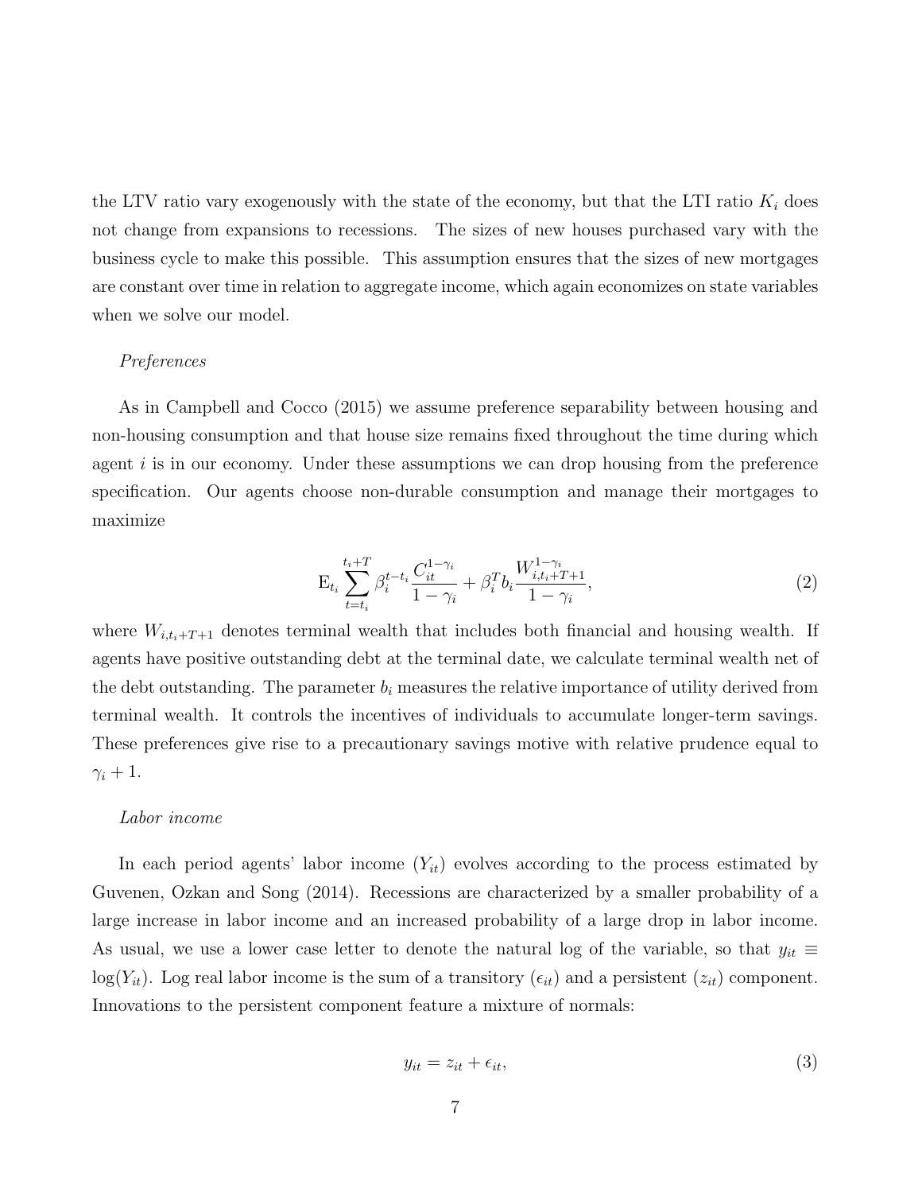the LTV ratio vary exogenously with the state of the economy, but that the LTI ratio $K_i$ does not change from expansions to recessions. The sizes of new houses purchased vary with the business cycle to make this possible. This assumption ensures that the sizes of new mortgages are constant over time in relation to aggregate income, which again economizes on state variables when we solve our model.

*Preferences*

As in Campbell and Cocco (2015) we assume preference separability between housing and non-housing consumption and that house size remains fixed throughout the time during which agent $i$ is in our economy. Under these assumptions we can drop housing from the preference specification. Our agents choose non-durable consumption and manage their mortgages to maximize

$$\mathrm{E}_{t_i} \sum_{t=t_i}^{t_i+T} \beta_i^{t-t_i} \frac{C_{it}^{1-\gamma_i}}{1-\gamma_i} + \beta_i^T b_i \frac{W_{i,t_i+T+1}^{1-\gamma_i}}{1-\gamma_i}, \tag{2}$$

where $W_{i,t_i+T+1}$ denotes terminal wealth that includes both financial and housing wealth. If agents have positive outstanding debt at the terminal date, we calculate terminal wealth net of the debt outstanding. The parameter $b_i$ measures the relative importance of utility derived from terminal wealth. It controls the incentives of individuals to accumulate longer-term savings. These preferences give rise to a precautionary savings motive with relative prudence equal to $\gamma_i + 1$.

*Labor income*

In each period agents' labor income ($Y_{it}$) evolves according to the process estimated by Guvenen, Ozkan and Song (2014). Recessions are characterized by a smaller probability of a large increase in labor income and an increased probability of a large drop in labor income. As usual, we use a lower case letter to denote the natural log of the variable, so that $y_{it} \equiv \log(Y_{it})$. Log real labor income is the sum of a transitory ($\epsilon_{it}$) and a persistent ($z_{it}$) component. Innovations to the persistent component feature a mixture of normals:

$$y_{it} = z_{it} + \epsilon_{it}, \tag{3}$$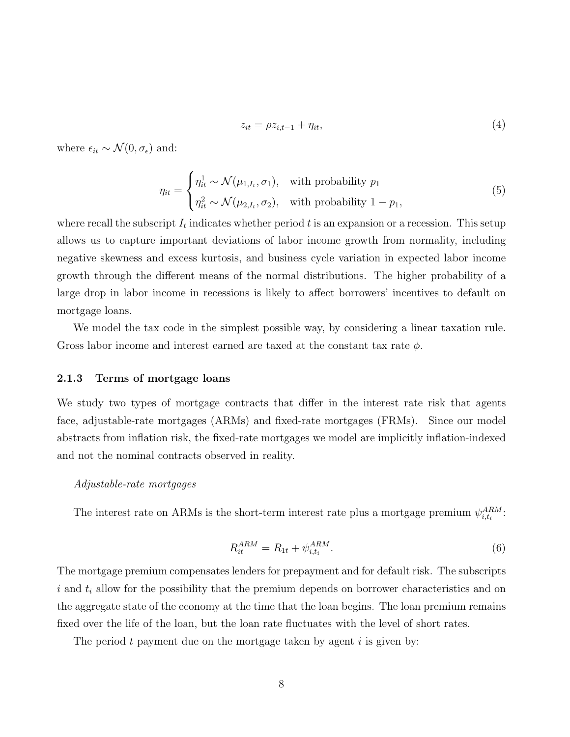$$z_{it} = \rho z_{i,t-1} + \eta_{it}, \tag{4}$$

where $\epsilon_{it} \sim \mathcal{N}(0, \sigma_\epsilon)$ and:

$$\eta_{it} = \begin{cases} \eta_{it}^1 \sim \mathcal{N}(\mu_{1,I_t}, \sigma_1), & \text{with probability } p_1 \\ \eta_{it}^2 \sim \mathcal{N}(\mu_{2,I_t}, \sigma_2), & \text{with probability } 1 - p_1, \end{cases} \tag{5}$$

where recall the subscript $I_t$ indicates whether period $t$ is an expansion or a recession. This setup allows us to capture important deviations of labor income growth from normality, including negative skewness and excess kurtosis, and business cycle variation in expected labor income growth through the different means of the normal distributions. The higher probability of a large drop in labor income in recessions is likely to affect borrowers' incentives to default on mortgage loans.

We model the tax code in the simplest possible way, by considering a linear taxation rule. Gross labor income and interest earned are taxed at the constant tax rate $\phi$.

### 2.1.3 Terms of mortgage loans

We study two types of mortgage contracts that differ in the interest rate risk that agents face, adjustable-rate mortgages (ARMs) and fixed-rate mortgages (FRMs). Since our model abstracts from inflation risk, the fixed-rate mortgages we model are implicitly inflation-indexed and not the nominal contracts observed in reality.

*Adjustable-rate mortgages*

The interest rate on ARMs is the short-term interest rate plus a mortgage premium $\psi_{i,t_i}^{ARM}$:

$$R_{it}^{ARM} = R_{1t} + \psi_{i,t_i}^{ARM}. \tag{6}$$

The mortgage premium compensates lenders for prepayment and for default risk. The subscripts $i$ and $t_i$ allow for the possibility that the premium depends on borrower characteristics and on the aggregate state of the economy at the time that the loan begins. The loan premium remains fixed over the life of the loan, but the loan rate fluctuates with the level of short rates.

The period $t$ payment due on the mortgage taken by agent $i$ is given by: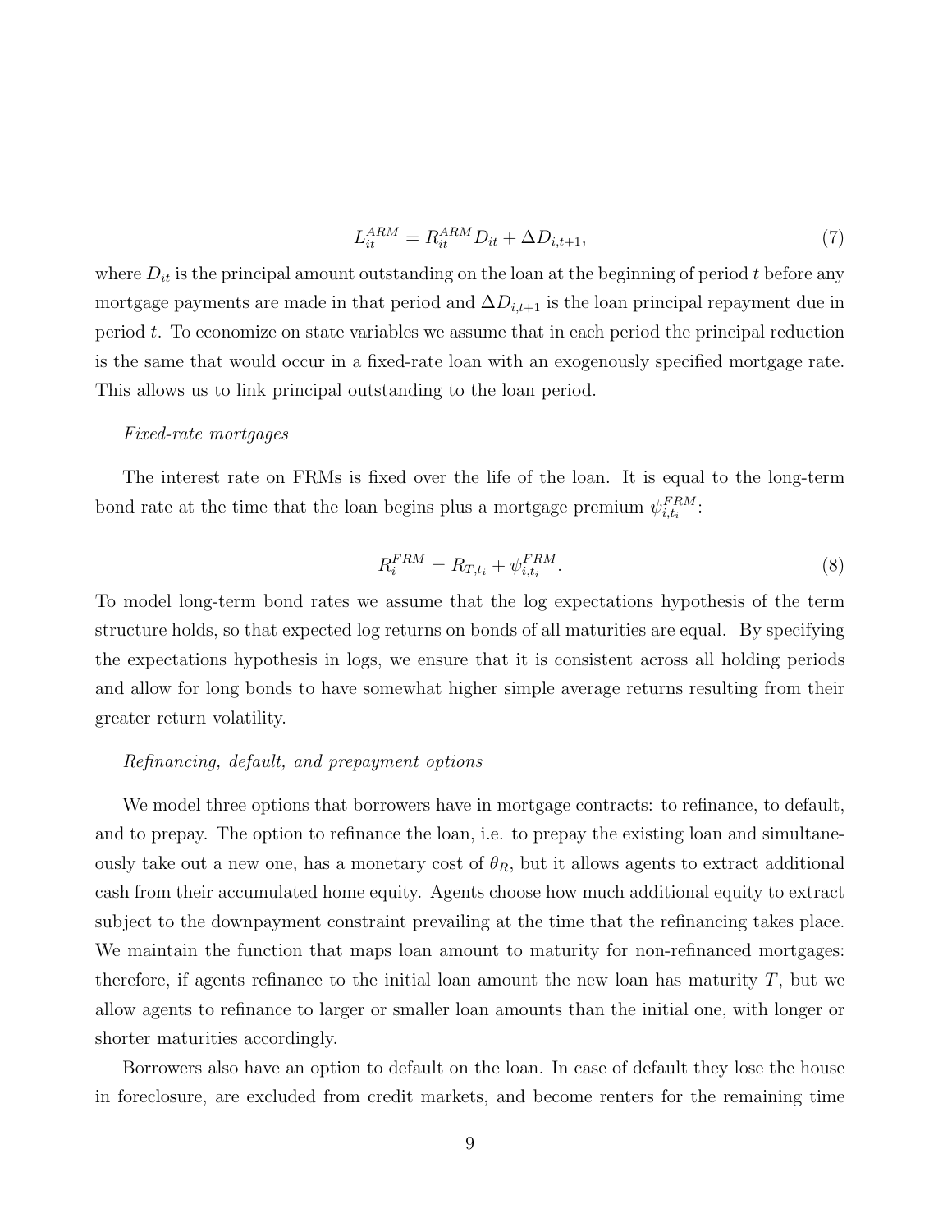$$L_{it}^{ARM} = R_{it}^{ARM} D_{it} + \Delta D_{i,t+1}, \tag{7}$$

where $D_{it}$ is the principal amount outstanding on the loan at the beginning of period $t$ before any mortgage payments are made in that period and $\Delta D_{i,t+1}$ is the loan principal repayment due in period $t$. To economize on state variables we assume that in each period the principal reduction is the same that would occur in a fixed-rate loan with an exogenously specified mortgage rate. This allows us to link principal outstanding to the loan period.

*Fixed-rate mortgages*

The interest rate on FRMs is fixed over the life of the loan. It is equal to the long-term bond rate at the time that the loan begins plus a mortgage premium $\psi_{i,t_i}^{FRM}$:

$$R_i^{FRM} = R_{T,t_i} + \psi_{i,t_i}^{FRM}. \tag{8}$$

To model long-term bond rates we assume that the log expectations hypothesis of the term structure holds, so that expected log returns on bonds of all maturities are equal. By specifying the expectations hypothesis in logs, we ensure that it is consistent across all holding periods and allow for long bonds to have somewhat higher simple average returns resulting from their greater return volatility.

*Refinancing, default, and prepayment options*

We model three options that borrowers have in mortgage contracts: to refinance, to default, and to prepay. The option to refinance the loan, i.e. to prepay the existing loan and simultaneously take out a new one, has a monetary cost of $\theta_R$, but it allows agents to extract additional cash from their accumulated home equity. Agents choose how much additional equity to extract subject to the downpayment constraint prevailing at the time that the refinancing takes place. We maintain the function that maps loan amount to maturity for non-refinanced mortgages: therefore, if agents refinance to the initial loan amount the new loan has maturity $T$, but we allow agents to refinance to larger or smaller loan amounts than the initial one, with longer or shorter maturities accordingly.

Borrowers also have an option to default on the loan. In case of default they lose the house in foreclosure, are excluded from credit markets, and become renters for the remaining time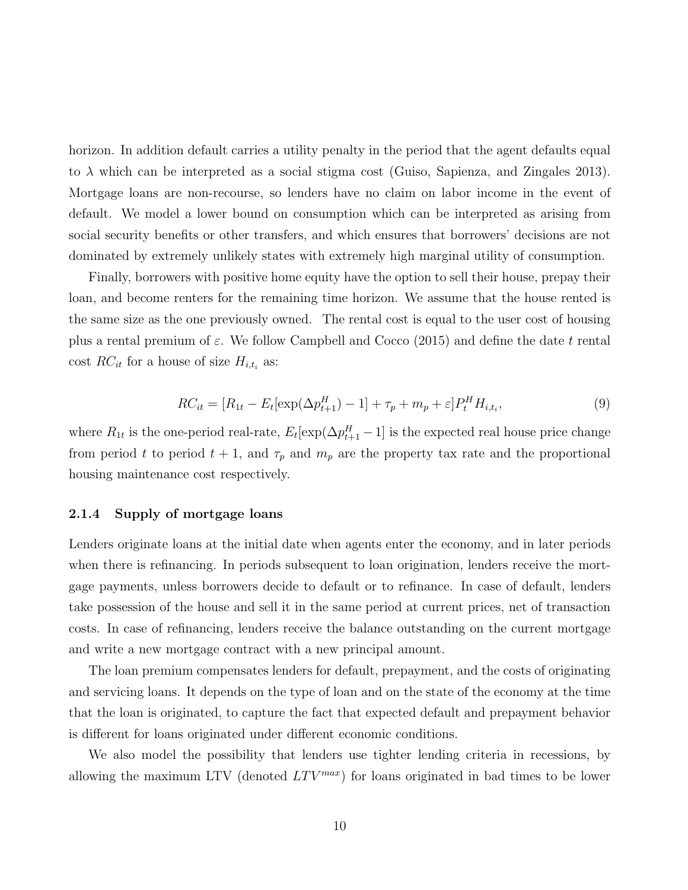horizon. In addition default carries a utility penalty in the period that the agent defaults equal to $\lambda$ which can be interpreted as a social stigma cost (Guiso, Sapienza, and Zingales 2013). Mortgage loans are non-recourse, so lenders have no claim on labor income in the event of default. We model a lower bound on consumption which can be interpreted as arising from social security benefits or other transfers, and which ensures that borrowers' decisions are not dominated by extremely unlikely states with extremely high marginal utility of consumption.

Finally, borrowers with positive home equity have the option to sell their house, prepay their loan, and become renters for the remaining time horizon. We assume that the house rented is the same size as the one previously owned. The rental cost is equal to the user cost of housing plus a rental premium of $\varepsilon$. We follow Campbell and Cocco (2015) and define the date $t$ rental cost $RC_{it}$ for a house of size $H_{i,t_i}$ as:

$$RC_{it} = [R_{1t} - E_t[\exp(\Delta p_{t+1}^H) - 1] + \tau_p + m_p + \varepsilon] P_t^H H_{i,t_i}, \tag{9}$$

where $R_{1t}$ is the one-period real-rate, $E_t[\exp(\Delta p_{t+1}^H - 1]$ is the expected real house price change from period $t$ to period $t+1$, and $\tau_p$ and $m_p$ are the property tax rate and the proportional housing maintenance cost respectively.

### 2.1.4 Supply of mortgage loans

Lenders originate loans at the initial date when agents enter the economy, and in later periods when there is refinancing. In periods subsequent to loan origination, lenders receive the mortgage payments, unless borrowers decide to default or to refinance. In case of default, lenders take possession of the house and sell it in the same period at current prices, net of transaction costs. In case of refinancing, lenders receive the balance outstanding on the current mortgage and write a new mortgage contract with a new principal amount.

The loan premium compensates lenders for default, prepayment, and the costs of originating and servicing loans. It depends on the type of loan and on the state of the economy at the time that the loan is originated, to capture the fact that expected default and prepayment behavior is different for loans originated under different economic conditions.

We also model the possibility that lenders use tighter lending criteria in recessions, by allowing the maximum LTV (denoted $LTV^{max}$) for loans originated in bad times to be lower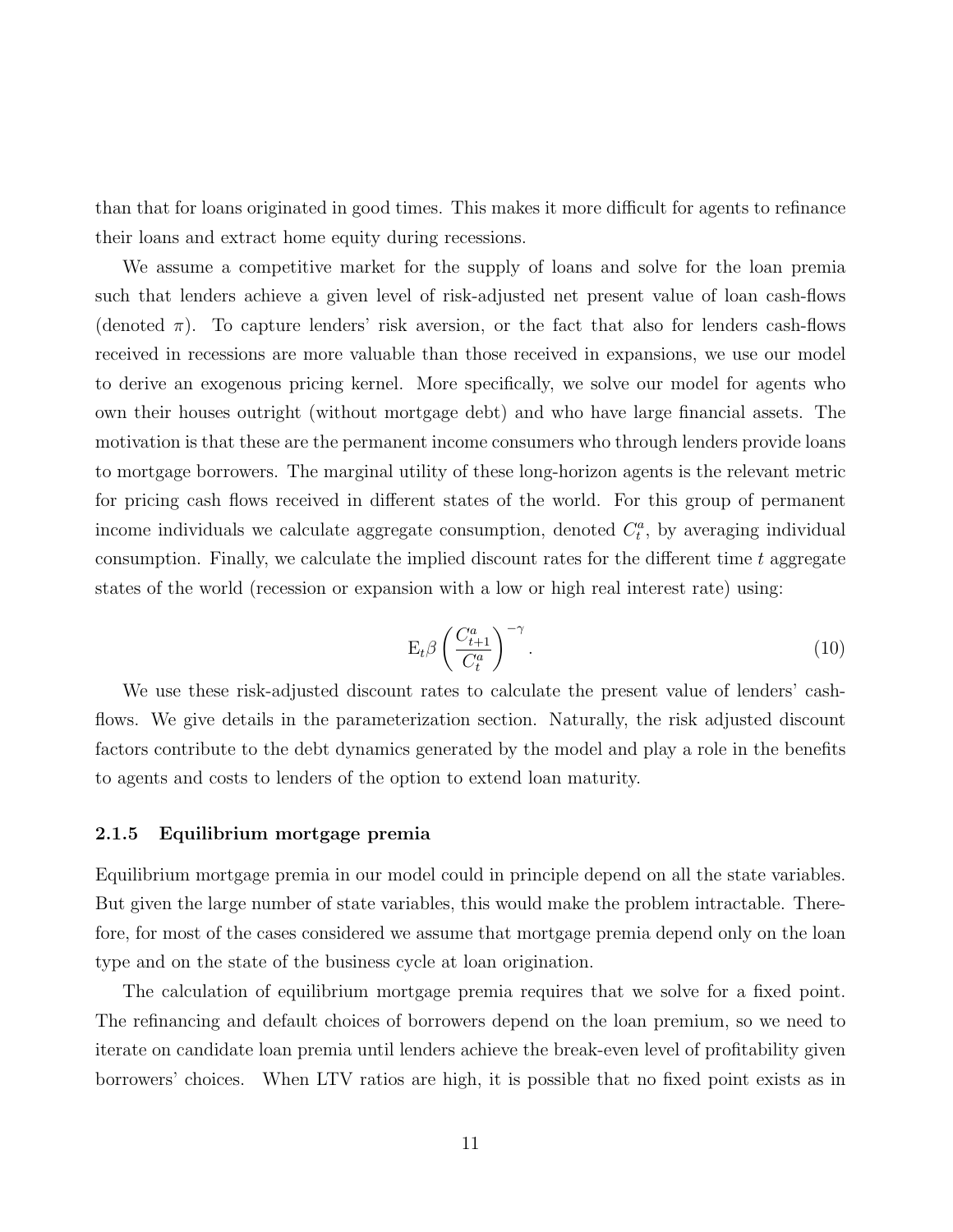than that for loans originated in good times. This makes it more difficult for agents to refinance their loans and extract home equity during recessions.

We assume a competitive market for the supply of loans and solve for the loan premia such that lenders achieve a given level of risk-adjusted net present value of loan cash-flows (denoted $\pi$). To capture lenders' risk aversion, or the fact that also for lenders cash-flows received in recessions are more valuable than those received in expansions, we use our model to derive an exogenous pricing kernel. More specifically, we solve our model for agents who own their houses outright (without mortgage debt) and who have large financial assets. The motivation is that these are the permanent income consumers who through lenders provide loans to mortgage borrowers. The marginal utility of these long-horizon agents is the relevant metric for pricing cash flows received in different states of the world. For this group of permanent income individuals we calculate aggregate consumption, denoted $C_t^a$, by averaging individual consumption. Finally, we calculate the implied discount rates for the different time $t$ aggregate states of the world (recession or expansion with a low or high real interest rate) using:

$$\mathrm{E}_t \beta \left( \frac{C_{t+1}^a}{C_t^a} \right)^{-\gamma}. \tag{10}$$

We use these risk-adjusted discount rates to calculate the present value of lenders' cash-flows. We give details in the parameterization section. Naturally, the risk adjusted discount factors contribute to the debt dynamics generated by the model and play a role in the benefits to agents and costs to lenders of the option to extend loan maturity.

### 2.1.5 Equilibrium mortgage premia

Equilibrium mortgage premia in our model could in principle depend on all the state variables. But given the large number of state variables, this would make the problem intractable. Therefore, for most of the cases considered we assume that mortgage premia depend only on the loan type and on the state of the business cycle at loan origination.

The calculation of equilibrium mortgage premia requires that we solve for a fixed point. The refinancing and default choices of borrowers depend on the loan premium, so we need to iterate on candidate loan premia until lenders achieve the break-even level of profitability given borrowers' choices. When LTV ratios are high, it is possible that no fixed point exists as in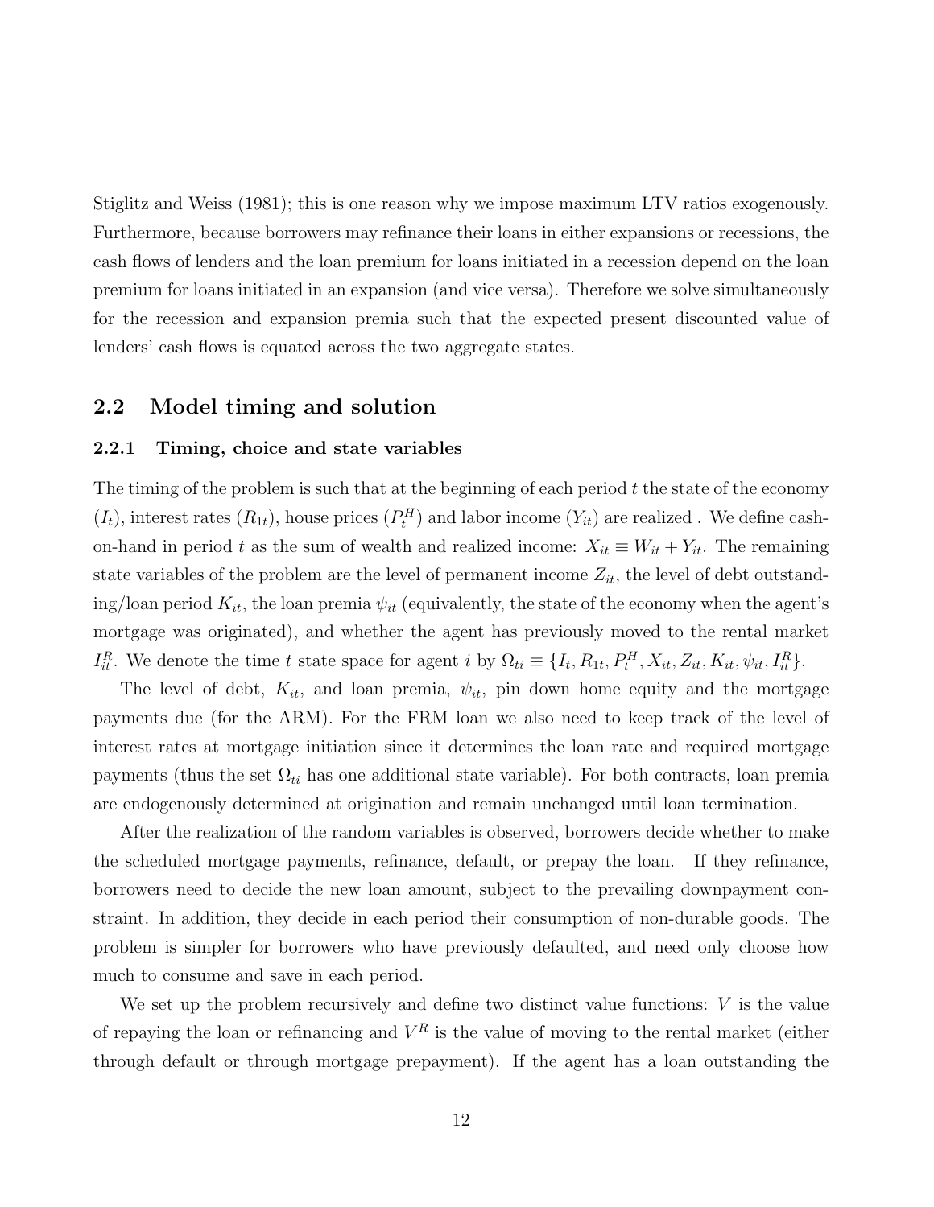Stiglitz and Weiss (1981); this is one reason why we impose maximum LTV ratios exogenously. Furthermore, because borrowers may refinance their loans in either expansions or recessions, the cash flows of lenders and the loan premium for loans initiated in a recession depend on the loan premium for loans initiated in an expansion (and vice versa). Therefore we solve simultaneously for the recession and expansion premia such that the expected present discounted value of lenders' cash flows is equated across the two aggregate states.

## 2.2 Model timing and solution

### 2.2.1 Timing, choice and state variables

The timing of the problem is such that at the beginning of each period $t$ the state of the economy ($I_t$), interest rates ($R_{1t}$), house prices ($P_t^H$) and labor income ($Y_{it}$) are realized . We define cash-on-hand in period $t$ as the sum of wealth and realized income: $X_{it} \equiv W_{it} + Y_{it}$. The remaining state variables of the problem are the level of permanent income $Z_{it}$, the level of debt outstanding/loan period $K_{it}$, the loan premia $\psi_{it}$ (equivalently, the state of the economy when the agent's mortgage was originated), and whether the agent has previously moved to the rental market $I_{it}^R$. We denote the time $t$ state space for agent $i$ by $\Omega_{ti} \equiv \{I_t, R_{1t}, P_t^H, X_{it}, Z_{it}, K_{it}, \psi_{it}, I_{it}^R\}$.

The level of debt, $K_{it}$, and loan premia, $\psi_{it}$, pin down home equity and the mortgage payments due (for the ARM). For the FRM loan we also need to keep track of the level of interest rates at mortgage initiation since it determines the loan rate and required mortgage payments (thus the set $\Omega_{ti}$ has one additional state variable). For both contracts, loan premia are endogenously determined at origination and remain unchanged until loan termination.

After the realization of the random variables is observed, borrowers decide whether to make the scheduled mortgage payments, refinance, default, or prepay the loan. If they refinance, borrowers need to decide the new loan amount, subject to the prevailing downpayment constraint. In addition, they decide in each period their consumption of non-durable goods. The problem is simpler for borrowers who have previously defaulted, and need only choose how much to consume and save in each period.

We set up the problem recursively and define two distinct value functions: $V$ is the value of repaying the loan or refinancing and $V^R$ is the value of moving to the rental market (either through default or through mortgage prepayment). If the agent has a loan outstanding the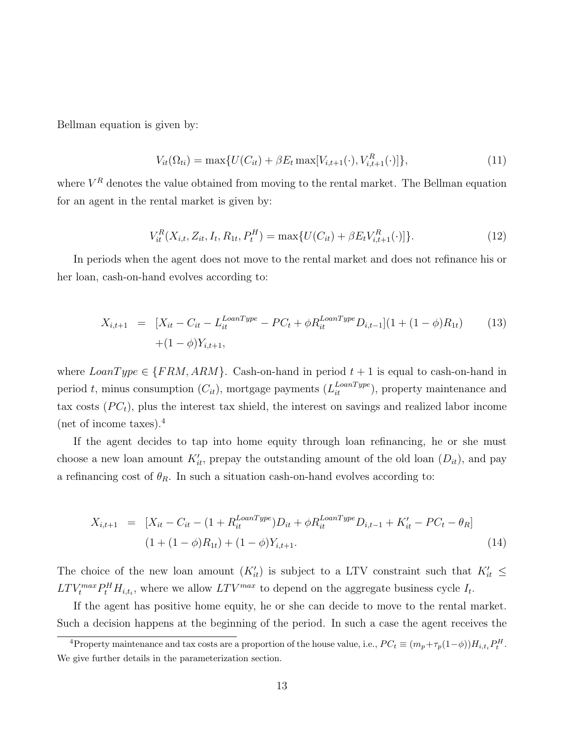Bellman equation is given by:

$$V_{it}(\Omega_{ti}) = \max\{U(C_{it}) + \beta E_t \max[V_{i,t+1}(\cdot), V^R_{i,t+1}(\cdot)]\}, \tag{11}$$

where $V^R$ denotes the value obtained from moving to the rental market. The Bellman equation for an agent in the rental market is given by:

$$V^R_{it}(X_{i,t}, Z_{it}, I_t, R_{1t}, P^H_t) = \max\{U(C_{it}) + \beta E_t V^R_{i,t+1}(\cdot)]\}. \tag{12}$$

In periods when the agent does not move to the rental market and does not refinance his or her loan, cash-on-hand evolves according to:

$$\begin{aligned} X_{i,t+1} &= [X_{it} - C_{it} - L^{LoanType}_{it} - PC_t + \phi R^{LoanType}_{it} D_{i,t-1}](1 + (1-\phi)R_{1t}) \\ &\quad + (1-\phi)Y_{i,t+1}, \end{aligned} \tag{13}$$

where $LoanType \in \{FRM, ARM\}$. Cash-on-hand in period $t+1$ is equal to cash-on-hand in period $t$, minus consumption ($C_{it}$), mortgage payments ($L^{LoanType}_{it}$), property maintenance and tax costs ($PC_t$), plus the interest tax shield, the interest on savings and realized labor income (net of income taxes).[4]

If the agent decides to tap into home equity through loan refinancing, he or she must choose a new loan amount $K'_{it}$, prepay the outstanding amount of the old loan ($D_{it}$), and pay a refinancing cost of $\theta_R$. In such a situation cash-on-hand evolves according to:

$$\begin{aligned} X_{i,t+1} &= [X_{it} - C_{it} - (1 + R^{LoanType}_{it})D_{it} + \phi R^{LoanType}_{it} D_{i,t-1} + K'_{it} - PC_t - \theta_R] \\ &\quad (1 + (1-\phi)R_{1t}) + (1-\phi)Y_{i,t+1}. \end{aligned} \tag{14}$$

The choice of the new loan amount ($K'_{it}$) is subject to a LTV constraint such that $K'_{it} \leq LTV^{max}_t P^H_t H_{i,t_i}$, where we allow $LTV^{max}$ to depend on the aggregate business cycle $I_t$.

If the agent has positive home equity, he or she can decide to move to the rental market. Such a decision happens at the beginning of the period. In such a case the agent receives the

[4] Property maintenance and tax costs are a proportion of the house value, i.e., $PC_t \equiv (m_p + \tau_p(1-\phi))H_{i,t_i}P^H_t$. We give further details in the parameterization section.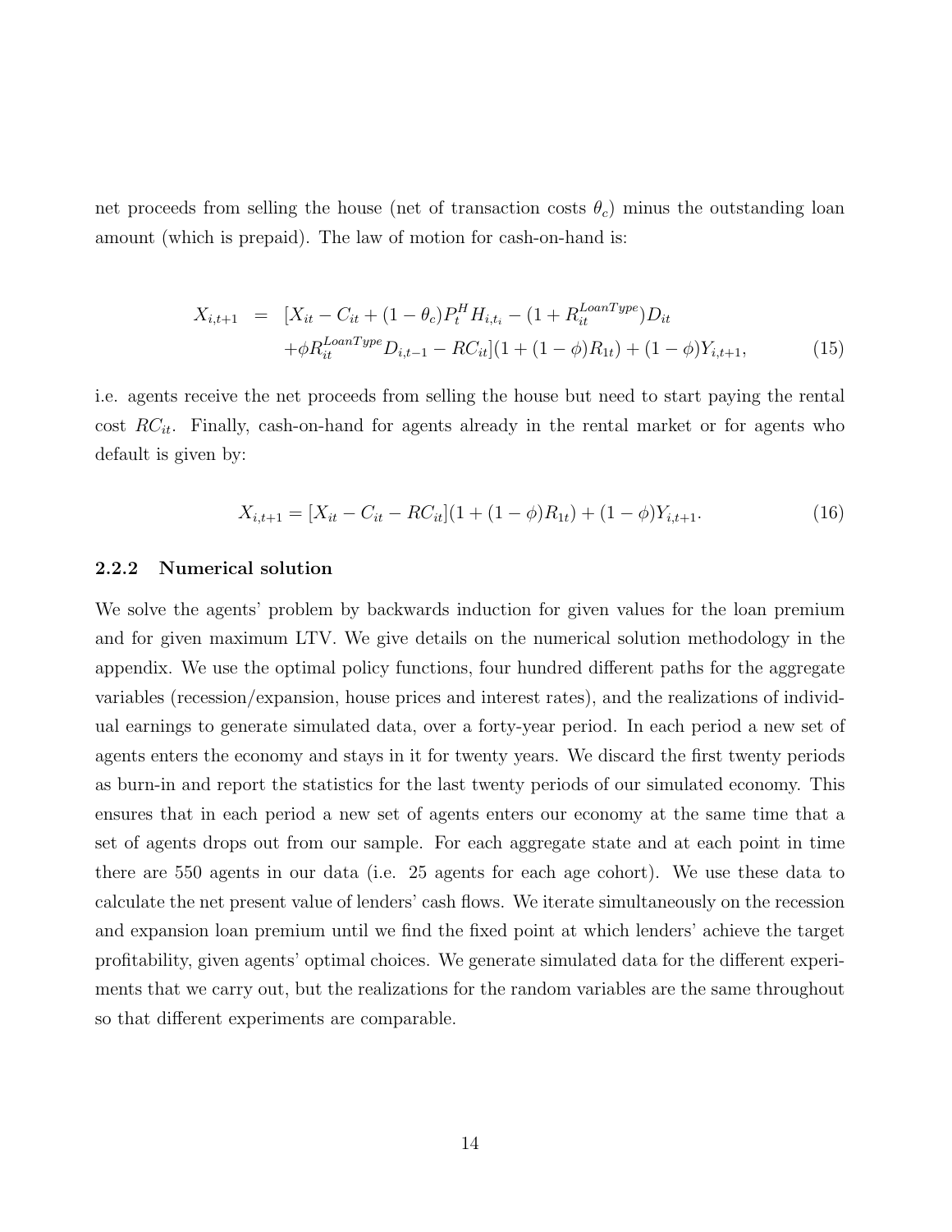net proceeds from selling the house (net of transaction costs $\theta_c$) minus the outstanding loan amount (which is prepaid). The law of motion for cash-on-hand is:

$$
\begin{aligned}
X_{i,t+1} \;\; = \;\; & [X_{it} - C_{it} + (1-\theta_c)P_t^H H_{i,t_i} - (1+R_{it}^{LoanType})D_{it} \\
& +\phi R_{it}^{LoanType} D_{i,t-1} - RC_{it}](1+(1-\phi)R_{1t}) + (1-\phi)Y_{i,t+1}, \qquad (15)
\end{aligned}
$$

i.e. agents receive the net proceeds from selling the house but need to start paying the rental cost $RC_{it}$. Finally, cash-on-hand for agents already in the rental market or for agents who default is given by:

$$
X_{i,t+1} = [X_{it} - C_{it} - RC_{it}](1+(1-\phi)R_{1t}) + (1-\phi)Y_{i,t+1}. \qquad (16)
$$

### 2.2.2 Numerical solution

We solve the agents' problem by backwards induction for given values for the loan premium and for given maximum LTV. We give details on the numerical solution methodology in the appendix. We use the optimal policy functions, four hundred different paths for the aggregate variables (recession/expansion, house prices and interest rates), and the realizations of individual earnings to generate simulated data, over a forty-year period. In each period a new set of agents enters the economy and stays in it for twenty years. We discard the first twenty periods as burn-in and report the statistics for the last twenty periods of our simulated economy. This ensures that in each period a new set of agents enters our economy at the same time that a set of agents drops out from our sample. For each aggregate state and at each point in time there are 550 agents in our data (i.e. 25 agents for each age cohort). We use these data to calculate the net present value of lenders' cash flows. We iterate simultaneously on the recession and expansion loan premium until we find the fixed point at which lenders' achieve the target profitability, given agents' optimal choices. We generate simulated data for the different experiments that we carry out, but the realizations for the random variables are the same throughout so that different experiments are comparable.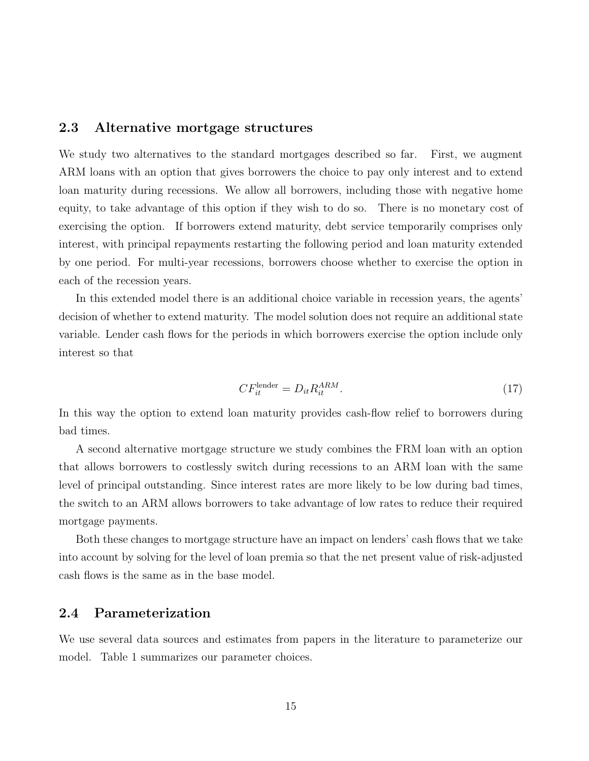## 2.3 Alternative mortgage structures

We study two alternatives to the standard mortgages described so far. First, we augment ARM loans with an option that gives borrowers the choice to pay only interest and to extend loan maturity during recessions. We allow all borrowers, including those with negative home equity, to take advantage of this option if they wish to do so. There is no monetary cost of exercising the option. If borrowers extend maturity, debt service temporarily comprises only interest, with principal repayments restarting the following period and loan maturity extended by one period. For multi-year recessions, borrowers choose whether to exercise the option in each of the recession years.

In this extended model there is an additional choice variable in recession years, the agents' decision of whether to extend maturity. The model solution does not require an additional state variable. Lender cash flows for the periods in which borrowers exercise the option include only interest so that

$$CF_{it}^{\text{lender}} = D_{it} R_{it}^{ARM}. \tag{17}$$

In this way the option to extend loan maturity provides cash-flow relief to borrowers during bad times.

A second alternative mortgage structure we study combines the FRM loan with an option that allows borrowers to costlessly switch during recessions to an ARM loan with the same level of principal outstanding. Since interest rates are more likely to be low during bad times, the switch to an ARM allows borrowers to take advantage of low rates to reduce their required mortgage payments.

Both these changes to mortgage structure have an impact on lenders' cash flows that we take into account by solving for the level of loan premia so that the net present value of risk-adjusted cash flows is the same as in the base model.

## 2.4 Parameterization

We use several data sources and estimates from papers in the literature to parameterize our model. Table 1 summarizes our parameter choices.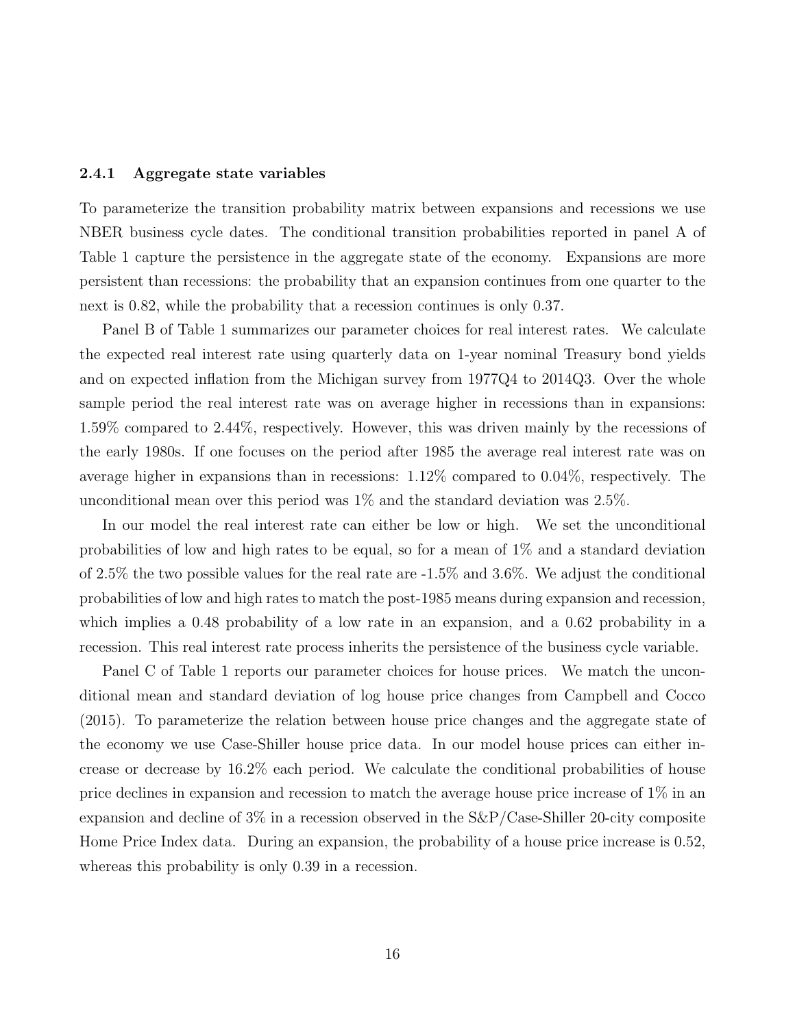### 2.4.1 Aggregate state variables

To parameterize the transition probability matrix between expansions and recessions we use NBER business cycle dates. The conditional transition probabilities reported in panel A of Table 1 capture the persistence in the aggregate state of the economy. Expansions are more persistent than recessions: the probability that an expansion continues from one quarter to the next is 0.82, while the probability that a recession continues is only 0.37.

Panel B of Table 1 summarizes our parameter choices for real interest rates. We calculate the expected real interest rate using quarterly data on 1-year nominal Treasury bond yields and on expected inflation from the Michigan survey from 1977Q4 to 2014Q3. Over the whole sample period the real interest rate was on average higher in recessions than in expansions: 1.59% compared to 2.44%, respectively. However, this was driven mainly by the recessions of the early 1980s. If one focuses on the period after 1985 the average real interest rate was on average higher in expansions than in recessions: 1.12% compared to 0.04%, respectively. The unconditional mean over this period was 1% and the standard deviation was 2.5%.

In our model the real interest rate can either be low or high. We set the unconditional probabilities of low and high rates to be equal, so for a mean of 1% and a standard deviation of 2.5% the two possible values for the real rate are -1.5% and 3.6%. We adjust the conditional probabilities of low and high rates to match the post-1985 means during expansion and recession, which implies a 0.48 probability of a low rate in an expansion, and a 0.62 probability in a recession. This real interest rate process inherits the persistence of the business cycle variable.

Panel C of Table 1 reports our parameter choices for house prices. We match the unconditional mean and standard deviation of log house price changes from Campbell and Cocco (2015). To parameterize the relation between house price changes and the aggregate state of the economy we use Case-Shiller house price data. In our model house prices can either increase or decrease by 16.2% each period. We calculate the conditional probabilities of house price declines in expansion and recession to match the average house price increase of 1% in an expansion and decline of 3% in a recession observed in the S&P/Case-Shiller 20-city composite Home Price Index data. During an expansion, the probability of a house price increase is 0.52, whereas this probability is only 0.39 in a recession.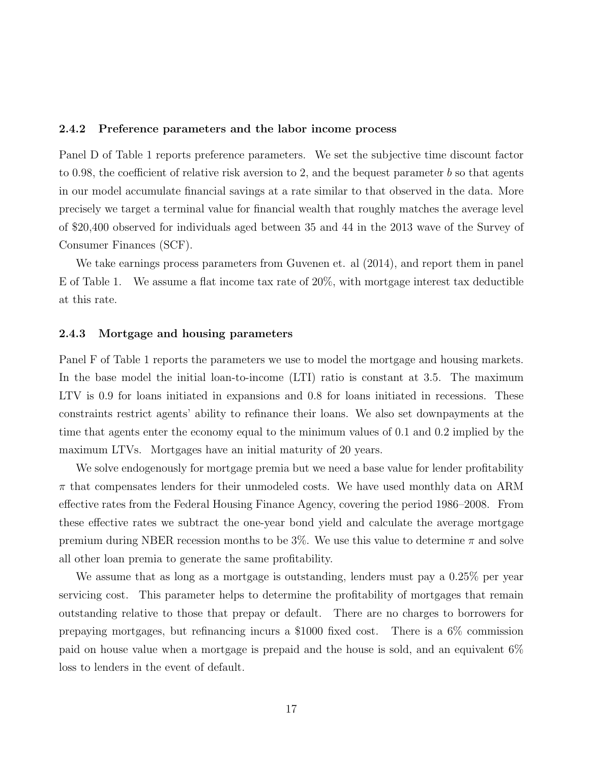### 2.4.2 Preference parameters and the labor income process

Panel D of Table 1 reports preference parameters. We set the subjective time discount factor to 0.98, the coefficient of relative risk aversion to 2, and the bequest parameter $b$ so that agents in our model accumulate financial savings at a rate similar to that observed in the data. More precisely we target a terminal value for financial wealth that roughly matches the average level of \$20,400 observed for individuals aged between 35 and 44 in the 2013 wave of the Survey of Consumer Finances (SCF).

We take earnings process parameters from Guvenen et. al (2014), and report them in panel E of Table 1. We assume a flat income tax rate of 20%, with mortgage interest tax deductible at this rate.

### 2.4.3 Mortgage and housing parameters

Panel F of Table 1 reports the parameters we use to model the mortgage and housing markets. In the base model the initial loan-to-income (LTI) ratio is constant at 3.5. The maximum LTV is 0.9 for loans initiated in expansions and 0.8 for loans initiated in recessions. These constraints restrict agents' ability to refinance their loans. We also set downpayments at the time that agents enter the economy equal to the minimum values of 0.1 and 0.2 implied by the maximum LTVs. Mortgages have an initial maturity of 20 years.

We solve endogenously for mortgage premia but we need a base value for lender profitability $\pi$ that compensates lenders for their unmodeled costs. We have used monthly data on ARM effective rates from the Federal Housing Finance Agency, covering the period 1986–2008. From these effective rates we subtract the one-year bond yield and calculate the average mortgage premium during NBER recession months to be 3%. We use this value to determine $\pi$ and solve all other loan premia to generate the same profitability.

We assume that as long as a mortgage is outstanding, lenders must pay a 0.25% per year servicing cost. This parameter helps to determine the profitability of mortgages that remain outstanding relative to those that prepay or default. There are no charges to borrowers for prepaying mortgages, but refinancing incurs a \$1000 fixed cost. There is a 6% commission paid on house value when a mortgage is prepaid and the house is sold, and an equivalent 6% loss to lenders in the event of default.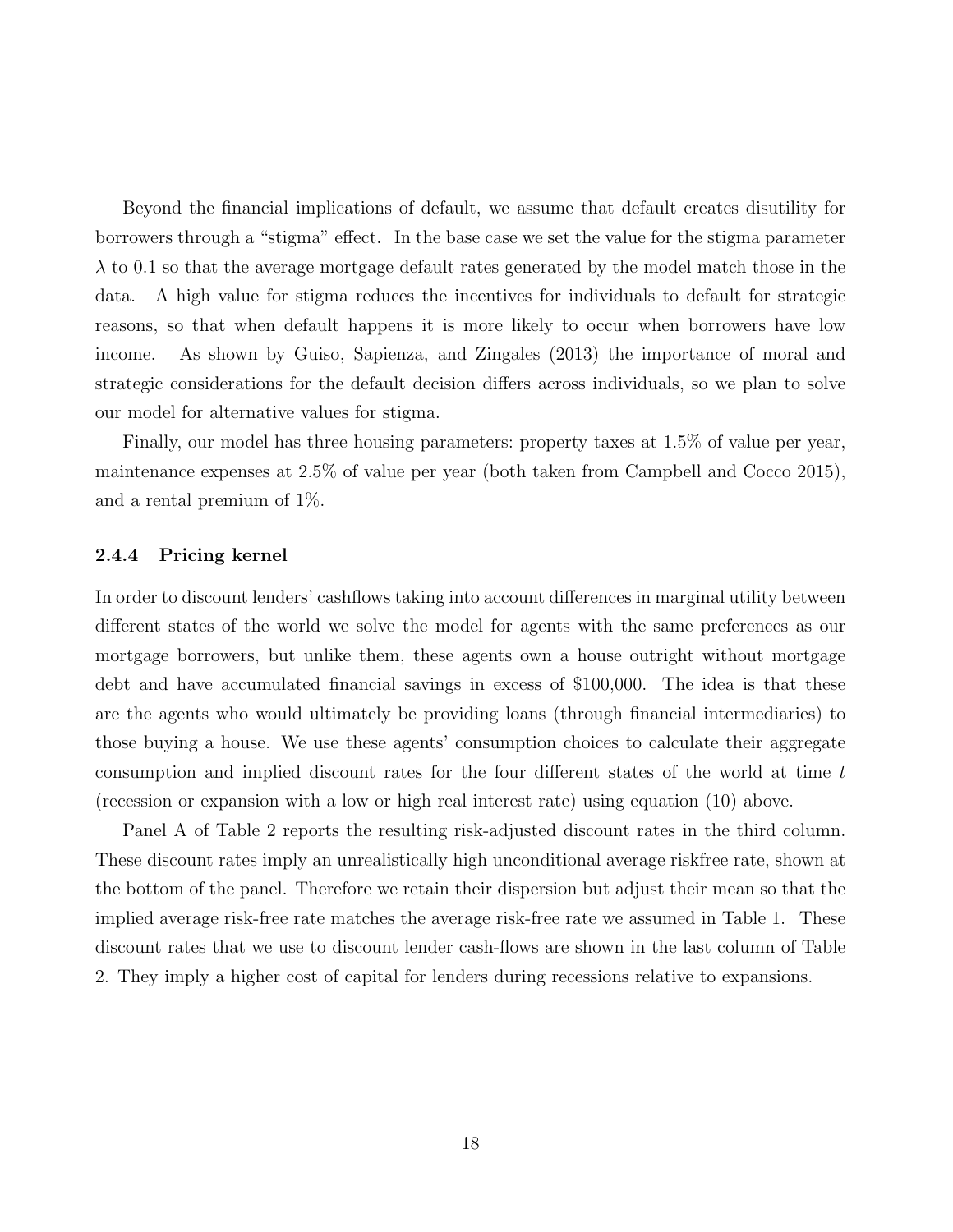Beyond the financial implications of default, we assume that default creates disutility for borrowers through a "stigma" effect. In the base case we set the value for the stigma parameter $\lambda$ to 0.1 so that the average mortgage default rates generated by the model match those in the data. A high value for stigma reduces the incentives for individuals to default for strategic reasons, so that when default happens it is more likely to occur when borrowers have low income. As shown by Guiso, Sapienza, and Zingales (2013) the importance of moral and strategic considerations for the default decision differs across individuals, so we plan to solve our model for alternative values for stigma.

Finally, our model has three housing parameters: property taxes at 1.5% of value per year, maintenance expenses at 2.5% of value per year (both taken from Campbell and Cocco 2015), and a rental premium of 1%.

### 2.4.4 Pricing kernel

In order to discount lenders' cashflows taking into account differences in marginal utility between different states of the world we solve the model for agents with the same preferences as our mortgage borrowers, but unlike them, these agents own a house outright without mortgage debt and have accumulated financial savings in excess of \$100,000. The idea is that these are the agents who would ultimately be providing loans (through financial intermediaries) to those buying a house. We use these agents' consumption choices to calculate their aggregate consumption and implied discount rates for the four different states of the world at time $t$ (recession or expansion with a low or high real interest rate) using equation (10) above.

Panel A of Table 2 reports the resulting risk-adjusted discount rates in the third column. These discount rates imply an unrealistically high unconditional average riskfree rate, shown at the bottom of the panel. Therefore we retain their dispersion but adjust their mean so that the implied average risk-free rate matches the average risk-free rate we assumed in Table 1. These discount rates that we use to discount lender cash-flows are shown in the last column of Table 2. They imply a higher cost of capital for lenders during recessions relative to expansions.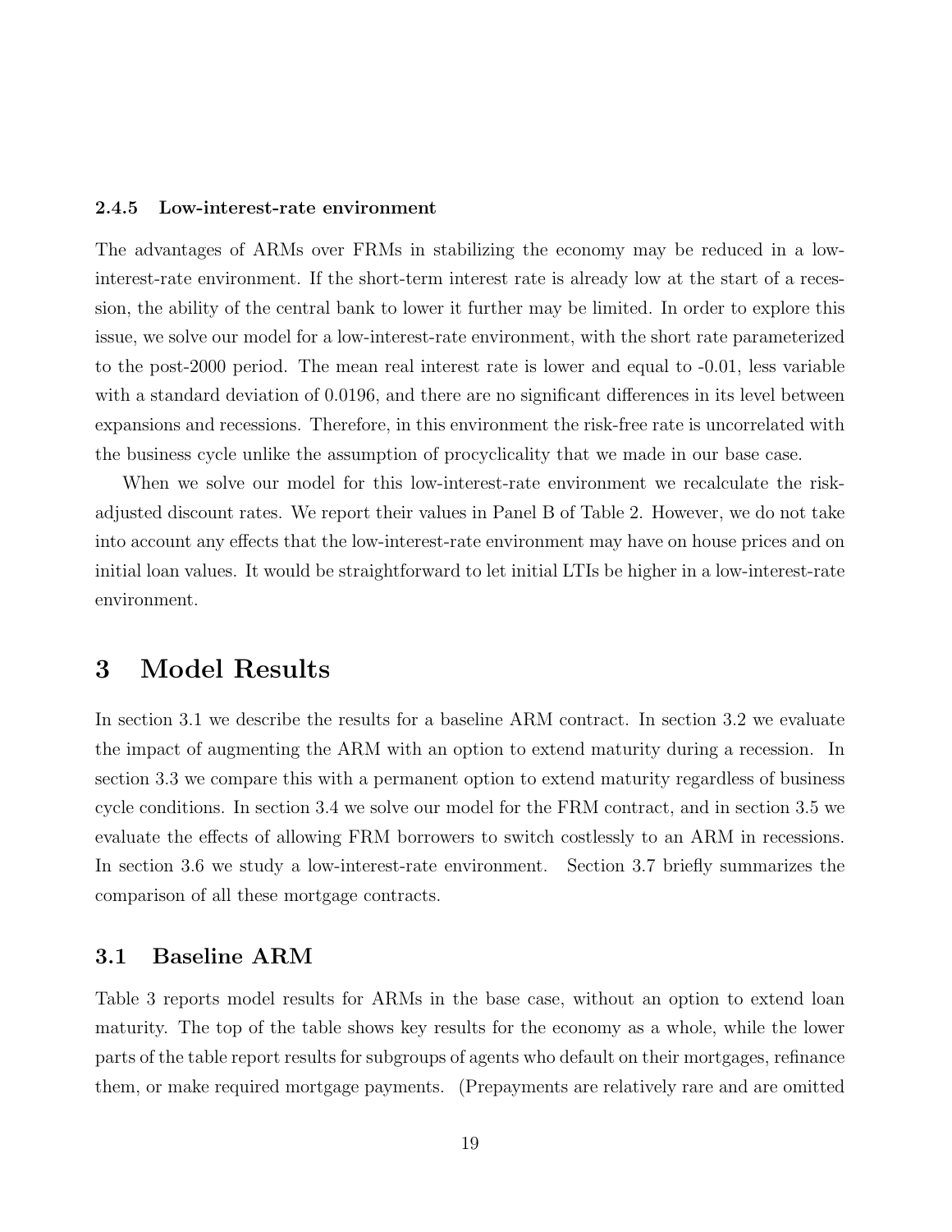#### 2.4.5 Low-interest-rate environment

The advantages of ARMs over FRMs in stabilizing the economy may be reduced in a low-interest-rate environment. If the short-term interest rate is already low at the start of a recession, the ability of the central bank to lower it further may be limited. In order to explore this issue, we solve our model for a low-interest-rate environment, with the short rate parameterized to the post-2000 period. The mean real interest rate is lower and equal to -0.01, less variable with a standard deviation of 0.0196, and there are no significant differences in its level between expansions and recessions. Therefore, in this environment the risk-free rate is uncorrelated with the business cycle unlike the assumption of procyclicality that we made in our base case.

When we solve our model for this low-interest-rate environment we recalculate the risk-adjusted discount rates. We report their values in Panel B of Table 2. However, we do not take into account any effects that the low-interest-rate environment may have on house prices and on initial loan values. It would be straightforward to let initial LTIs be higher in a low-interest-rate environment.

# 3 Model Results

In section 3.1 we describe the results for a baseline ARM contract. In section 3.2 we evaluate the impact of augmenting the ARM with an option to extend maturity during a recession. In section 3.3 we compare this with a permanent option to extend maturity regardless of business cycle conditions. In section 3.4 we solve our model for the FRM contract, and in section 3.5 we evaluate the effects of allowing FRM borrowers to switch costlessly to an ARM in recessions. In section 3.6 we study a low-interest-rate environment. Section 3.7 briefly summarizes the comparison of all these mortgage contracts.

## 3.1 Baseline ARM

Table 3 reports model results for ARMs in the base case, without an option to extend loan maturity. The top of the table shows key results for the economy as a whole, while the lower parts of the table report results for subgroups of agents who default on their mortgages, refinance them, or make required mortgage payments. (Prepayments are relatively rare and are omitted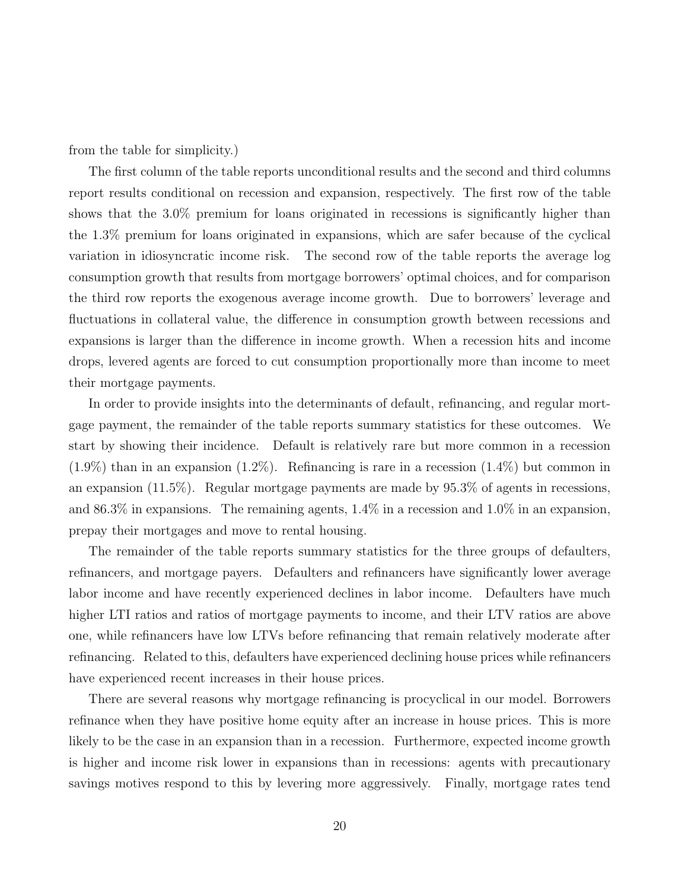from the table for simplicity.)

The first column of the table reports unconditional results and the second and third columns report results conditional on recession and expansion, respectively. The first row of the table shows that the 3.0% premium for loans originated in recessions is significantly higher than the 1.3% premium for loans originated in expansions, which are safer because of the cyclical variation in idiosyncratic income risk. The second row of the table reports the average log consumption growth that results from mortgage borrowers' optimal choices, and for comparison the third row reports the exogenous average income growth. Due to borrowers' leverage and fluctuations in collateral value, the difference in consumption growth between recessions and expansions is larger than the difference in income growth. When a recession hits and income drops, levered agents are forced to cut consumption proportionally more than income to meet their mortgage payments.

In order to provide insights into the determinants of default, refinancing, and regular mortgage payment, the remainder of the table reports summary statistics for these outcomes. We start by showing their incidence. Default is relatively rare but more common in a recession (1.9%) than in an expansion (1.2%). Refinancing is rare in a recession (1.4%) but common in an expansion (11.5%). Regular mortgage payments are made by 95.3% of agents in recessions, and 86.3% in expansions. The remaining agents, 1.4% in a recession and 1.0% in an expansion, prepay their mortgages and move to rental housing.

The remainder of the table reports summary statistics for the three groups of defaulters, refinancers, and mortgage payers. Defaulters and refinancers have significantly lower average labor income and have recently experienced declines in labor income. Defaulters have much higher LTI ratios and ratios of mortgage payments to income, and their LTV ratios are above one, while refinancers have low LTVs before refinancing that remain relatively moderate after refinancing. Related to this, defaulters have experienced declining house prices while refinancers have experienced recent increases in their house prices.

There are several reasons why mortgage refinancing is procyclical in our model. Borrowers refinance when they have positive home equity after an increase in house prices. This is more likely to be the case in an expansion than in a recession. Furthermore, expected income growth is higher and income risk lower in expansions than in recessions: agents with precautionary savings motives respond to this by levering more aggressively. Finally, mortgage rates tend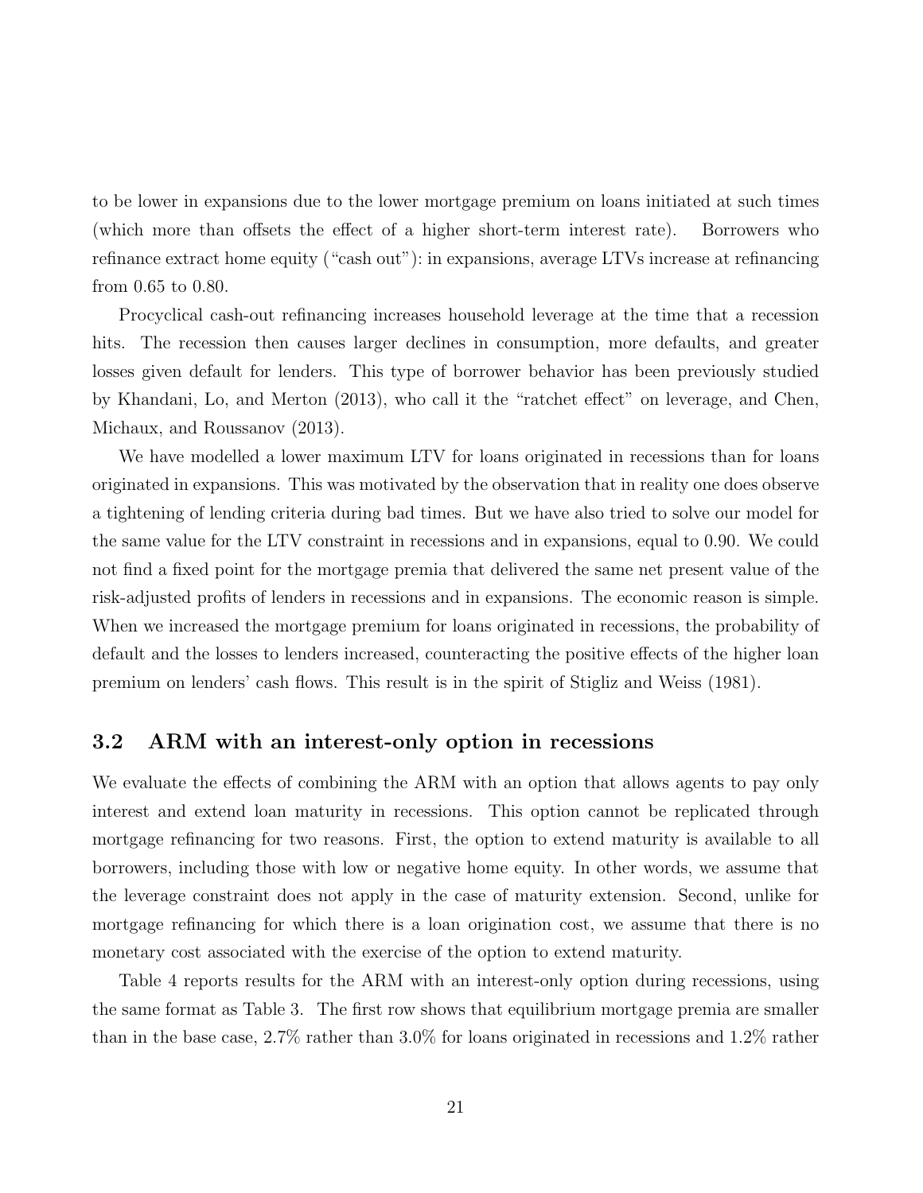to be lower in expansions due to the lower mortgage premium on loans initiated at such times (which more than offsets the effect of a higher short-term interest rate). Borrowers who refinance extract home equity ("cash out"): in expansions, average LTVs increase at refinancing from 0.65 to 0.80.

Procyclical cash-out refinancing increases household leverage at the time that a recession hits. The recession then causes larger declines in consumption, more defaults, and greater losses given default for lenders. This type of borrower behavior has been previously studied by Khandani, Lo, and Merton (2013), who call it the "ratchet effect" on leverage, and Chen, Michaux, and Roussanov (2013).

We have modelled a lower maximum LTV for loans originated in recessions than for loans originated in expansions. This was motivated by the observation that in reality one does observe a tightening of lending criteria during bad times. But we have also tried to solve our model for the same value for the LTV constraint in recessions and in expansions, equal to 0.90. We could not find a fixed point for the mortgage premia that delivered the same net present value of the risk-adjusted profits of lenders in recessions and in expansions. The economic reason is simple. When we increased the mortgage premium for loans originated in recessions, the probability of default and the losses to lenders increased, counteracting the positive effects of the higher loan premium on lenders' cash flows. This result is in the spirit of Stigliz and Weiss (1981).

## 3.2 ARM with an interest-only option in recessions

We evaluate the effects of combining the ARM with an option that allows agents to pay only interest and extend loan maturity in recessions. This option cannot be replicated through mortgage refinancing for two reasons. First, the option to extend maturity is available to all borrowers, including those with low or negative home equity. In other words, we assume that the leverage constraint does not apply in the case of maturity extension. Second, unlike for mortgage refinancing for which there is a loan origination cost, we assume that there is no monetary cost associated with the exercise of the option to extend maturity.

Table 4 reports results for the ARM with an interest-only option during recessions, using the same format as Table 3. The first row shows that equilibrium mortgage premia are smaller than in the base case, 2.7% rather than 3.0% for loans originated in recessions and 1.2% rather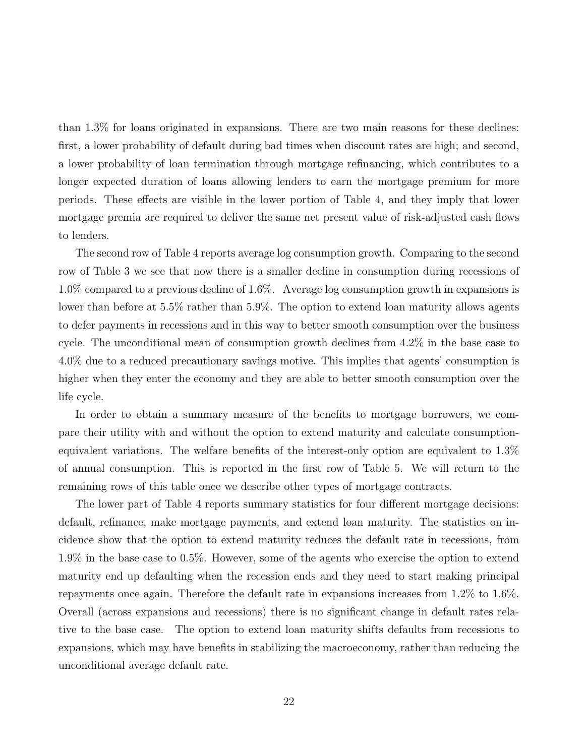than 1.3% for loans originated in expansions. There are two main reasons for these declines: first, a lower probability of default during bad times when discount rates are high; and second, a lower probability of loan termination through mortgage refinancing, which contributes to a longer expected duration of loans allowing lenders to earn the mortgage premium for more periods. These effects are visible in the lower portion of Table 4, and they imply that lower mortgage premia are required to deliver the same net present value of risk-adjusted cash flows to lenders.

The second row of Table 4 reports average log consumption growth. Comparing to the second row of Table 3 we see that now there is a smaller decline in consumption during recessions of 1.0% compared to a previous decline of 1.6%. Average log consumption growth in expansions is lower than before at 5.5% rather than 5.9%. The option to extend loan maturity allows agents to defer payments in recessions and in this way to better smooth consumption over the business cycle. The unconditional mean of consumption growth declines from 4.2% in the base case to 4.0% due to a reduced precautionary savings motive. This implies that agents' consumption is higher when they enter the economy and they are able to better smooth consumption over the life cycle.

In order to obtain a summary measure of the benefits to mortgage borrowers, we compare their utility with and without the option to extend maturity and calculate consumption-equivalent variations. The welfare benefits of the interest-only option are equivalent to 1.3% of annual consumption. This is reported in the first row of Table 5. We will return to the remaining rows of this table once we describe other types of mortgage contracts.

The lower part of Table 4 reports summary statistics for four different mortgage decisions: default, refinance, make mortgage payments, and extend loan maturity. The statistics on incidence show that the option to extend maturity reduces the default rate in recessions, from 1.9% in the base case to 0.5%. However, some of the agents who exercise the option to extend maturity end up defaulting when the recession ends and they need to start making principal repayments once again. Therefore the default rate in expansions increases from 1.2% to 1.6%. Overall (across expansions and recessions) there is no significant change in default rates relative to the base case. The option to extend loan maturity shifts defaults from recessions to expansions, which may have benefits in stabilizing the macroeconomy, rather than reducing the unconditional average default rate.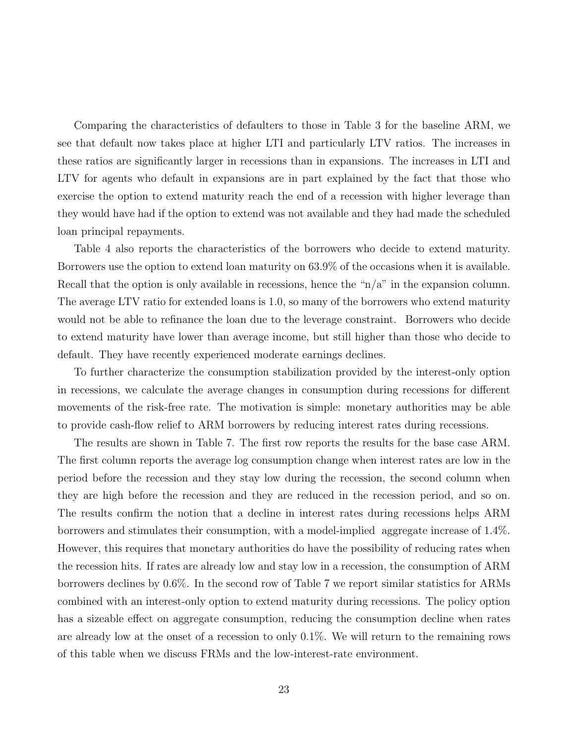Comparing the characteristics of defaulters to those in Table 3 for the baseline ARM, we see that default now takes place at higher LTI and particularly LTV ratios. The increases in these ratios are significantly larger in recessions than in expansions. The increases in LTI and LTV for agents who default in expansions are in part explained by the fact that those who exercise the option to extend maturity reach the end of a recession with higher leverage than they would have had if the option to extend was not available and they had made the scheduled loan principal repayments.

Table 4 also reports the characteristics of the borrowers who decide to extend maturity. Borrowers use the option to extend loan maturity on 63.9% of the occasions when it is available. Recall that the option is only available in recessions, hence the "n/a" in the expansion column. The average LTV ratio for extended loans is 1.0, so many of the borrowers who extend maturity would not be able to refinance the loan due to the leverage constraint. Borrowers who decide to extend maturity have lower than average income, but still higher than those who decide to default. They have recently experienced moderate earnings declines.

To further characterize the consumption stabilization provided by the interest-only option in recessions, we calculate the average changes in consumption during recessions for different movements of the risk-free rate. The motivation is simple: monetary authorities may be able to provide cash-flow relief to ARM borrowers by reducing interest rates during recessions.

The results are shown in Table 7. The first row reports the results for the base case ARM. The first column reports the average log consumption change when interest rates are low in the period before the recession and they stay low during the recession, the second column when they are high before the recession and they are reduced in the recession period, and so on. The results confirm the notion that a decline in interest rates during recessions helps ARM borrowers and stimulates their consumption, with a model-implied aggregate increase of 1.4%. However, this requires that monetary authorities do have the possibility of reducing rates when the recession hits. If rates are already low and stay low in a recession, the consumption of ARM borrowers declines by 0.6%. In the second row of Table 7 we report similar statistics for ARMs combined with an interest-only option to extend maturity during recessions. The policy option has a sizeable effect on aggregate consumption, reducing the consumption decline when rates are already low at the onset of a recession to only 0.1%. We will return to the remaining rows of this table when we discuss FRMs and the low-interest-rate environment.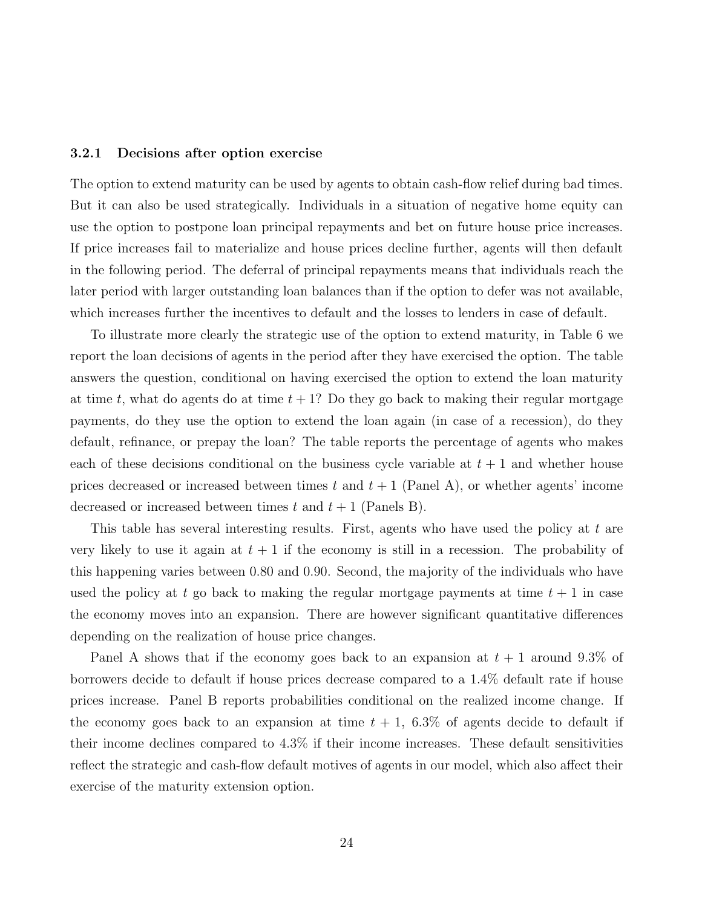### 3.2.1 Decisions after option exercise

The option to extend maturity can be used by agents to obtain cash-flow relief during bad times. But it can also be used strategically. Individuals in a situation of negative home equity can use the option to postpone loan principal repayments and bet on future house price increases. If price increases fail to materialize and house prices decline further, agents will then default in the following period. The deferral of principal repayments means that individuals reach the later period with larger outstanding loan balances than if the option to defer was not available, which increases further the incentives to default and the losses to lenders in case of default.

To illustrate more clearly the strategic use of the option to extend maturity, in Table 6 we report the loan decisions of agents in the period after they have exercised the option. The table answers the question, conditional on having exercised the option to extend the loan maturity at time $t$, what do agents do at time $t+1$? Do they go back to making their regular mortgage payments, do they use the option to extend the loan again (in case of a recession), do they default, refinance, or prepay the loan? The table reports the percentage of agents who makes each of these decisions conditional on the business cycle variable at $t+1$ and whether house prices decreased or increased between times $t$ and $t+1$ (Panel A), or whether agents' income decreased or increased between times $t$ and $t+1$ (Panels B).

This table has several interesting results. First, agents who have used the policy at $t$ are very likely to use it again at $t+1$ if the economy is still in a recession. The probability of this happening varies between 0.80 and 0.90. Second, the majority of the individuals who have used the policy at $t$ go back to making the regular mortgage payments at time $t+1$ in case the economy moves into an expansion. There are however significant quantitative differences depending on the realization of house price changes.

Panel A shows that if the economy goes back to an expansion at $t+1$ around 9.3% of borrowers decide to default if house prices decrease compared to a 1.4% default rate if house prices increase. Panel B reports probabilities conditional on the realized income change. If the economy goes back to an expansion at time $t+1$, 6.3% of agents decide to default if their income declines compared to 4.3% if their income increases. These default sensitivities reflect the strategic and cash-flow default motives of agents in our model, which also affect their exercise of the maturity extension option.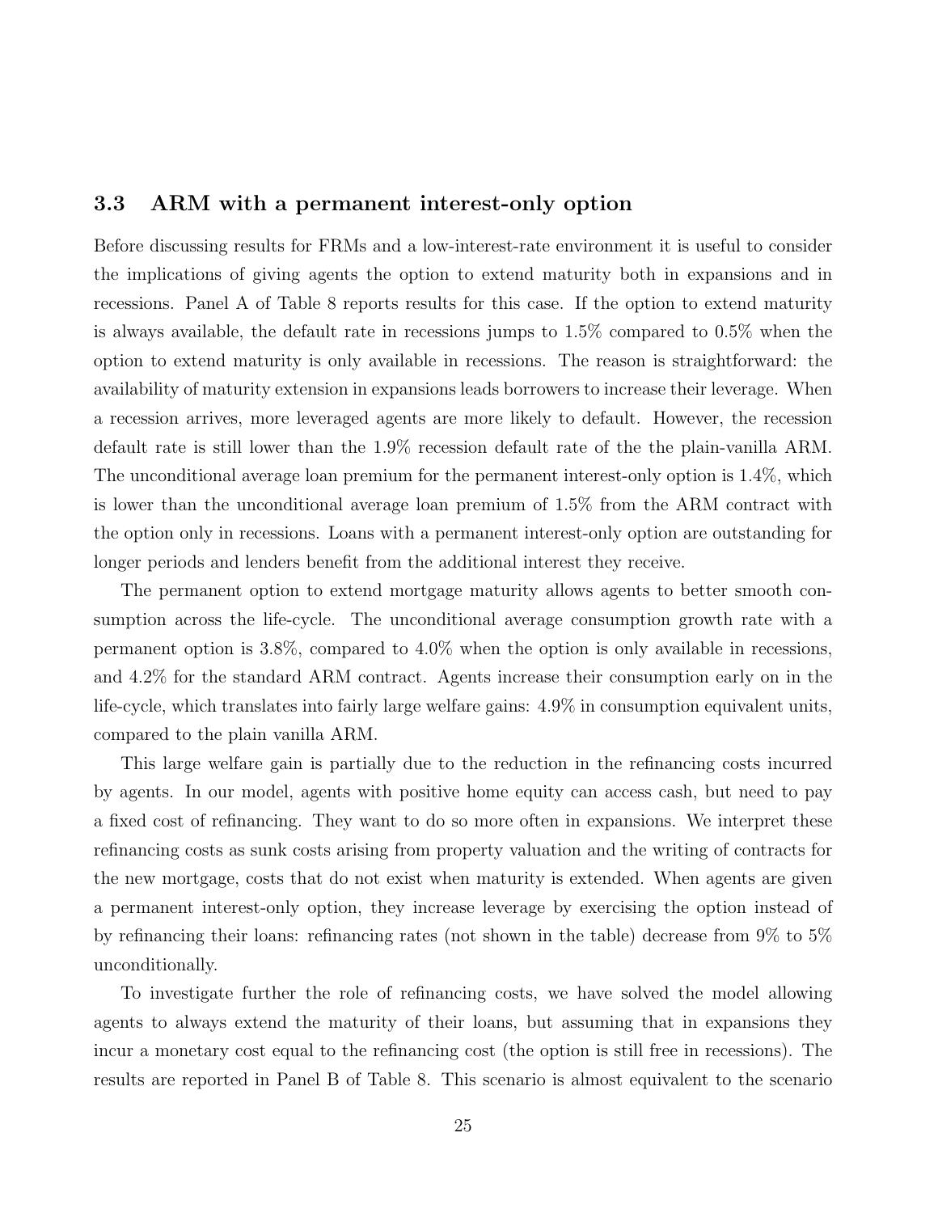### 3.3 ARM with a permanent interest-only option

Before discussing results for FRMs and a low-interest-rate environment it is useful to consider the implications of giving agents the option to extend maturity both in expansions and in recessions. Panel A of Table 8 reports results for this case. If the option to extend maturity is always available, the default rate in recessions jumps to 1.5% compared to 0.5% when the option to extend maturity is only available in recessions. The reason is straightforward: the availability of maturity extension in expansions leads borrowers to increase their leverage. When a recession arrives, more leveraged agents are more likely to default. However, the recession default rate is still lower than the 1.9% recession default rate of the the plain-vanilla ARM. The unconditional average loan premium for the permanent interest-only option is 1.4%, which is lower than the unconditional average loan premium of 1.5% from the ARM contract with the option only in recessions. Loans with a permanent interest-only option are outstanding for longer periods and lenders benefit from the additional interest they receive.

The permanent option to extend mortgage maturity allows agents to better smooth consumption across the life-cycle. The unconditional average consumption growth rate with a permanent option is 3.8%, compared to 4.0% when the option is only available in recessions, and 4.2% for the standard ARM contract. Agents increase their consumption early on in the life-cycle, which translates into fairly large welfare gains: 4.9% in consumption equivalent units, compared to the plain vanilla ARM.

This large welfare gain is partially due to the reduction in the refinancing costs incurred by agents. In our model, agents with positive home equity can access cash, but need to pay a fixed cost of refinancing. They want to do so more often in expansions. We interpret these refinancing costs as sunk costs arising from property valuation and the writing of contracts for the new mortgage, costs that do not exist when maturity is extended. When agents are given a permanent interest-only option, they increase leverage by exercising the option instead of by refinancing their loans: refinancing rates (not shown in the table) decrease from 9% to 5% unconditionally.

To investigate further the role of refinancing costs, we have solved the model allowing agents to always extend the maturity of their loans, but assuming that in expansions they incur a monetary cost equal to the refinancing cost (the option is still free in recessions). The results are reported in Panel B of Table 8. This scenario is almost equivalent to the scenario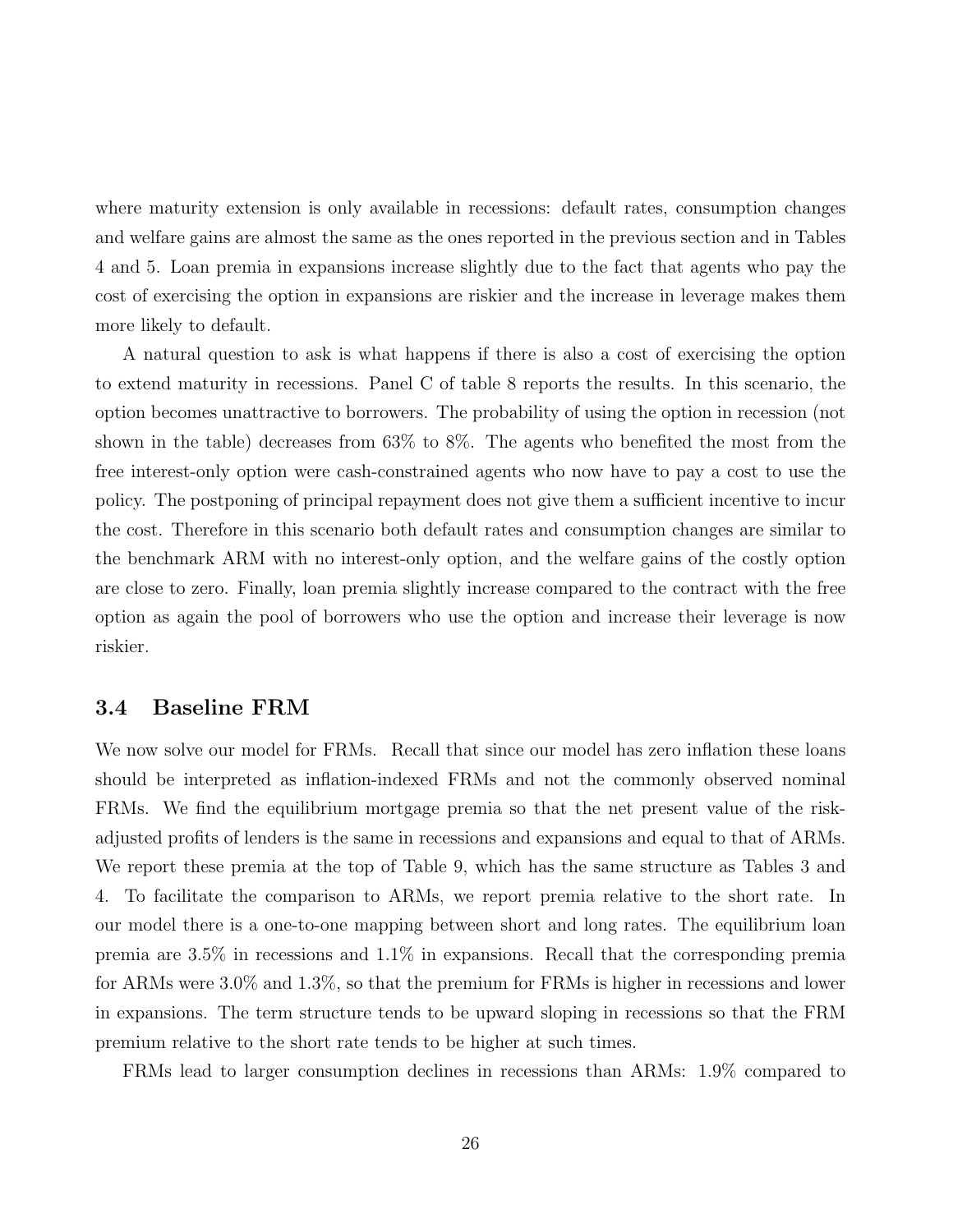where maturity extension is only available in recessions: default rates, consumption changes and welfare gains are almost the same as the ones reported in the previous section and in Tables 4 and 5. Loan premia in expansions increase slightly due to the fact that agents who pay the cost of exercising the option in expansions are riskier and the increase in leverage makes them more likely to default.

A natural question to ask is what happens if there is also a cost of exercising the option to extend maturity in recessions. Panel C of table 8 reports the results. In this scenario, the option becomes unattractive to borrowers. The probability of using the option in recession (not shown in the table) decreases from 63% to 8%. The agents who benefited the most from the free interest-only option were cash-constrained agents who now have to pay a cost to use the policy. The postponing of principal repayment does not give them a sufficient incentive to incur the cost. Therefore in this scenario both default rates and consumption changes are similar to the benchmark ARM with no interest-only option, and the welfare gains of the costly option are close to zero. Finally, loan premia slightly increase compared to the contract with the free option as again the pool of borrowers who use the option and increase their leverage is now riskier.

### 3.4 Baseline FRM

We now solve our model for FRMs. Recall that since our model has zero inflation these loans should be interpreted as inflation-indexed FRMs and not the commonly observed nominal FRMs. We find the equilibrium mortgage premia so that the net present value of the risk-adjusted profits of lenders is the same in recessions and expansions and equal to that of ARMs. We report these premia at the top of Table 9, which has the same structure as Tables 3 and 4. To facilitate the comparison to ARMs, we report premia relative to the short rate. In our model there is a one-to-one mapping between short and long rates. The equilibrium loan premia are 3.5% in recessions and 1.1% in expansions. Recall that the corresponding premia for ARMs were 3.0% and 1.3%, so that the premium for FRMs is higher in recessions and lower in expansions. The term structure tends to be upward sloping in recessions so that the FRM premium relative to the short rate tends to be higher at such times.

FRMs lead to larger consumption declines in recessions than ARMs: 1.9% compared to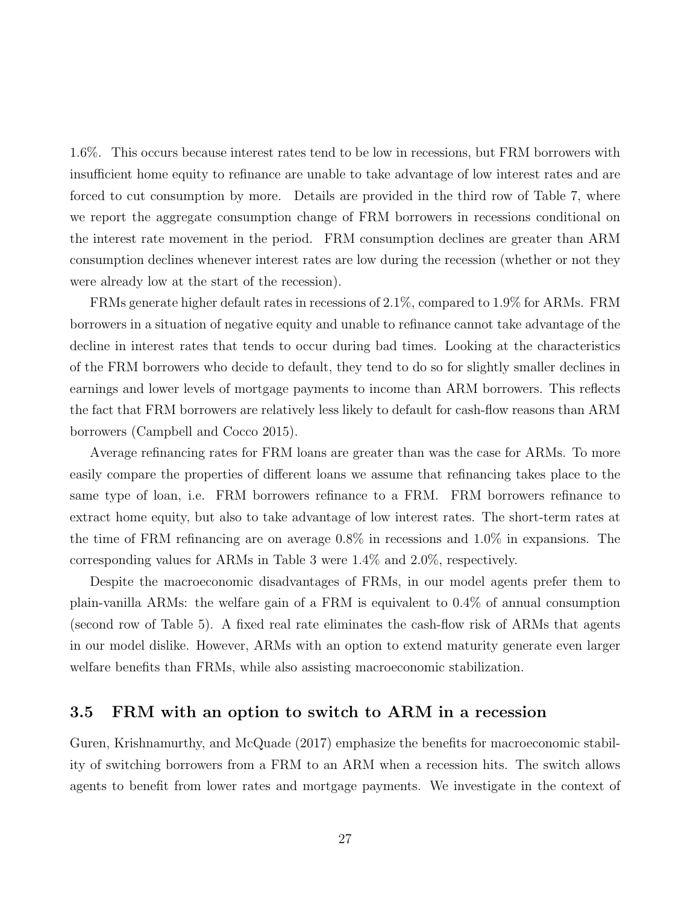1.6%. This occurs because interest rates tend to be low in recessions, but FRM borrowers with insufficient home equity to refinance are unable to take advantage of low interest rates and are forced to cut consumption by more. Details are provided in the third row of Table 7, where we report the aggregate consumption change of FRM borrowers in recessions conditional on the interest rate movement in the period. FRM consumption declines are greater than ARM consumption declines whenever interest rates are low during the recession (whether or not they were already low at the start of the recession).

FRMs generate higher default rates in recessions of 2.1%, compared to 1.9% for ARMs. FRM borrowers in a situation of negative equity and unable to refinance cannot take advantage of the decline in interest rates that tends to occur during bad times. Looking at the characteristics of the FRM borrowers who decide to default, they tend to do so for slightly smaller declines in earnings and lower levels of mortgage payments to income than ARM borrowers. This reflects the fact that FRM borrowers are relatively less likely to default for cash-flow reasons than ARM borrowers (Campbell and Cocco 2015).

Average refinancing rates for FRM loans are greater than was the case for ARMs. To more easily compare the properties of different loans we assume that refinancing takes place to the same type of loan, i.e. FRM borrowers refinance to a FRM. FRM borrowers refinance to extract home equity, but also to take advantage of low interest rates. The short-term rates at the time of FRM refinancing are on average 0.8% in recessions and 1.0% in expansions. The corresponding values for ARMs in Table 3 were 1.4% and 2.0%, respectively.

Despite the macroeconomic disadvantages of FRMs, in our model agents prefer them to plain-vanilla ARMs: the welfare gain of a FRM is equivalent to 0.4% of annual consumption (second row of Table 5). A fixed real rate eliminates the cash-flow risk of ARMs that agents in our model dislike. However, ARMs with an option to extend maturity generate even larger welfare benefits than FRMs, while also assisting macroeconomic stabilization.

### 3.5 FRM with an option to switch to ARM in a recession

Guren, Krishnamurthy, and McQuade (2017) emphasize the benefits for macroeconomic stability of switching borrowers from a FRM to an ARM when a recession hits. The switch allows agents to benefit from lower rates and mortgage payments. We investigate in the context of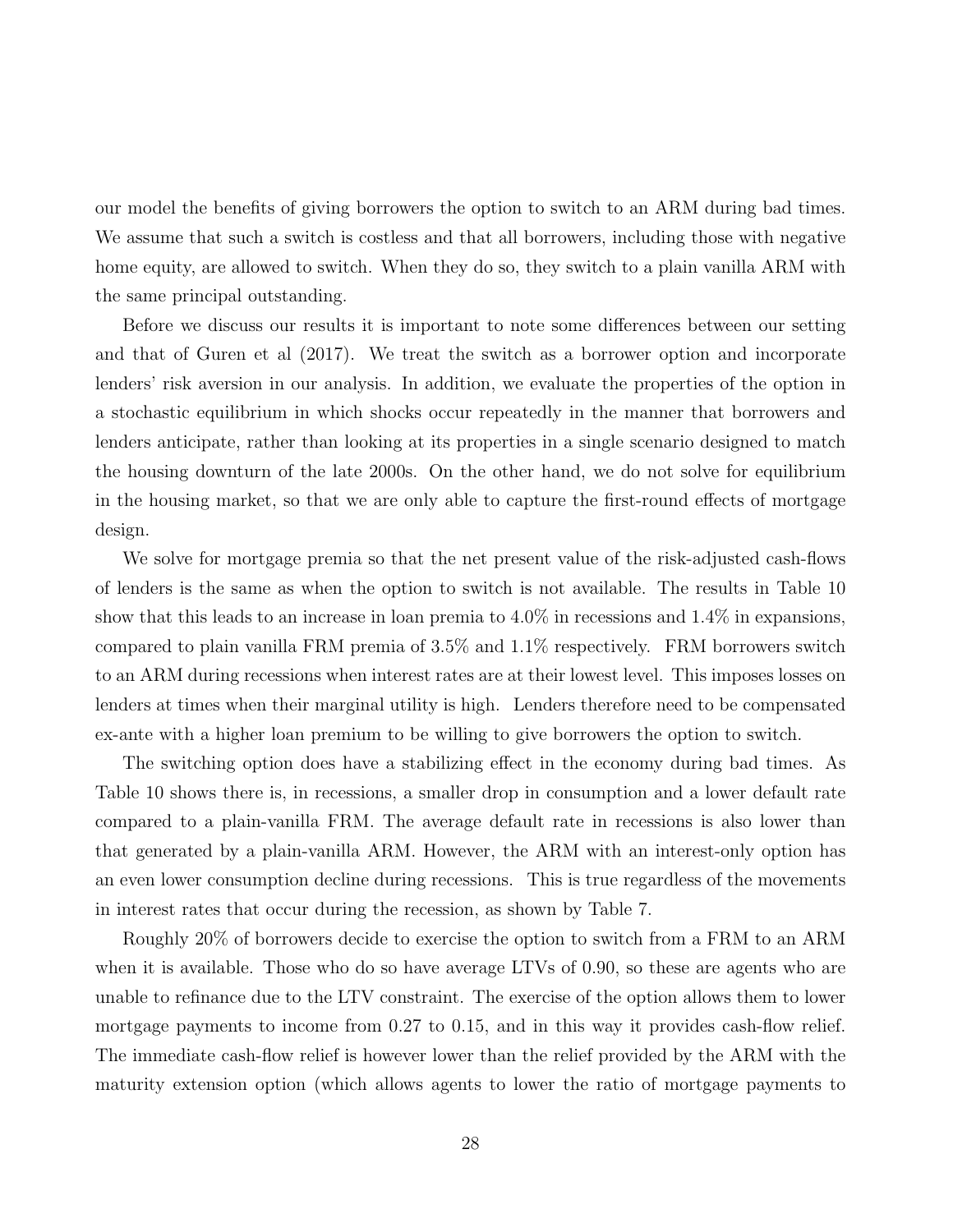our model the benefits of giving borrowers the option to switch to an ARM during bad times. We assume that such a switch is costless and that all borrowers, including those with negative home equity, are allowed to switch. When they do so, they switch to a plain vanilla ARM with the same principal outstanding.

Before we discuss our results it is important to note some differences between our setting and that of Guren et al (2017). We treat the switch as a borrower option and incorporate lenders' risk aversion in our analysis. In addition, we evaluate the properties of the option in a stochastic equilibrium in which shocks occur repeatedly in the manner that borrowers and lenders anticipate, rather than looking at its properties in a single scenario designed to match the housing downturn of the late 2000s. On the other hand, we do not solve for equilibrium in the housing market, so that we are only able to capture the first-round effects of mortgage design.

We solve for mortgage premia so that the net present value of the risk-adjusted cash-flows of lenders is the same as when the option to switch is not available. The results in Table 10 show that this leads to an increase in loan premia to 4.0% in recessions and 1.4% in expansions, compared to plain vanilla FRM premia of 3.5% and 1.1% respectively. FRM borrowers switch to an ARM during recessions when interest rates are at their lowest level. This imposes losses on lenders at times when their marginal utility is high. Lenders therefore need to be compensated ex-ante with a higher loan premium to be willing to give borrowers the option to switch.

The switching option does have a stabilizing effect in the economy during bad times. As Table 10 shows there is, in recessions, a smaller drop in consumption and a lower default rate compared to a plain-vanilla FRM. The average default rate in recessions is also lower than that generated by a plain-vanilla ARM. However, the ARM with an interest-only option has an even lower consumption decline during recessions. This is true regardless of the movements in interest rates that occur during the recession, as shown by Table 7.

Roughly 20% of borrowers decide to exercise the option to switch from a FRM to an ARM when it is available. Those who do so have average LTVs of 0.90, so these are agents who are unable to refinance due to the LTV constraint. The exercise of the option allows them to lower mortgage payments to income from 0.27 to 0.15, and in this way it provides cash-flow relief. The immediate cash-flow relief is however lower than the relief provided by the ARM with the maturity extension option (which allows agents to lower the ratio of mortgage payments to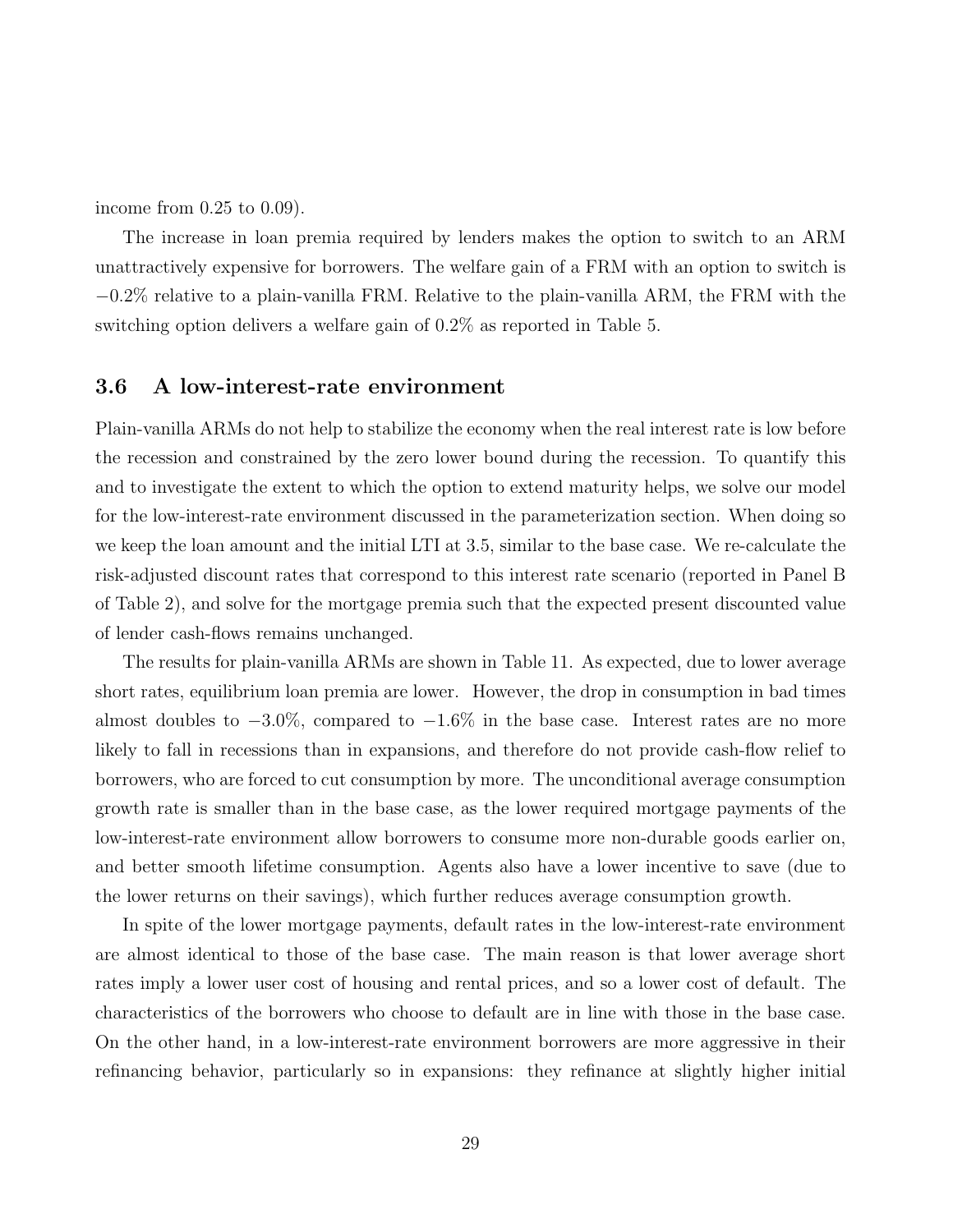income from 0.25 to 0.09).

The increase in loan premia required by lenders makes the option to switch to an ARM unattractively expensive for borrowers. The welfare gain of a FRM with an option to switch is $-0.2\%$ relative to a plain-vanilla FRM. Relative to the plain-vanilla ARM, the FRM with the switching option delivers a welfare gain of 0.2% as reported in Table 5.

### 3.6 A low-interest-rate environment

Plain-vanilla ARMs do not help to stabilize the economy when the real interest rate is low before the recession and constrained by the zero lower bound during the recession. To quantify this and to investigate the extent to which the option to extend maturity helps, we solve our model for the low-interest-rate environment discussed in the parameterization section. When doing so we keep the loan amount and the initial LTI at 3.5, similar to the base case. We re-calculate the risk-adjusted discount rates that correspond to this interest rate scenario (reported in Panel B of Table 2), and solve for the mortgage premia such that the expected present discounted value of lender cash-flows remains unchanged.

The results for plain-vanilla ARMs are shown in Table 11. As expected, due to lower average short rates, equilibrium loan premia are lower. However, the drop in consumption in bad times almost doubles to $-3.0\%$, compared to $-1.6\%$ in the base case. Interest rates are no more likely to fall in recessions than in expansions, and therefore do not provide cash-flow relief to borrowers, who are forced to cut consumption by more. The unconditional average consumption growth rate is smaller than in the base case, as the lower required mortgage payments of the low-interest-rate environment allow borrowers to consume more non-durable goods earlier on, and better smooth lifetime consumption. Agents also have a lower incentive to save (due to the lower returns on their savings), which further reduces average consumption growth.

In spite of the lower mortgage payments, default rates in the low-interest-rate environment are almost identical to those of the base case. The main reason is that lower average short rates imply a lower user cost of housing and rental prices, and so a lower cost of default. The characteristics of the borrowers who choose to default are in line with those in the base case. On the other hand, in a low-interest-rate environment borrowers are more aggressive in their refinancing behavior, particularly so in expansions: they refinance at slightly higher initial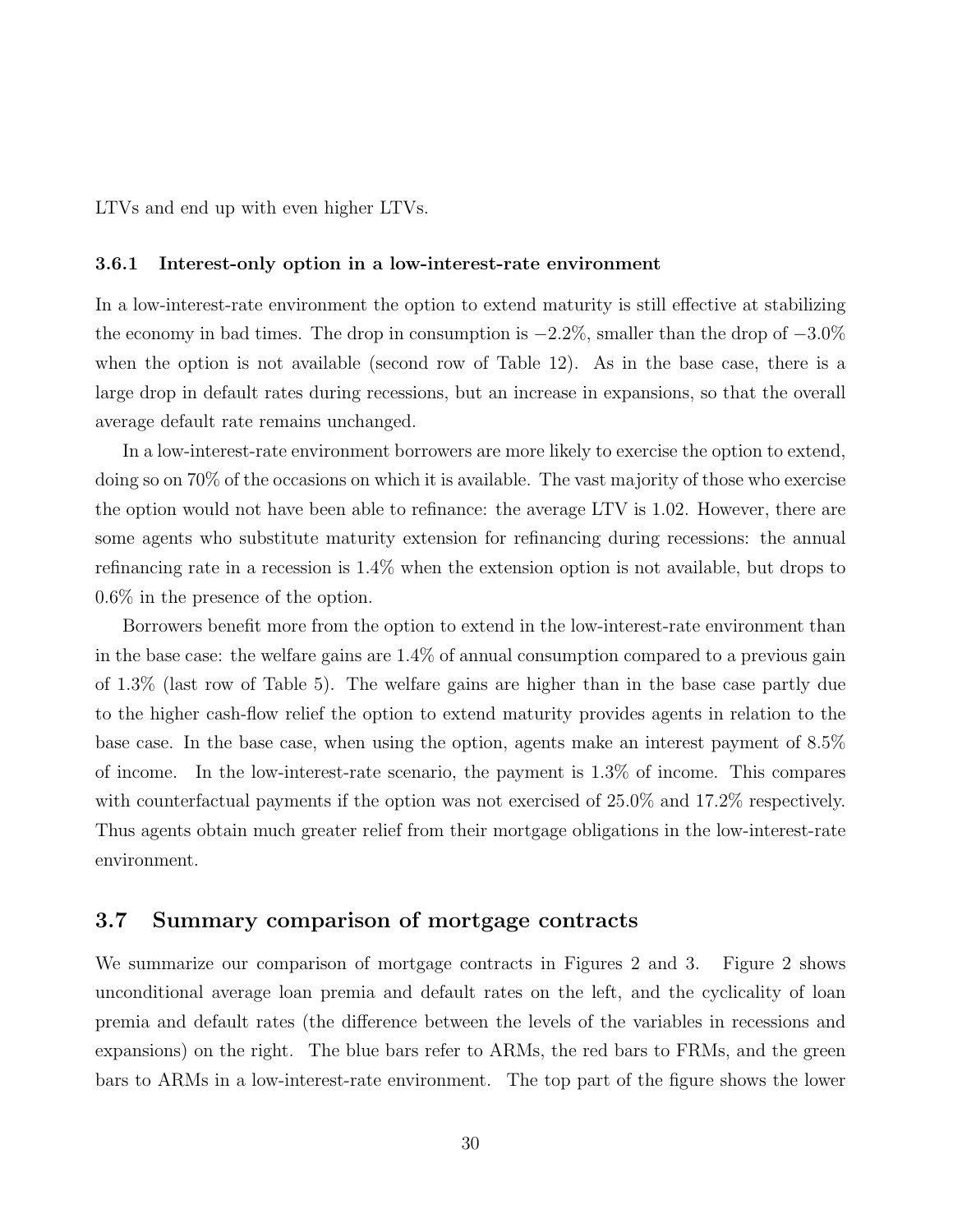LTVs and end up with even higher LTVs.

#### 3.6.1 Interest-only option in a low-interest-rate environment

In a low-interest-rate environment the option to extend maturity is still effective at stabilizing the economy in bad times. The drop in consumption is $-2.2\%$, smaller than the drop of $-3.0\%$ when the option is not available (second row of Table 12). As in the base case, there is a large drop in default rates during recessions, but an increase in expansions, so that the overall average default rate remains unchanged.

In a low-interest-rate environment borrowers are more likely to exercise the option to extend, doing so on 70% of the occasions on which it is available. The vast majority of those who exercise the option would not have been able to refinance: the average LTV is 1.02. However, there are some agents who substitute maturity extension for refinancing during recessions: the annual refinancing rate in a recession is 1.4% when the extension option is not available, but drops to 0.6% in the presence of the option.

Borrowers benefit more from the option to extend in the low-interest-rate environment than in the base case: the welfare gains are 1.4% of annual consumption compared to a previous gain of 1.3% (last row of Table 5). The welfare gains are higher than in the base case partly due to the higher cash-flow relief the option to extend maturity provides agents in relation to the base case. In the base case, when using the option, agents make an interest payment of 8.5% of income. In the low-interest-rate scenario, the payment is 1.3% of income. This compares with counterfactual payments if the option was not exercised of 25.0% and 17.2% respectively. Thus agents obtain much greater relief from their mortgage obligations in the low-interest-rate environment.

### 3.7 Summary comparison of mortgage contracts

We summarize our comparison of mortgage contracts in Figures 2 and 3. Figure 2 shows unconditional average loan premia and default rates on the left, and the cyclicality of loan premia and default rates (the difference between the levels of the variables in recessions and expansions) on the right. The blue bars refer to ARMs, the red bars to FRMs, and the green bars to ARMs in a low-interest-rate environment. The top part of the figure shows the lower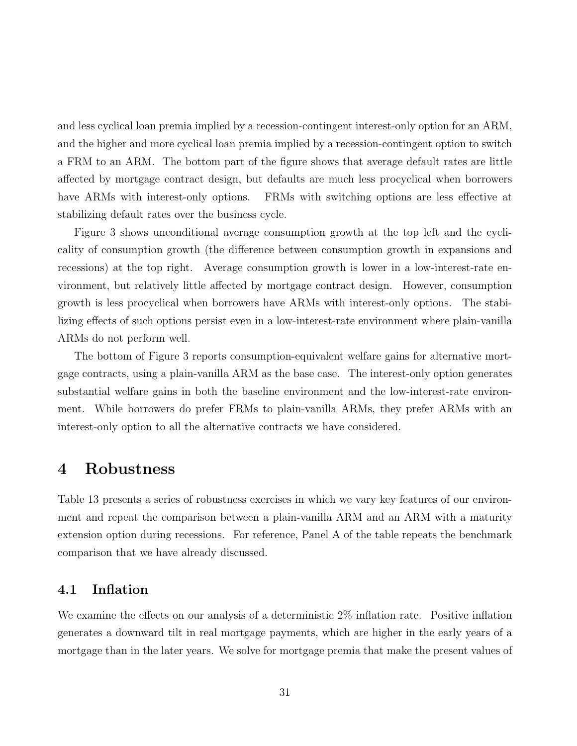and less cyclical loan premia implied by a recession-contingent interest-only option for an ARM, and the higher and more cyclical loan premia implied by a recession-contingent option to switch a FRM to an ARM. The bottom part of the figure shows that average default rates are little affected by mortgage contract design, but defaults are much less procyclical when borrowers have ARMs with interest-only options. FRMs with switching options are less effective at stabilizing default rates over the business cycle.

Figure 3 shows unconditional average consumption growth at the top left and the cyclicality of consumption growth (the difference between consumption growth in expansions and recessions) at the top right. Average consumption growth is lower in a low-interest-rate environment, but relatively little affected by mortgage contract design. However, consumption growth is less procyclical when borrowers have ARMs with interest-only options. The stabilizing effects of such options persist even in a low-interest-rate environment where plain-vanilla ARMs do not perform well.

The bottom of Figure 3 reports consumption-equivalent welfare gains for alternative mortgage contracts, using a plain-vanilla ARM as the base case. The interest-only option generates substantial welfare gains in both the baseline environment and the low-interest-rate environment. While borrowers do prefer FRMs to plain-vanilla ARMs, they prefer ARMs with an interest-only option to all the alternative contracts we have considered.

# 4 Robustness

Table 13 presents a series of robustness exercises in which we vary key features of our environment and repeat the comparison between a plain-vanilla ARM and an ARM with a maturity extension option during recessions. For reference, Panel A of the table repeats the benchmark comparison that we have already discussed.

## 4.1 Inflation

We examine the effects on our analysis of a deterministic 2% inflation rate. Positive inflation generates a downward tilt in real mortgage payments, which are higher in the early years of a mortgage than in the later years. We solve for mortgage premia that make the present values of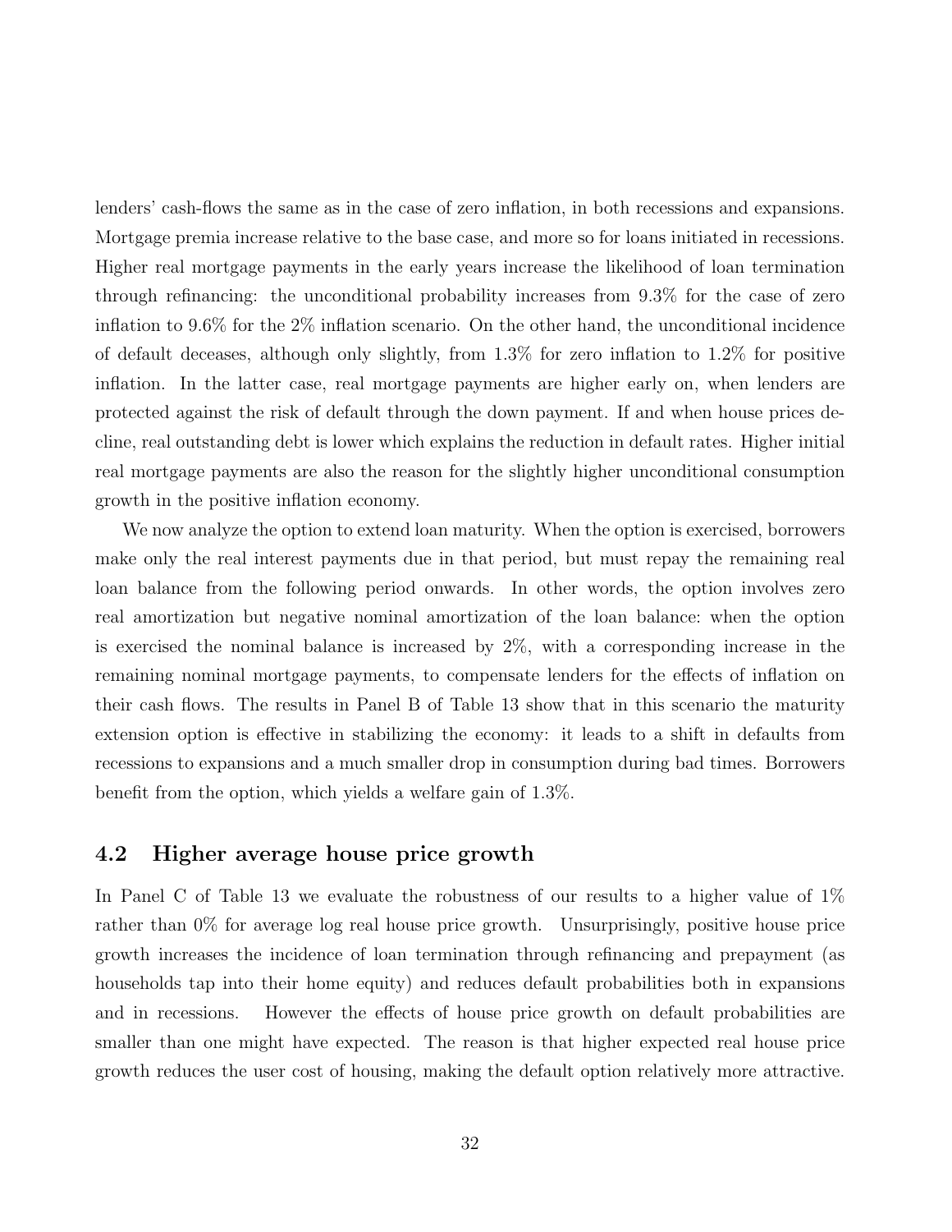lenders' cash-flows the same as in the case of zero inflation, in both recessions and expansions. Mortgage premia increase relative to the base case, and more so for loans initiated in recessions. Higher real mortgage payments in the early years increase the likelihood of loan termination through refinancing: the unconditional probability increases from 9.3% for the case of zero inflation to 9.6% for the 2% inflation scenario. On the other hand, the unconditional incidence of default deceases, although only slightly, from 1.3% for zero inflation to 1.2% for positive inflation. In the latter case, real mortgage payments are higher early on, when lenders are protected against the risk of default through the down payment. If and when house prices decline, real outstanding debt is lower which explains the reduction in default rates. Higher initial real mortgage payments are also the reason for the slightly higher unconditional consumption growth in the positive inflation economy.

We now analyze the option to extend loan maturity. When the option is exercised, borrowers make only the real interest payments due in that period, but must repay the remaining real loan balance from the following period onwards. In other words, the option involves zero real amortization but negative nominal amortization of the loan balance: when the option is exercised the nominal balance is increased by 2%, with a corresponding increase in the remaining nominal mortgage payments, to compensate lenders for the effects of inflation on their cash flows. The results in Panel B of Table 13 show that in this scenario the maturity extension option is effective in stabilizing the economy: it leads to a shift in defaults from recessions to expansions and a much smaller drop in consumption during bad times. Borrowers benefit from the option, which yields a welfare gain of 1.3%.

## 4.2 Higher average house price growth

In Panel C of Table 13 we evaluate the robustness of our results to a higher value of 1% rather than 0% for average log real house price growth. Unsurprisingly, positive house price growth increases the incidence of loan termination through refinancing and prepayment (as households tap into their home equity) and reduces default probabilities both in expansions and in recessions. However the effects of house price growth on default probabilities are smaller than one might have expected. The reason is that higher expected real house price growth reduces the user cost of housing, making the default option relatively more attractive.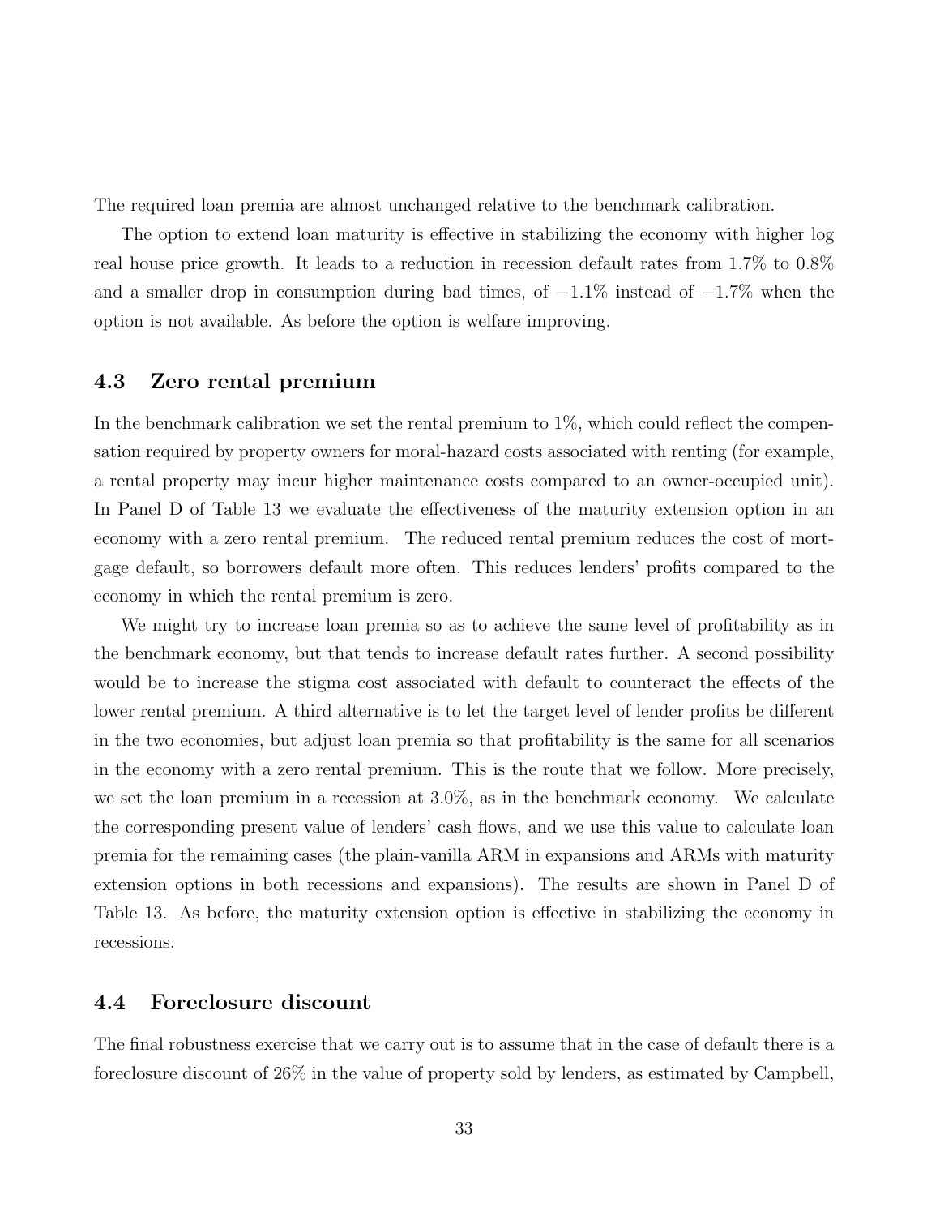The required loan premia are almost unchanged relative to the benchmark calibration.

The option to extend loan maturity is effective in stabilizing the economy with higher log real house price growth. It leads to a reduction in recession default rates from 1.7% to 0.8% and a smaller drop in consumption during bad times, of −1.1% instead of −1.7% when the option is not available. As before the option is welfare improving.

## 4.3 Zero rental premium

In the benchmark calibration we set the rental premium to 1%, which could reflect the compensation required by property owners for moral-hazard costs associated with renting (for example, a rental property may incur higher maintenance costs compared to an owner-occupied unit). In Panel D of Table 13 we evaluate the effectiveness of the maturity extension option in an economy with a zero rental premium. The reduced rental premium reduces the cost of mortgage default, so borrowers default more often. This reduces lenders' profits compared to the economy in which the rental premium is zero.

We might try to increase loan premia so as to achieve the same level of profitability as in the benchmark economy, but that tends to increase default rates further. A second possibility would be to increase the stigma cost associated with default to counteract the effects of the lower rental premium. A third alternative is to let the target level of lender profits be different in the two economies, but adjust loan premia so that profitability is the same for all scenarios in the economy with a zero rental premium. This is the route that we follow. More precisely, we set the loan premium in a recession at 3.0%, as in the benchmark economy. We calculate the corresponding present value of lenders' cash flows, and we use this value to calculate loan premia for the remaining cases (the plain-vanilla ARM in expansions and ARMs with maturity extension options in both recessions and expansions). The results are shown in Panel D of Table 13. As before, the maturity extension option is effective in stabilizing the economy in recessions.

## 4.4 Foreclosure discount

The final robustness exercise that we carry out is to assume that in the case of default there is a foreclosure discount of 26% in the value of property sold by lenders, as estimated by Campbell,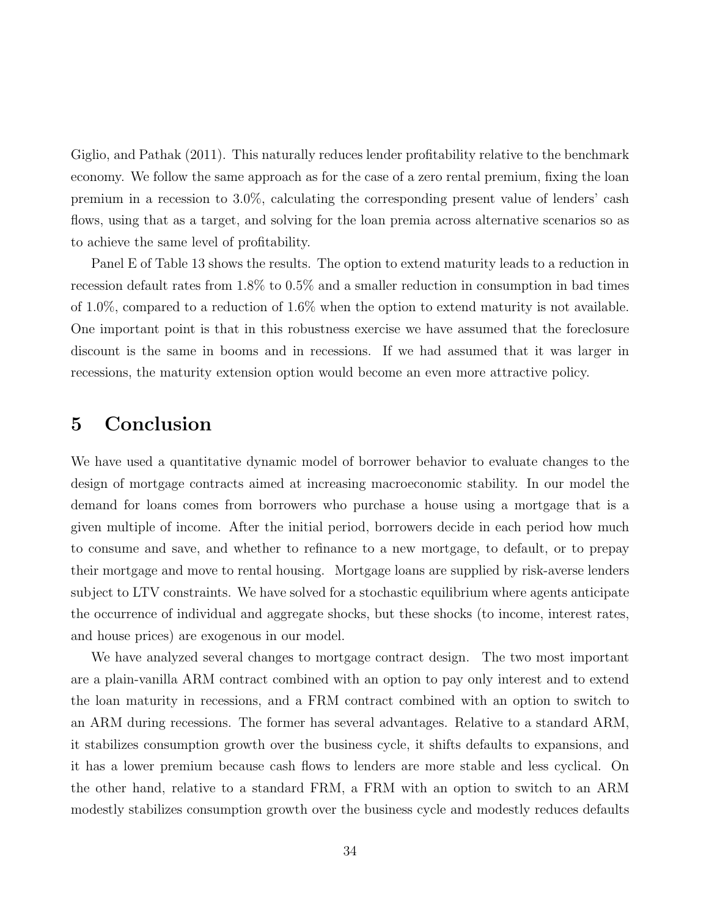Giglio, and Pathak (2011). This naturally reduces lender profitability relative to the benchmark economy. We follow the same approach as for the case of a zero rental premium, fixing the loan premium in a recession to 3.0%, calculating the corresponding present value of lenders' cash flows, using that as a target, and solving for the loan premia across alternative scenarios so as to achieve the same level of profitability.

Panel E of Table 13 shows the results. The option to extend maturity leads to a reduction in recession default rates from 1.8% to 0.5% and a smaller reduction in consumption in bad times of 1.0%, compared to a reduction of 1.6% when the option to extend maturity is not available. One important point is that in this robustness exercise we have assumed that the foreclosure discount is the same in booms and in recessions. If we had assumed that it was larger in recessions, the maturity extension option would become an even more attractive policy.

# 5 Conclusion

We have used a quantitative dynamic model of borrower behavior to evaluate changes to the design of mortgage contracts aimed at increasing macroeconomic stability. In our model the demand for loans comes from borrowers who purchase a house using a mortgage that is a given multiple of income. After the initial period, borrowers decide in each period how much to consume and save, and whether to refinance to a new mortgage, to default, or to prepay their mortgage and move to rental housing. Mortgage loans are supplied by risk-averse lenders subject to LTV constraints. We have solved for a stochastic equilibrium where agents anticipate the occurrence of individual and aggregate shocks, but these shocks (to income, interest rates, and house prices) are exogenous in our model.

We have analyzed several changes to mortgage contract design. The two most important are a plain-vanilla ARM contract combined with an option to pay only interest and to extend the loan maturity in recessions, and a FRM contract combined with an option to switch to an ARM during recessions. The former has several advantages. Relative to a standard ARM, it stabilizes consumption growth over the business cycle, it shifts defaults to expansions, and it has a lower premium because cash flows to lenders are more stable and less cyclical. On the other hand, relative to a standard FRM, a FRM with an option to switch to an ARM modestly stabilizes consumption growth over the business cycle and modestly reduces defaults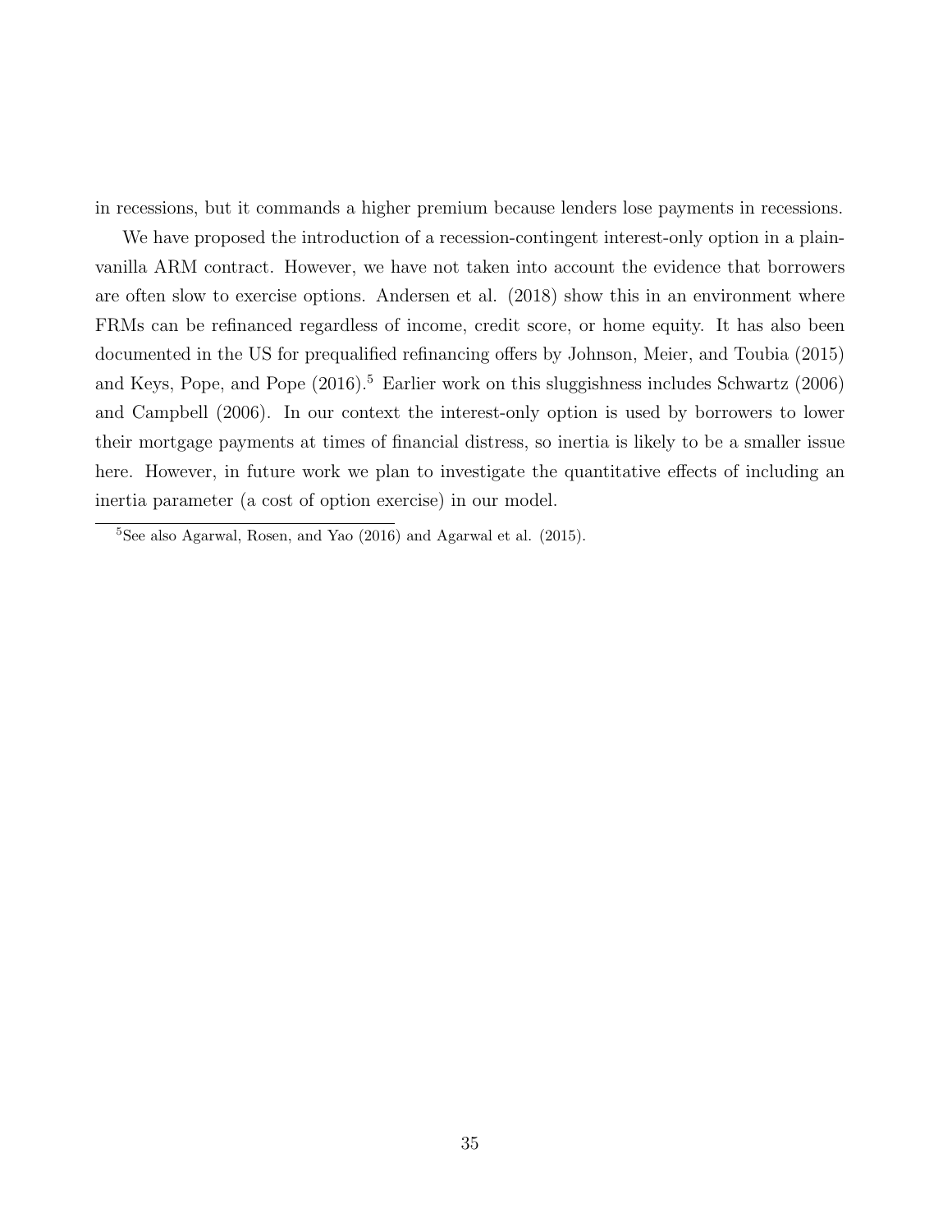in recessions, but it commands a higher premium because lenders lose payments in recessions.

We have proposed the introduction of a recession-contingent interest-only option in a plain-vanilla ARM contract. However, we have not taken into account the evidence that borrowers are often slow to exercise options. Andersen et al. (2018) show this in an environment where FRMs can be refinanced regardless of income, credit score, or home equity. It has also been documented in the US for prequalified refinancing offers by Johnson, Meier, and Toubia (2015) and Keys, Pope, and Pope (2016).[5] Earlier work on this sluggishness includes Schwartz (2006) and Campbell (2006). In our context the interest-only option is used by borrowers to lower their mortgage payments at times of financial distress, so inertia is likely to be a smaller issue here. However, in future work we plan to investigate the quantitative effects of including an inertia parameter (a cost of option exercise) in our model.

[5] See also Agarwal, Rosen, and Yao (2016) and Agarwal et al. (2015).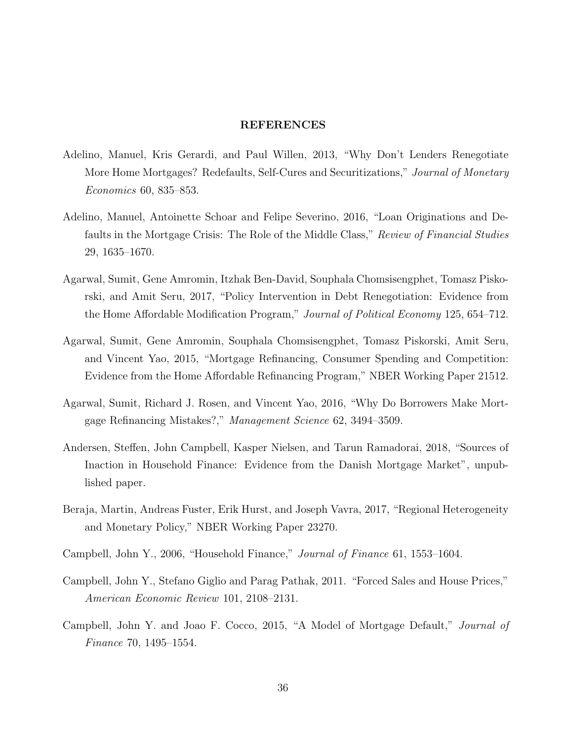## REFERENCES

Adelino, Manuel, Kris Gerardi, and Paul Willen, 2013, "Why Don't Lenders Renegotiate More Home Mortgages? Redefaults, Self-Cures and Securitizations," *Journal of Monetary Economics* 60, 835–853.

Adelino, Manuel, Antoinette Schoar and Felipe Severino, 2016, "Loan Originations and Defaults in the Mortgage Crisis: The Role of the Middle Class," *Review of Financial Studies* 29, 1635–1670.

Agarwal, Sumit, Gene Amromin, Itzhak Ben-David, Souphala Chomsisengphet, Tomasz Piskorski, and Amit Seru, 2017, "Policy Intervention in Debt Renegotiation: Evidence from the Home Affordable Modification Program," *Journal of Political Economy* 125, 654–712.

Agarwal, Sumit, Gene Amromin, Souphala Chomsisengphet, Tomasz Piskorski, Amit Seru, and Vincent Yao, 2015, "Mortgage Refinancing, Consumer Spending and Competition: Evidence from the Home Affordable Refinancing Program," NBER Working Paper 21512.

Agarwal, Sumit, Richard J. Rosen, and Vincent Yao, 2016, "Why Do Borrowers Make Mortgage Refinancing Mistakes?," *Management Science* 62, 3494–3509.

Andersen, Steffen, John Campbell, Kasper Nielsen, and Tarun Ramadorai, 2018, "Sources of Inaction in Household Finance: Evidence from the Danish Mortgage Market", unpublished paper.

Beraja, Martin, Andreas Fuster, Erik Hurst, and Joseph Vavra, 2017, "Regional Heterogeneity and Monetary Policy," NBER Working Paper 23270.

Campbell, John Y., 2006, "Household Finance," *Journal of Finance* 61, 1553–1604.

Campbell, John Y., Stefano Giglio and Parag Pathak, 2011. "Forced Sales and House Prices," *American Economic Review* 101, 2108–2131.

Campbell, John Y. and Joao F. Cocco, 2015, "A Model of Mortgage Default," *Journal of Finance* 70, 1495–1554.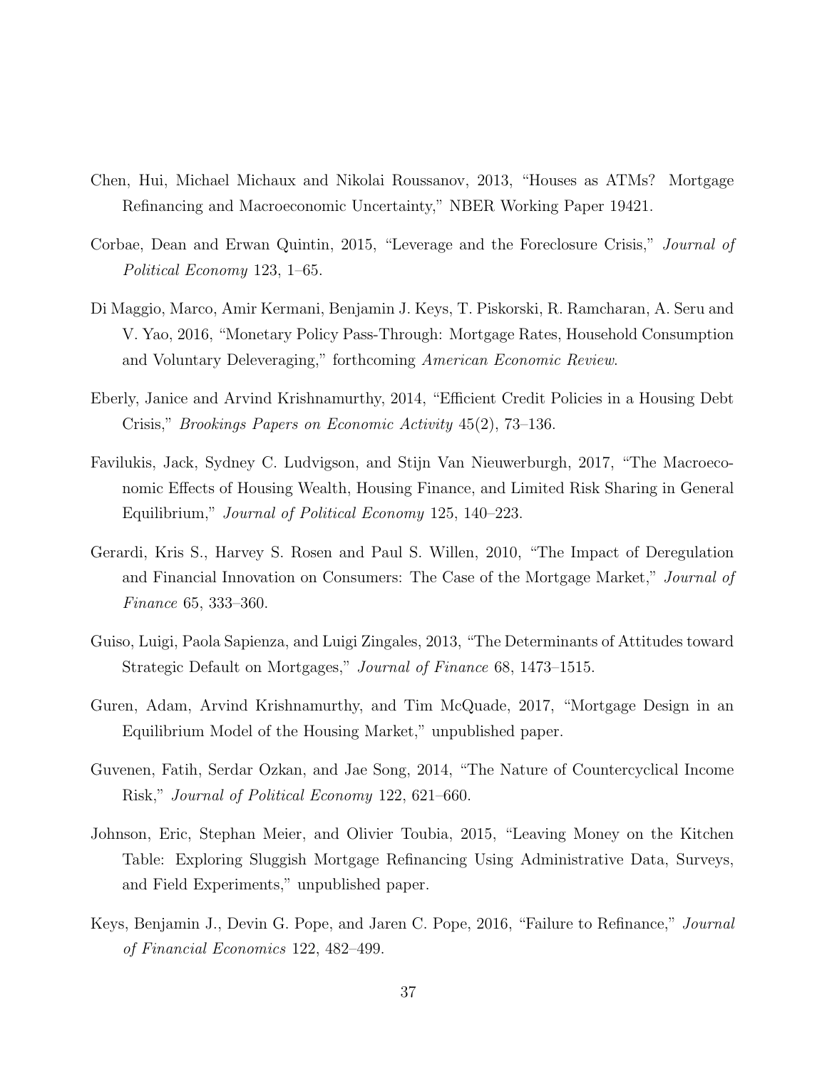Chen, Hui, Michael Michaux and Nikolai Roussanov, 2013, "Houses as ATMs? Mortgage Refinancing and Macroeconomic Uncertainty," NBER Working Paper 19421.

Corbae, Dean and Erwan Quintin, 2015, "Leverage and the Foreclosure Crisis," *Journal of Political Economy* 123, 1–65.

Di Maggio, Marco, Amir Kermani, Benjamin J. Keys, T. Piskorski, R. Ramcharan, A. Seru and V. Yao, 2016, "Monetary Policy Pass-Through: Mortgage Rates, Household Consumption and Voluntary Deleveraging," forthcoming *American Economic Review*.

Eberly, Janice and Arvind Krishnamurthy, 2014, "Efficient Credit Policies in a Housing Debt Crisis," *Brookings Papers on Economic Activity* 45(2), 73–136.

Favilukis, Jack, Sydney C. Ludvigson, and Stijn Van Nieuwerburgh, 2017, "The Macroeconomic Effects of Housing Wealth, Housing Finance, and Limited Risk Sharing in General Equilibrium," *Journal of Political Economy* 125, 140–223.

Gerardi, Kris S., Harvey S. Rosen and Paul S. Willen, 2010, "The Impact of Deregulation and Financial Innovation on Consumers: The Case of the Mortgage Market," *Journal of Finance* 65, 333–360.

Guiso, Luigi, Paola Sapienza, and Luigi Zingales, 2013, "The Determinants of Attitudes toward Strategic Default on Mortgages," *Journal of Finance* 68, 1473–1515.

Guren, Adam, Arvind Krishnamurthy, and Tim McQuade, 2017, "Mortgage Design in an Equilibrium Model of the Housing Market," unpublished paper.

Guvenen, Fatih, Serdar Ozkan, and Jae Song, 2014, "The Nature of Countercyclical Income Risk," *Journal of Political Economy* 122, 621–660.

Johnson, Eric, Stephan Meier, and Olivier Toubia, 2015, "Leaving Money on the Kitchen Table: Exploring Sluggish Mortgage Refinancing Using Administrative Data, Surveys, and Field Experiments," unpublished paper.

Keys, Benjamin J., Devin G. Pope, and Jaren C. Pope, 2016, "Failure to Refinance," *Journal of Financial Economics* 122, 482–499.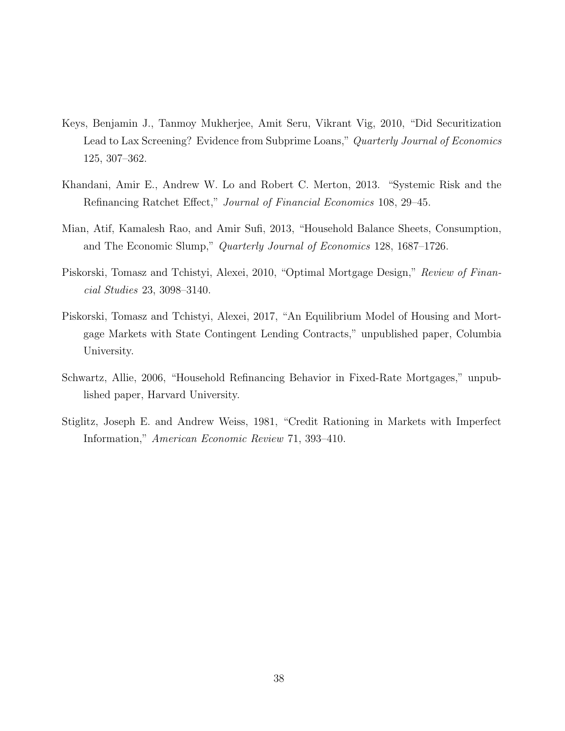Keys, Benjamin J., Tanmoy Mukherjee, Amit Seru, Vikrant Vig, 2010, "Did Securitization Lead to Lax Screening? Evidence from Subprime Loans," *Quarterly Journal of Economics* 125, 307–362.

Khandani, Amir E., Andrew W. Lo and Robert C. Merton, 2013. "Systemic Risk and the Refinancing Ratchet Effect," *Journal of Financial Economics* 108, 29–45.

Mian, Atif, Kamalesh Rao, and Amir Sufi, 2013, "Household Balance Sheets, Consumption, and The Economic Slump," *Quarterly Journal of Economics* 128, 1687–1726.

Piskorski, Tomasz and Tchistyi, Alexei, 2010, "Optimal Mortgage Design," *Review of Financial Studies* 23, 3098–3140.

Piskorski, Tomasz and Tchistyi, Alexei, 2017, "An Equilibrium Model of Housing and Mortgage Markets with State Contingent Lending Contracts," unpublished paper, Columbia University.

Schwartz, Allie, 2006, "Household Refinancing Behavior in Fixed-Rate Mortgages," unpublished paper, Harvard University.

Stiglitz, Joseph E. and Andrew Weiss, 1981, "Credit Rationing in Markets with Imperfect Information," *American Economic Review* 71, 393–410.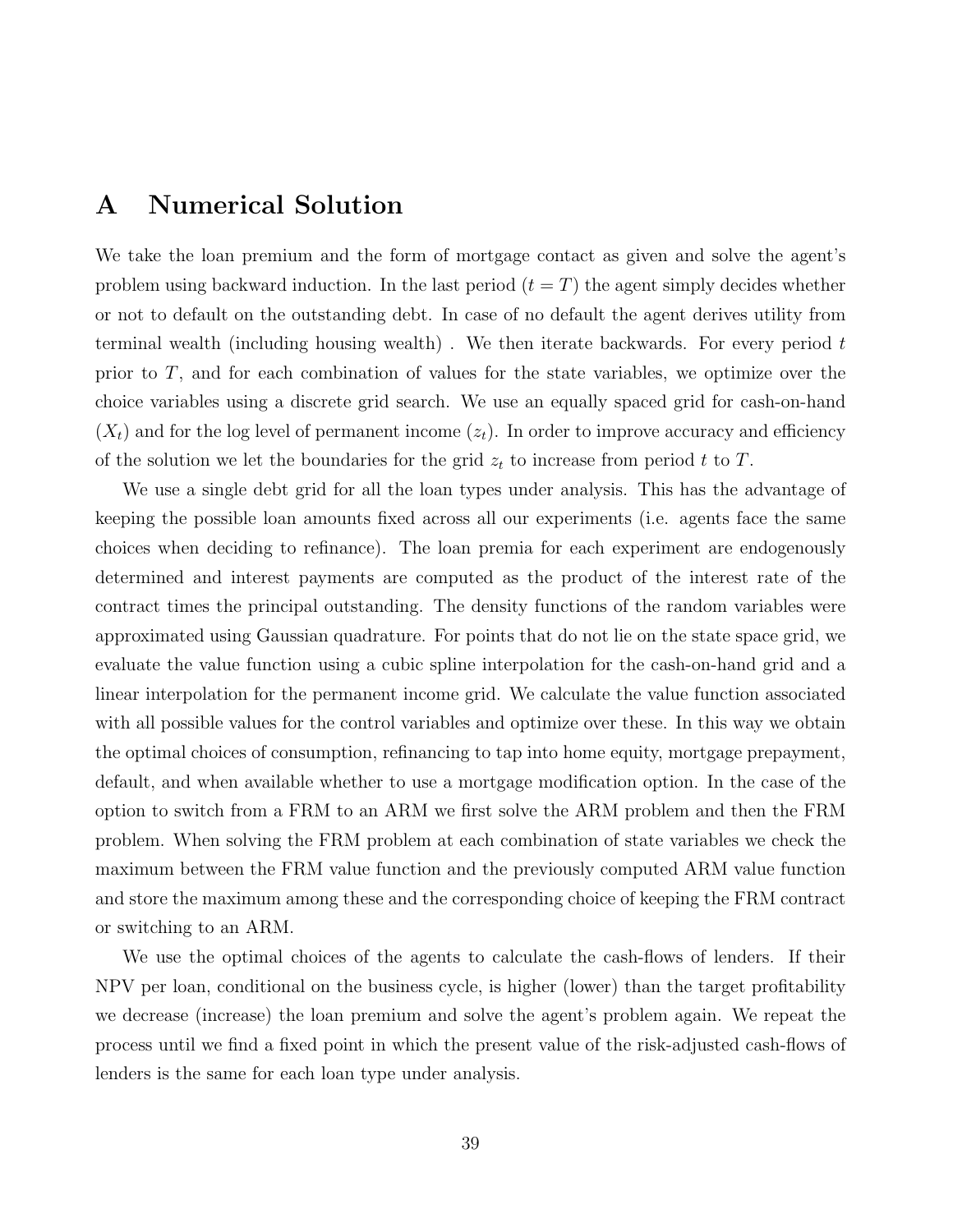# A Numerical Solution

We take the loan premium and the form of mortgage contact as given and solve the agent's problem using backward induction. In the last period ($t = T$) the agent simply decides whether or not to default on the outstanding debt. In case of no default the agent derives utility from terminal wealth (including housing wealth) . We then iterate backwards. For every period $t$ prior to $T$, and for each combination of values for the state variables, we optimize over the choice variables using a discrete grid search. We use an equally spaced grid for cash-on-hand ($X_t$) and for the log level of permanent income ($z_t$). In order to improve accuracy and efficiency of the solution we let the boundaries for the grid $z_t$ to increase from period $t$ to $T$.

We use a single debt grid for all the loan types under analysis. This has the advantage of keeping the possible loan amounts fixed across all our experiments (i.e. agents face the same choices when deciding to refinance). The loan premia for each experiment are endogenously determined and interest payments are computed as the product of the interest rate of the contract times the principal outstanding. The density functions of the random variables were approximated using Gaussian quadrature. For points that do not lie on the state space grid, we evaluate the value function using a cubic spline interpolation for the cash-on-hand grid and a linear interpolation for the permanent income grid. We calculate the value function associated with all possible values for the control variables and optimize over these. In this way we obtain the optimal choices of consumption, refinancing to tap into home equity, mortgage prepayment, default, and when available whether to use a mortgage modification option. In the case of the option to switch from a FRM to an ARM we first solve the ARM problem and then the FRM problem. When solving the FRM problem at each combination of state variables we check the maximum between the FRM value function and the previously computed ARM value function and store the maximum among these and the corresponding choice of keeping the FRM contract or switching to an ARM.

We use the optimal choices of the agents to calculate the cash-flows of lenders. If their NPV per loan, conditional on the business cycle, is higher (lower) than the target profitability we decrease (increase) the loan premium and solve the agent's problem again. We repeat the process until we find a fixed point in which the present value of the risk-adjusted cash-flows of lenders is the same for each loan type under analysis.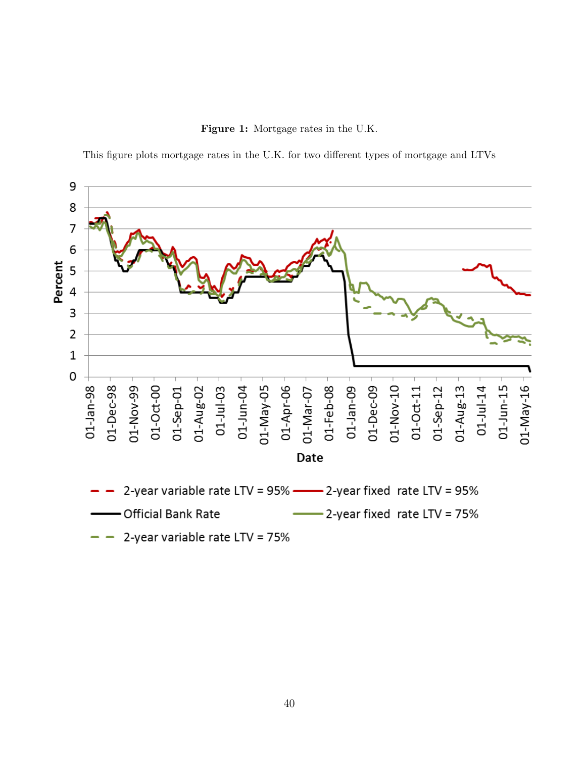**Figure 1:** Mortgage rates in the U.K.

This figure plots mortgage rates in the U.K. for two different types of mortgage and LTVs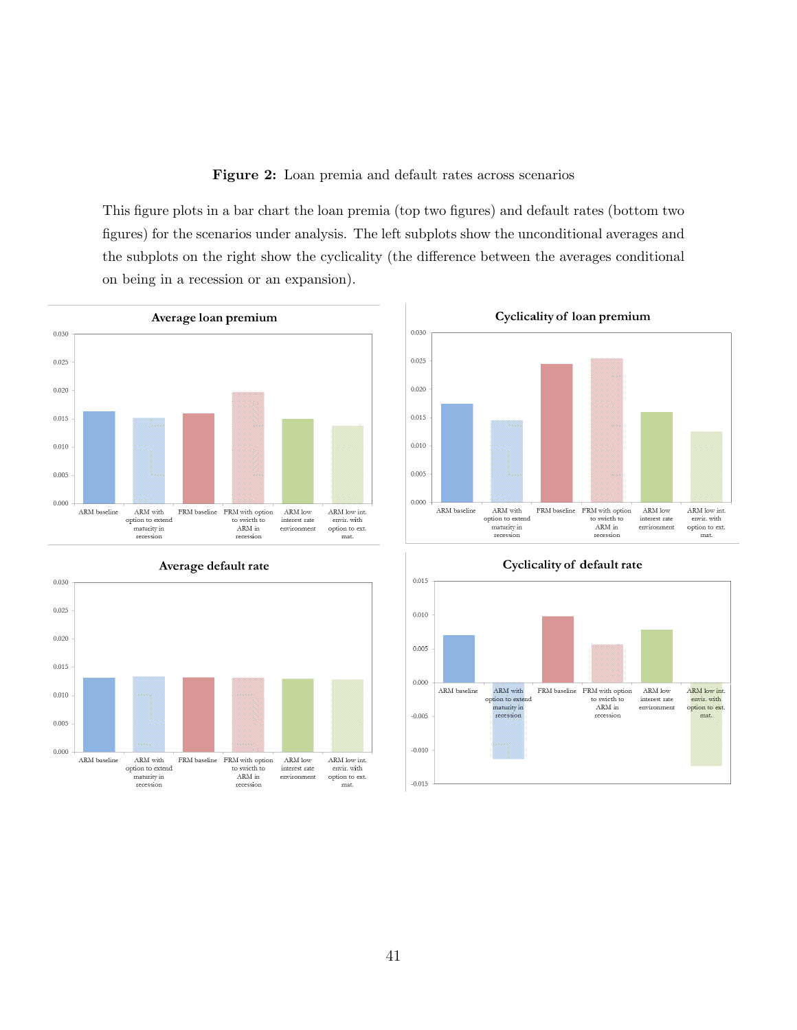**Figure 2:** Loan premia and default rates across scenarios

This figure plots in a bar chart the loan premia (top two figures) and default rates (bottom two figures) for the scenarios under analysis. The left subplots show the unconditional averages and the subplots on the right show the cyclicality (the difference between the averages conditional on being in a recession or an expansion).

**Average loan premium**

0.030, 0.025, 0.020, 0.015, 0.010, 0.005, 0.000

ARM baseline | ARM with option to extend maturity in recession | FRM baseline | FRM with option to swicth to ARM in recession | ARM low interest rate environment | ARM low int. envir. with option to ext. mat.

**Cyclicality of loan premium**

0.030, 0.025, 0.020, 0.015, 0.010, 0.005, 0.000

ARM baseline | ARM with option to extend maturity in recession | FRM baseline | FRM with option to swicth to ARM in recession | ARM low interest rate environment | ARM low int. envir. with option to ext. mat.

**Average default rate**

0.030, 0.025, 0.020, 0.015, 0.010, 0.005, 0.000

ARM baseline | ARM with option to extend maturity in recession | FRM baseline | FRM with option to swicth to ARM in recession | ARM low interest rate environment | ARM low int. envir. with option to ext. mat.

**Cyclicality of default rate**

0.015, 0.010, 0.005, 0.000, -0.005, -0.010, -0.015

ARM baseline | ARM with option to extend maturity in recession | FRM baseline | FRM with option to swicth to ARM in recession | ARM low interest rate environment | ARM low int. envir. with option to ext. mat.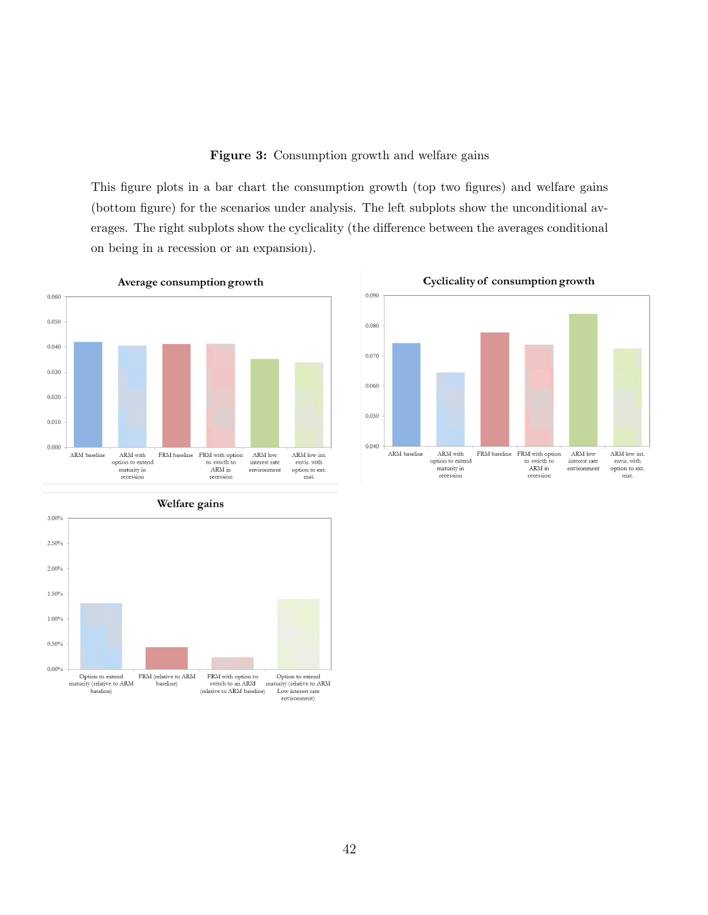**Figure 3:** Consumption growth and welfare gains

This figure plots in a bar chart the consumption growth (top two figures) and welfare gains (bottom figure) for the scenarios under analysis. The left subplots show the unconditional averages. The right subplots show the cyclicality (the difference between the averages conditional on being in a recession or an expansion).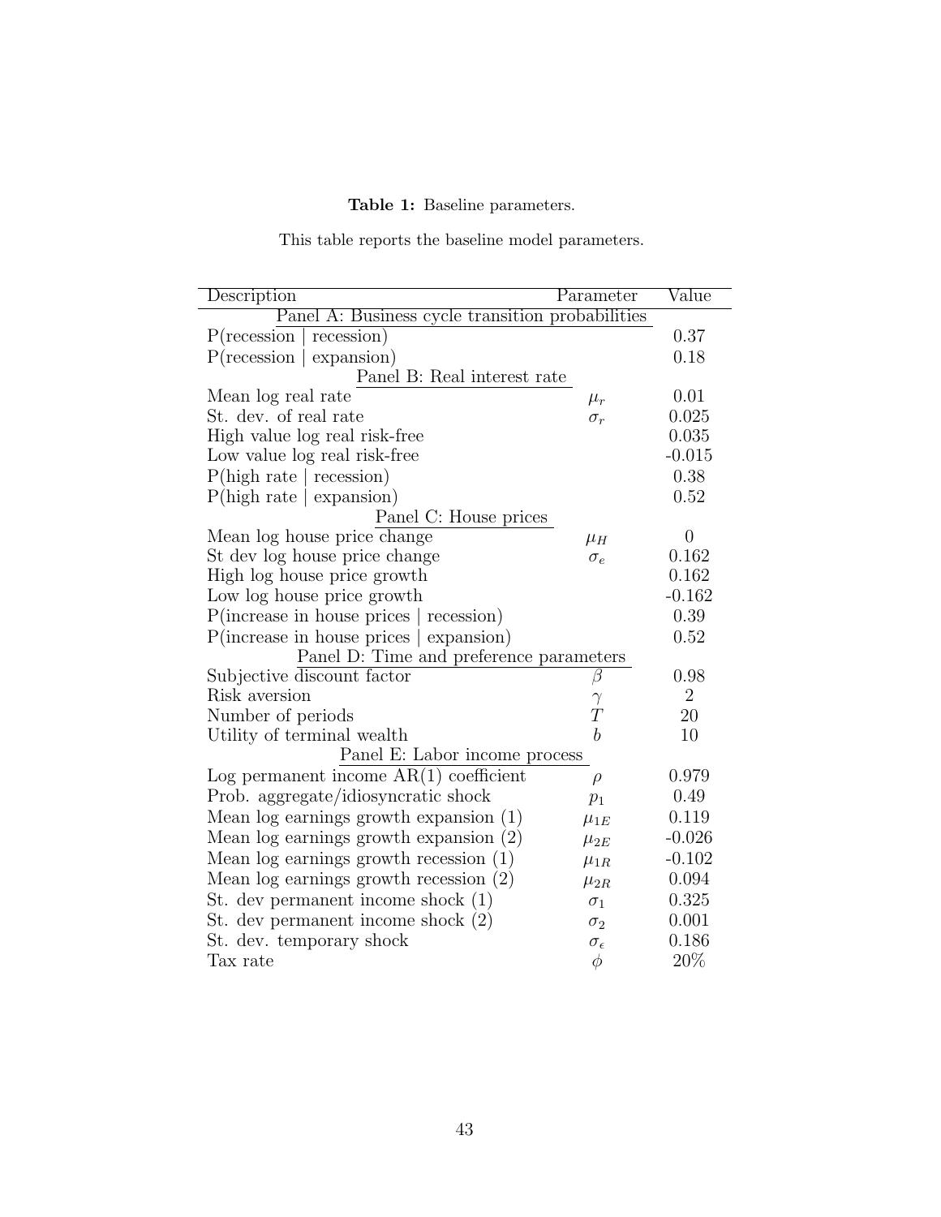**Table 1:** Baseline parameters.

This table reports the baseline model parameters.

| Description | Parameter | Value |
|---|---|---|
| Panel A: Business cycle transition probabilities | | |
| P(recession \| recession) | | 0.37 |
| P(recession \| expansion) | | 0.18 |
| Panel B: Real interest rate | | |
| Mean log real rate | $\mu_r$ | 0.01 |
| St. dev. of real rate | $\sigma_r$ | 0.025 |
| High value log real risk-free | | 0.035 |
| Low value log real risk-free | | -0.015 |
| P(high rate \| recession) | | 0.38 |
| P(high rate \| expansion) | | 0.52 |
| Panel C: House prices | | |
| Mean log house price change | $\mu_H$ | 0 |
| St dev log house price change | $\sigma_e$ | 0.162 |
| High log house price growth | | 0.162 |
| Low log house price growth | | -0.162 |
| P(increase in house prices \| recession) | | 0.39 |
| P(increase in house prices \| expansion) | | 0.52 |
| Panel D: Time and preference parameters | | |
| Subjective discount factor | $\beta$ | 0.98 |
| Risk aversion | $\gamma$ | 2 |
| Number of periods | $T$ | 20 |
| Utility of terminal wealth | $b$ | 10 |
| Panel E: Labor income process | | |
| Log permanent income AR(1) coefficient | $\rho$ | 0.979 |
| Prob. aggregate/idiosyncratic shock | $p_1$ | 0.49 |
| Mean log earnings growth expansion (1) | $\mu_{1E}$ | 0.119 |
| Mean log earnings growth expansion (2) | $\mu_{2E}$ | -0.026 |
| Mean log earnings growth recession (1) | $\mu_{1R}$ | -0.102 |
| Mean log earnings growth recession (2) | $\mu_{2R}$ | 0.094 |
| St. dev permanent income shock (1) | $\sigma_1$ | 0.325 |
| St. dev permanent income shock (2) | $\sigma_2$ | 0.001 |
| St. dev. temporary shock | $\sigma_\epsilon$ | 0.186 |
| Tax rate | $\phi$ | 20% |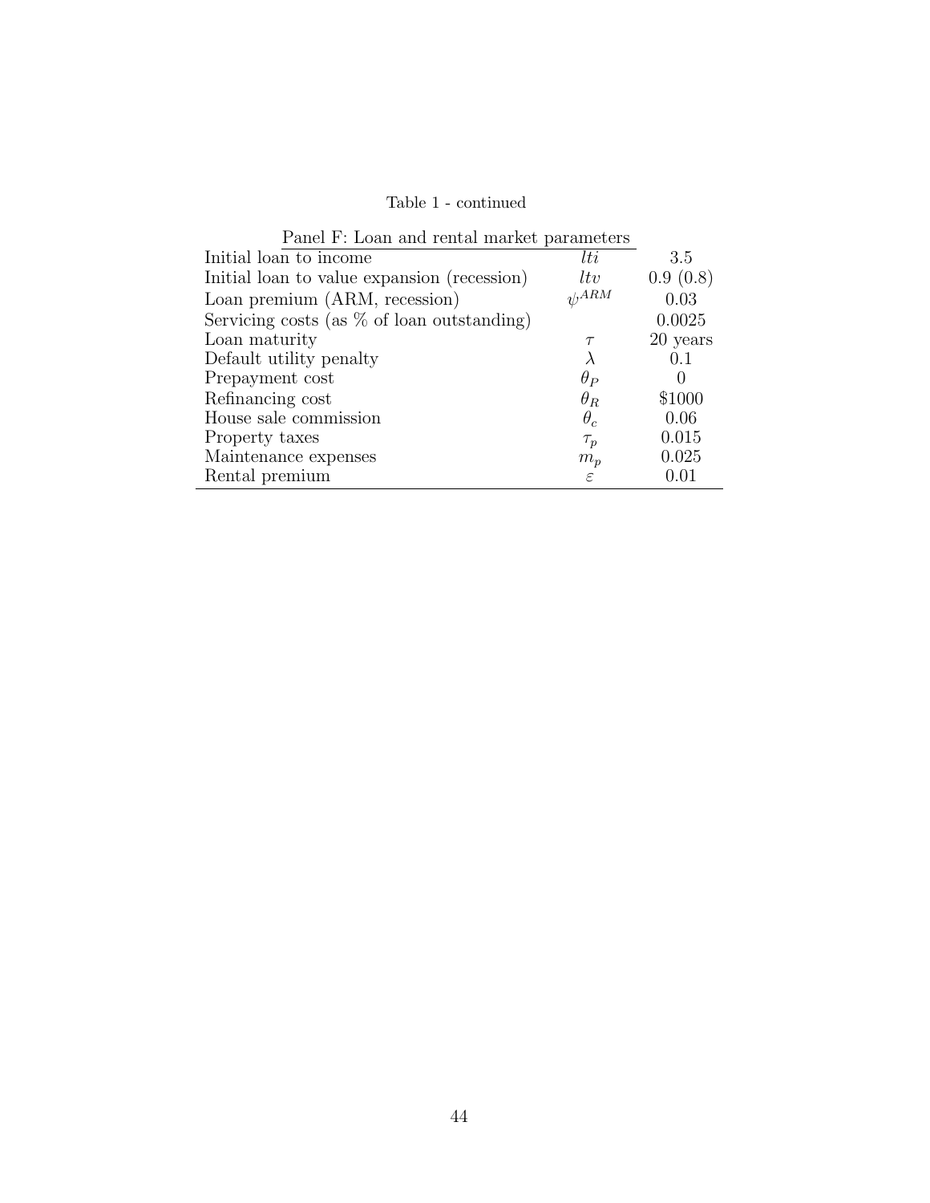Table 1 - continued

Panel F: Loan and rental market parameters

| | | |
|---|---|---|
| Initial loan to income | $lti$ | 3.5 |
| Initial loan to value expansion (recession) | $ltv$ | 0.9 (0.8) |
| Loan premium (ARM, recession) | $\psi^{ARM}$ | 0.03 |
| Servicing costs (as % of loan outstanding) | | 0.0025 |
| Loan maturity | $\tau$ | 20 years |
| Default utility penalty | $\lambda$ | 0.1 |
| Prepayment cost | $\theta_P$ | 0 |
| Refinancing cost | $\theta_R$ | \$1000 |
| House sale commission | $\theta_c$ | 0.06 |
| Property taxes | $\tau_p$ | 0.015 |
| Maintenance expenses | $m_p$ | 0.025 |
| Rental premium | $\varepsilon$ | 0.01 |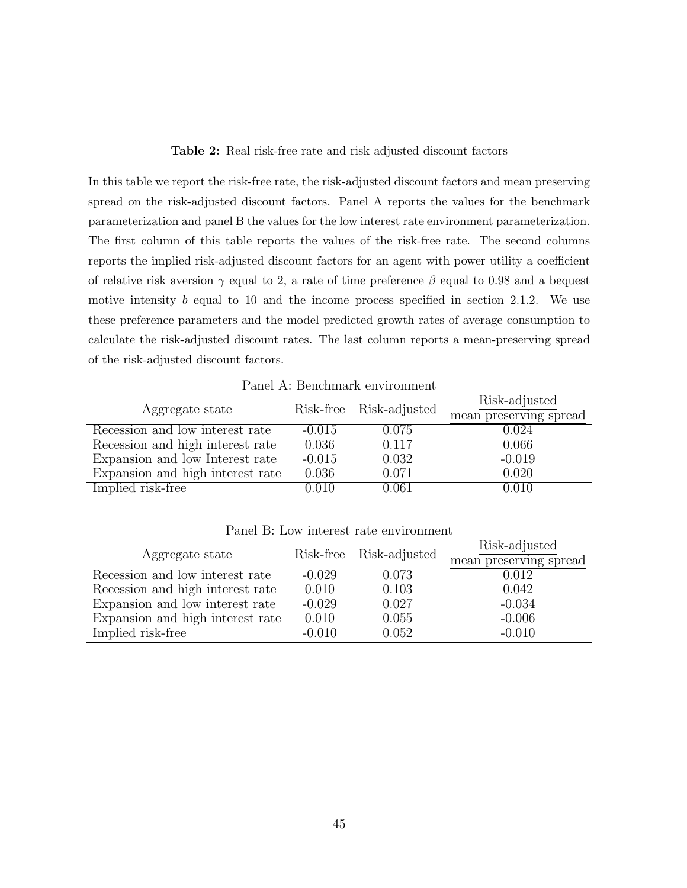**Table 2:** Real risk-free rate and risk adjusted discount factors

In this table we report the risk-free rate, the risk-adjusted discount factors and mean preserving spread on the risk-adjusted discount factors. Panel A reports the values for the benchmark parameterization and panel B the values for the low interest rate environment parameterization. The first column of this table reports the values of the risk-free rate. The second columns reports the implied risk-adjusted discount factors for an agent with power utility a coefficient of relative risk aversion $\gamma$ equal to 2, a rate of time preference $\beta$ equal to 0.98 and a bequest motive intensity $b$ equal to 10 and the income process specified in section 2.1.2. We use these preference parameters and the model predicted growth rates of average consumption to calculate the risk-adjusted discount rates. The last column reports a mean-preserving spread of the risk-adjusted discount factors.

Panel A: Benchmark environment

| Aggregate state | Risk-free | Risk-adjusted | Risk-adjusted mean preserving spread |
|---|---|---|---|
| Recession and low interest rate | -0.015 | 0.075 | 0.024 |
| Recession and high interest rate | 0.036 | 0.117 | 0.066 |
| Expansion and low Interest rate | -0.015 | 0.032 | -0.019 |
| Expansion and high interest rate | 0.036 | 0.071 | 0.020 |
| Implied risk-free | 0.010 | 0.061 | 0.010 |

Panel B: Low interest rate environment

| Aggregate state | Risk-free | Risk-adjusted | Risk-adjusted mean preserving spread |
|---|---|---|---|
| Recession and low interest rate | -0.029 | 0.073 | 0.012 |
| Recession and high interest rate | 0.010 | 0.103 | 0.042 |
| Expansion and low interest rate | -0.029 | 0.027 | -0.034 |
| Expansion and high interest rate | 0.010 | 0.055 | -0.006 |
| Implied risk-free | -0.010 | 0.052 | -0.010 |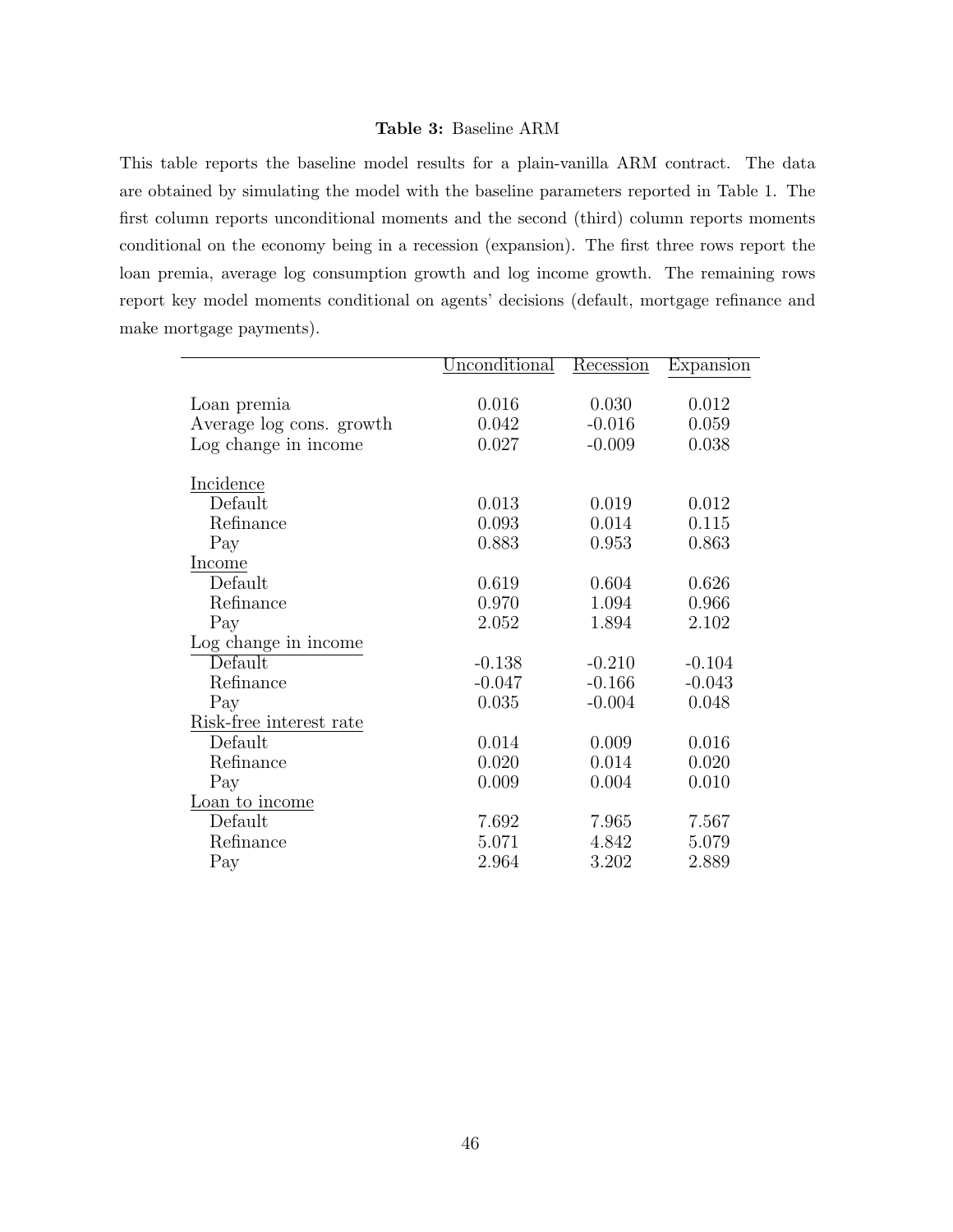**Table 3:** Baseline ARM

This table reports the baseline model results for a plain-vanilla ARM contract. The data are obtained by simulating the model with the baseline parameters reported in Table 1. The first column reports unconditional moments and the second (third) column reports moments conditional on the economy being in a recession (expansion). The first three rows report the loan premia, average log consumption growth and log income growth. The remaining rows report key model moments conditional on agents' decisions (default, mortgage refinance and make mortgage payments).

| | Unconditional | Recession | Expansion |
|---|---|---|---|
| Loan premia | 0.016 | 0.030 | 0.012 |
| Average log cons. growth | 0.042 | -0.016 | 0.059 |
| Log change in income | 0.027 | -0.009 | 0.038 |
| Incidence | | | |
| Default | 0.013 | 0.019 | 0.012 |
| Refinance | 0.093 | 0.014 | 0.115 |
| Pay | 0.883 | 0.953 | 0.863 |
| Income | | | |
| Default | 0.619 | 0.604 | 0.626 |
| Refinance | 0.970 | 1.094 | 0.966 |
| Pay | 2.052 | 1.894 | 2.102 |
| Log change in income | | | |
| Default | -0.138 | -0.210 | -0.104 |
| Refinance | -0.047 | -0.166 | -0.043 |
| Pay | 0.035 | -0.004 | 0.048 |
| Risk-free interest rate | | | |
| Default | 0.014 | 0.009 | 0.016 |
| Refinance | 0.020 | 0.014 | 0.020 |
| Pay | 0.009 | 0.004 | 0.010 |
| Loan to income | | | |
| Default | 7.692 | 7.965 | 7.567 |
| Refinance | 5.071 | 4.842 | 5.079 |
| Pay | 2.964 | 3.202 | 2.889 |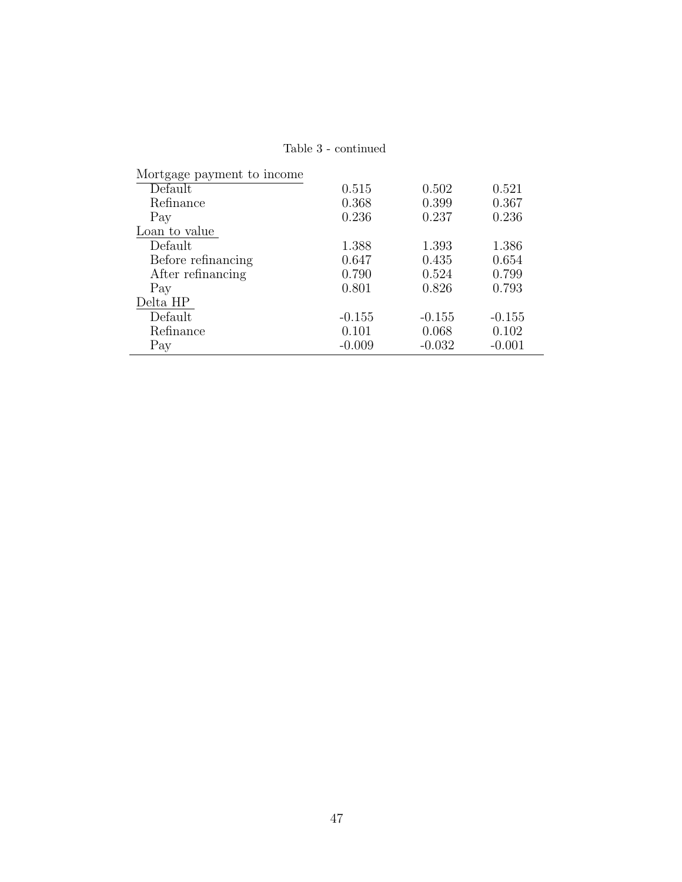Table 3 - continued

| | | | |
|---|---|---|---|
| Mortgage payment to income | | | |
| Default | 0.515 | 0.502 | 0.521 |
| Refinance | 0.368 | 0.399 | 0.367 |
| Pay | 0.236 | 0.237 | 0.236 |
| Loan to value | | | |
| Default | 1.388 | 1.393 | 1.386 |
| Before refinancing | 0.647 | 0.435 | 0.654 |
| After refinancing | 0.790 | 0.524 | 0.799 |
| Pay | 0.801 | 0.826 | 0.793 |
| Delta HP | | | |
| Default | -0.155 | -0.155 | -0.155 |
| Refinance | 0.101 | 0.068 | 0.102 |
| Pay | -0.009 | -0.032 | -0.001 |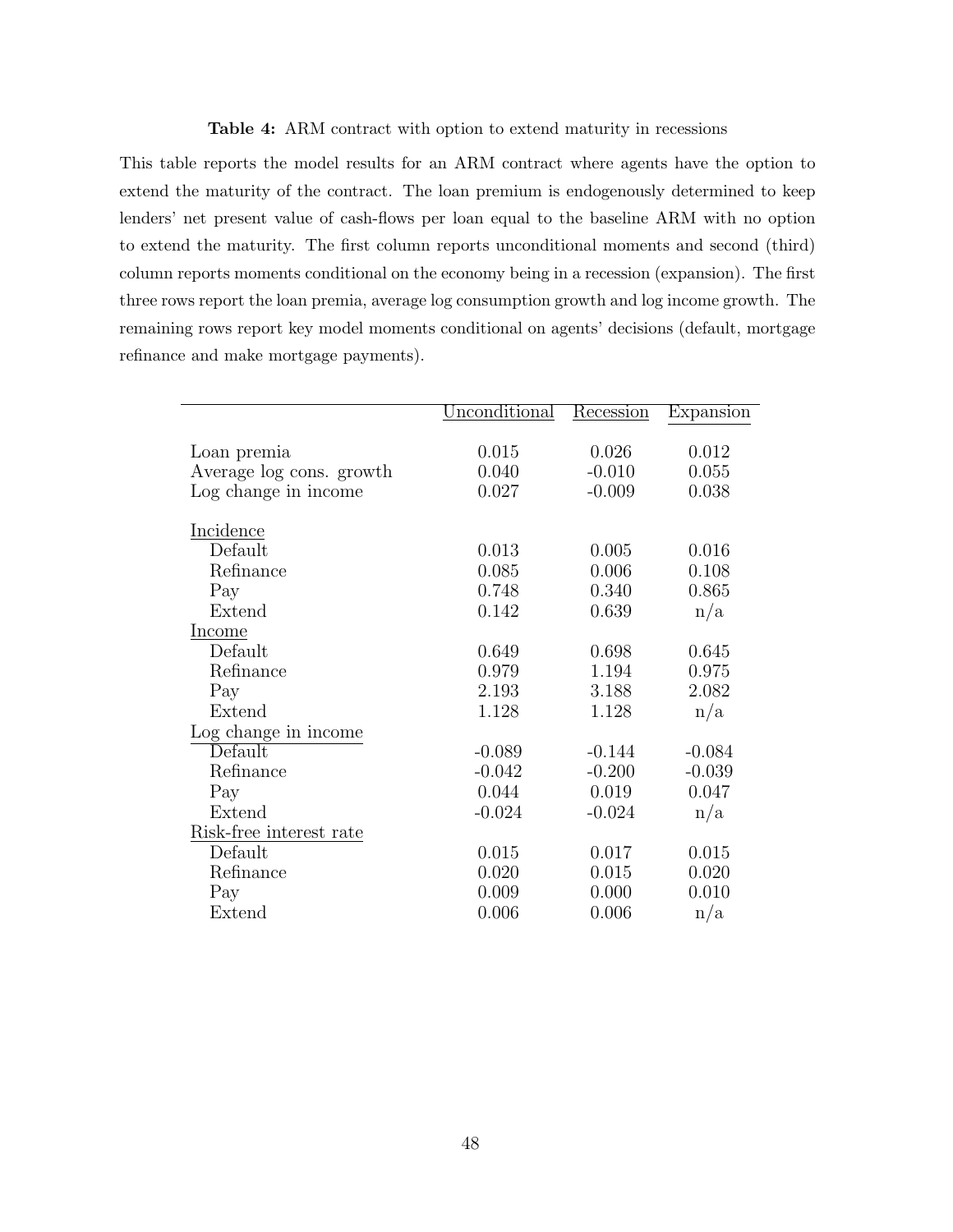**Table 4:** ARM contract with option to extend maturity in recessions

This table reports the model results for an ARM contract where agents have the option to extend the maturity of the contract. The loan premium is endogenously determined to keep lenders' net present value of cash-flows per loan equal to the baseline ARM with no option to extend the maturity. The first column reports unconditional moments and second (third) column reports moments conditional on the economy being in a recession (expansion). The first three rows report the loan premia, average log consumption growth and log income growth. The remaining rows report key model moments conditional on agents' decisions (default, mortgage refinance and make mortgage payments).

| | Unconditional | Recession | Expansion |
|---|---|---|---|
| Loan premia | 0.015 | 0.026 | 0.012 |
| Average log cons. growth | 0.040 | -0.010 | 0.055 |
| Log change in income | 0.027 | -0.009 | 0.038 |
| Incidence | | | |
| Default | 0.013 | 0.005 | 0.016 |
| Refinance | 0.085 | 0.006 | 0.108 |
| Pay | 0.748 | 0.340 | 0.865 |
| Extend | 0.142 | 0.639 | n/a |
| Income | | | |
| Default | 0.649 | 0.698 | 0.645 |
| Refinance | 0.979 | 1.194 | 0.975 |
| Pay | 2.193 | 3.188 | 2.082 |
| Extend | 1.128 | 1.128 | n/a |
| Log change in income | | | |
| Default | -0.089 | -0.144 | -0.084 |
| Refinance | -0.042 | -0.200 | -0.039 |
| Pay | 0.044 | 0.019 | 0.047 |
| Extend | -0.024 | -0.024 | n/a |
| Risk-free interest rate | | | |
| Default | 0.015 | 0.017 | 0.015 |
| Refinance | 0.020 | 0.015 | 0.020 |
| Pay | 0.009 | 0.000 | 0.010 |
| Extend | 0.006 | 0.006 | n/a |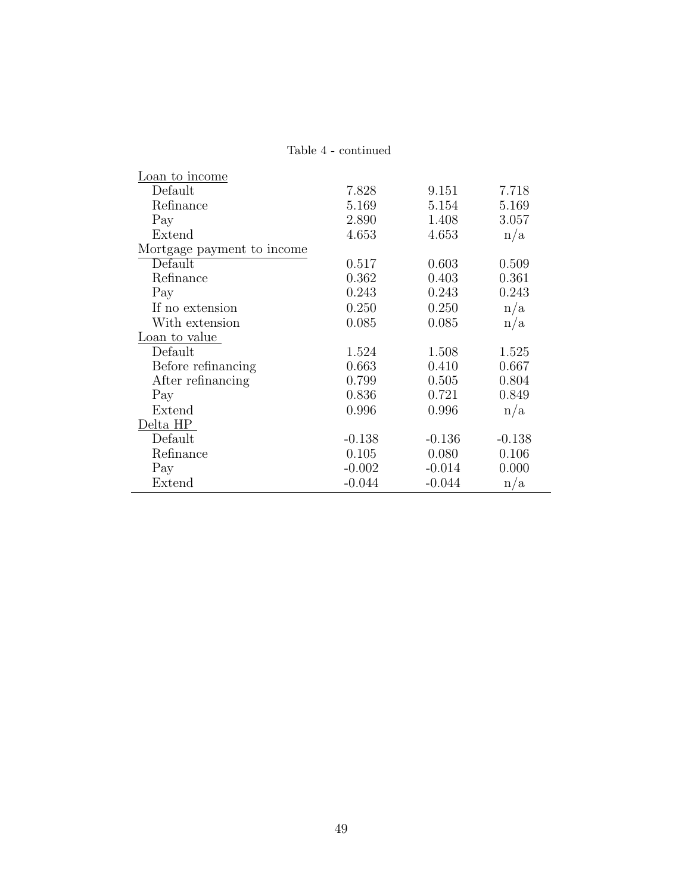Table 4 - continued

| | | | |
|---|---|---|---|
| Loan to income | | | |
| Default | 7.828 | 9.151 | 7.718 |
| Refinance | 5.169 | 5.154 | 5.169 |
| Pay | 2.890 | 1.408 | 3.057 |
| Extend | 4.653 | 4.653 | n/a |
| Mortgage payment to income | | | |
| Default | 0.517 | 0.603 | 0.509 |
| Refinance | 0.362 | 0.403 | 0.361 |
| Pay | 0.243 | 0.243 | 0.243 |
| If no extension | 0.250 | 0.250 | n/a |
| With extension | 0.085 | 0.085 | n/a |
| Loan to value | | | |
| Default | 1.524 | 1.508 | 1.525 |
| Before refinancing | 0.663 | 0.410 | 0.667 |
| After refinancing | 0.799 | 0.505 | 0.804 |
| Pay | 0.836 | 0.721 | 0.849 |
| Extend | 0.996 | 0.996 | n/a |
| Delta HP | | | |
| Default | -0.138 | -0.136 | -0.138 |
| Refinance | 0.105 | 0.080 | 0.106 |
| Pay | -0.002 | -0.014 | 0.000 |
| Extend | -0.044 | -0.044 | n/a |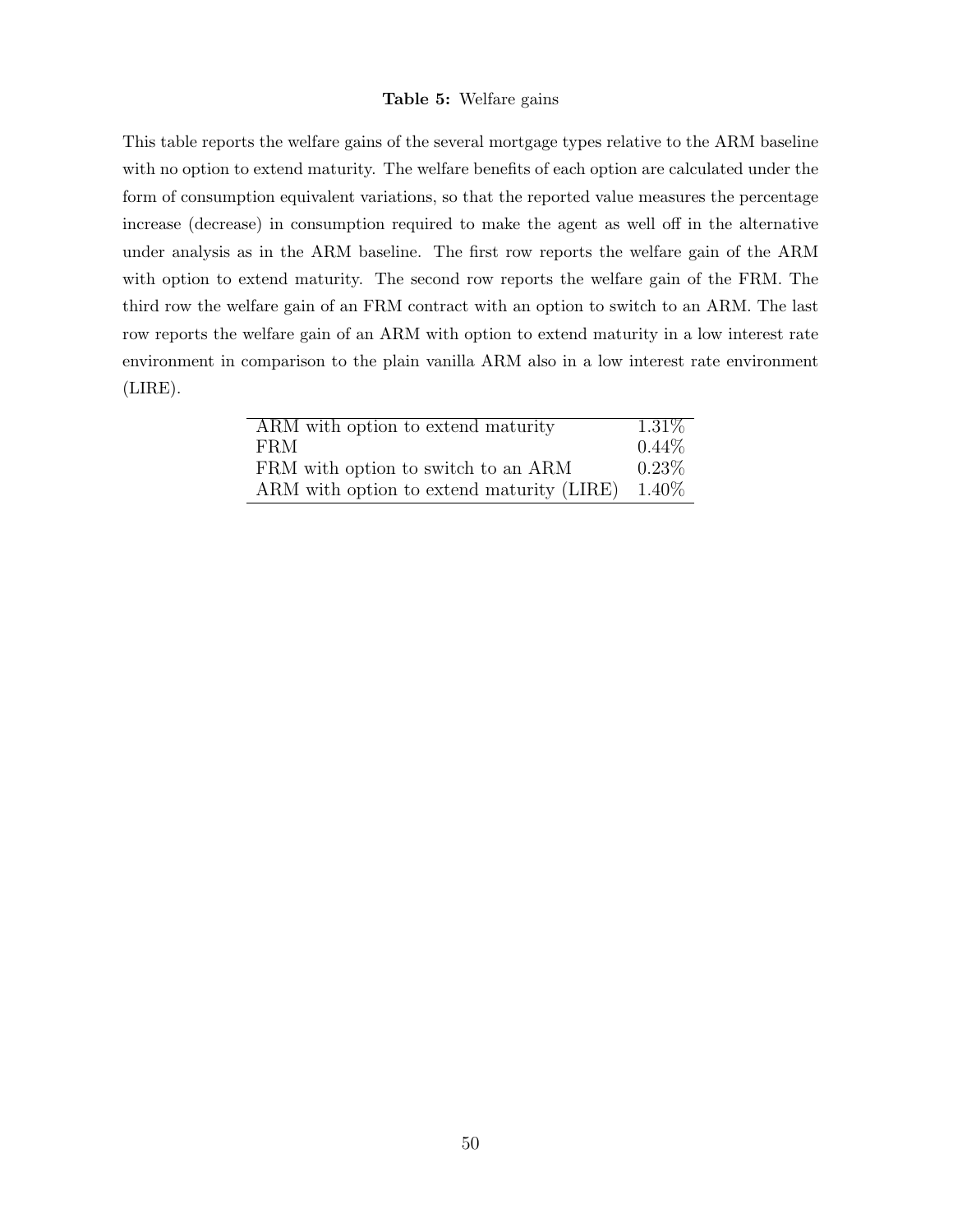**Table 5:** Welfare gains

This table reports the welfare gains of the several mortgage types relative to the ARM baseline with no option to extend maturity. The welfare benefits of each option are calculated under the form of consumption equivalent variations, so that the reported value measures the percentage increase (decrease) in consumption required to make the agent as well off in the alternative under analysis as in the ARM baseline. The first row reports the welfare gain of the ARM with option to extend maturity. The second row reports the welfare gain of the FRM. The third row the welfare gain of an FRM contract with an option to switch to an ARM. The last row reports the welfare gain of an ARM with option to extend maturity in a low interest rate environment in comparison to the plain vanilla ARM also in a low interest rate environment (LIRE).

| | |
|---|---|
| ARM with option to extend maturity | 1.31% |
| FRM | 0.44% |
| FRM with option to switch to an ARM | 0.23% |
| ARM with option to extend maturity (LIRE) | 1.40% |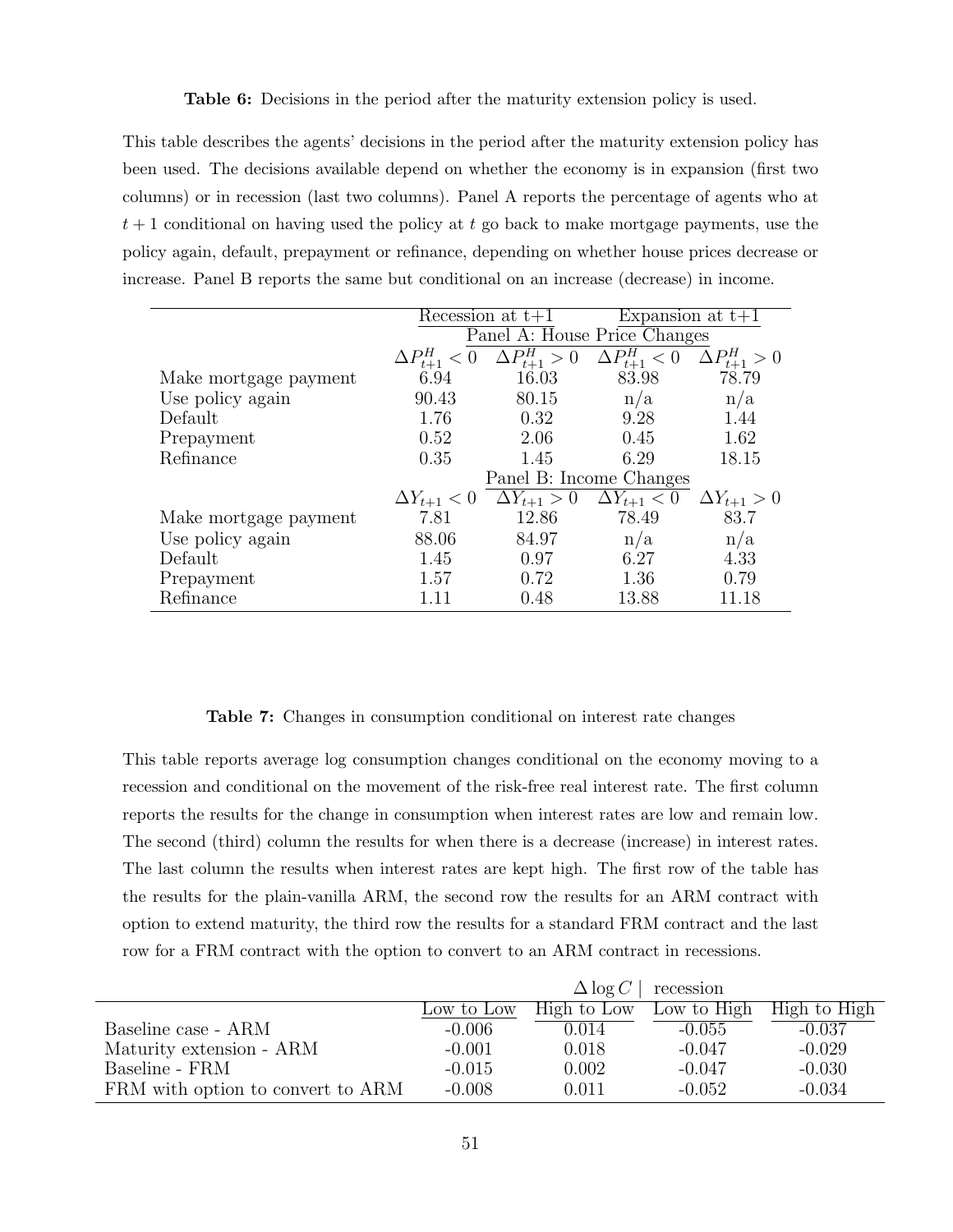**Table 6:** Decisions in the period after the maturity extension policy is used.

This table describes the agents' decisions in the period after the maturity extension policy has been used. The decisions available depend on whether the economy is in expansion (first two columns) or in recession (last two columns). Panel A reports the percentage of agents who at $t + 1$ conditional on having used the policy at $t$ go back to make mortgage payments, use the policy again, default, prepayment or refinance, depending on whether house prices decrease or increase. Panel B reports the same but conditional on an increase (decrease) in income.

| | Recession at t+1 | | Expansion at t+1 | |
|---|---|---|---|---|
| | Panel A: House Price Changes | | | |
| | $\Delta P^H_{t+1} < 0$ | $\Delta P^H_{t+1} > 0$ | $\Delta P^H_{t+1} < 0$ | $\Delta P^H_{t+1} > 0$ |
| Make mortgage payment | 6.94 | 16.03 | 83.98 | 78.79 |
| Use policy again | 90.43 | 80.15 | n/a | n/a |
| Default | 1.76 | 0.32 | 9.28 | 1.44 |
| Prepayment | 0.52 | 2.06 | 0.45 | 1.62 |
| Refinance | 0.35 | 1.45 | 6.29 | 18.15 |
| | Panel B: Income Changes | | | |
| | $\Delta Y_{t+1} < 0$ | $\Delta Y_{t+1} > 0$ | $\Delta Y_{t+1} < 0$ | $\Delta Y_{t+1} > 0$ |
| Make mortgage payment | 7.81 | 12.86 | 78.49 | 83.7 |
| Use policy again | 88.06 | 84.97 | n/a | n/a |
| Default | 1.45 | 0.97 | 6.27 | 4.33 |
| Prepayment | 1.57 | 0.72 | 1.36 | 0.79 |
| Refinance | 1.11 | 0.48 | 13.88 | 11.18 |

**Table 7:** Changes in consumption conditional on interest rate changes

This table reports average log consumption changes conditional on the economy moving to a recession and conditional on the movement of the risk-free real interest rate. The first column reports the results for the change in consumption when interest rates are low and remain low. The second (third) column the results for when there is a decrease (increase) in interest rates. The last column the results when interest rates are kept high. The first row of the table has the results for the plain-vanilla ARM, the second row the results for an ARM contract with option to extend maturity, the third row the results for a standard FRM contract and the last row for a FRM contract with the option to convert to an ARM contract in recessions.

| | $\Delta \log C$ \| recession | | | |
|---|---|---|---|---|
| | Low to Low | High to Low | Low to High | High to High |
| Baseline case - ARM | -0.006 | 0.014 | -0.055 | -0.037 |
| Maturity extension - ARM | -0.001 | 0.018 | -0.047 | -0.029 |
| Baseline - FRM | -0.015 | 0.002 | -0.047 | -0.030 |
| FRM with option to convert to ARM | -0.008 | 0.011 | -0.052 | -0.034 |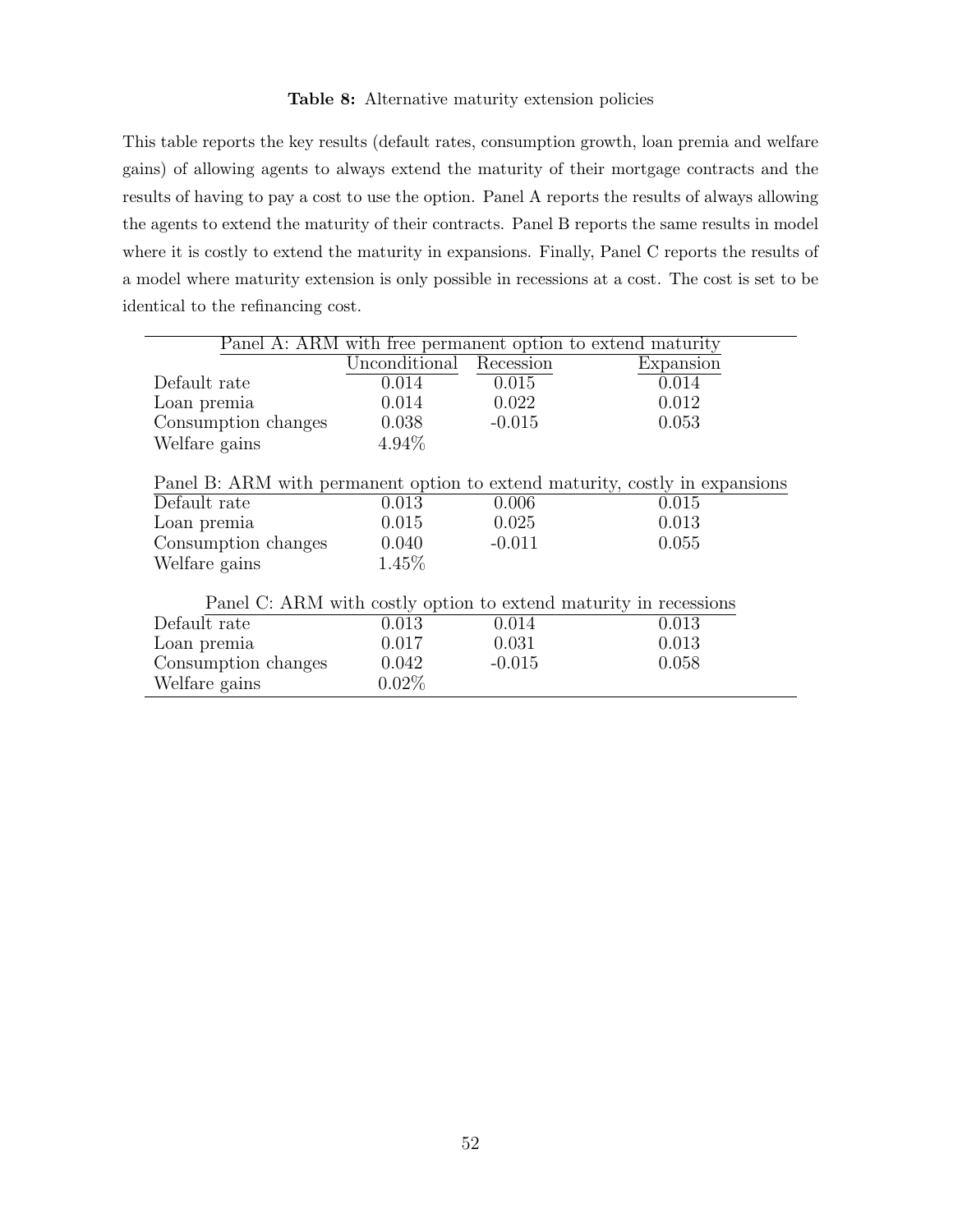**Table 8:** Alternative maturity extension policies

This table reports the key results (default rates, consumption growth, loan premia and welfare gains) of allowing agents to always extend the maturity of their mortgage contracts and the results of having to pay a cost to use the option. Panel A reports the results of always allowing the agents to extend the maturity of their contracts. Panel B reports the same results in model where it is costly to extend the maturity in expansions. Finally, Panel C reports the results of a model where maturity extension is only possible in recessions at a cost. The cost is set to be identical to the refinancing cost.

| Panel A: ARM with free permanent option to extend maturity | | | |
|---|---|---|---|
| | Unconditional | Recession | Expansion |
| Default rate | 0.014 | 0.015 | 0.014 |
| Loan premia | 0.014 | 0.022 | 0.012 |
| Consumption changes | 0.038 | -0.015 | 0.053 |
| Welfare gains | 4.94% | | |
| **Panel B: ARM with permanent option to extend maturity, costly in expansions** | | | |
| Default rate | 0.013 | 0.006 | 0.015 |
| Loan premia | 0.015 | 0.025 | 0.013 |
| Consumption changes | 0.040 | -0.011 | 0.055 |
| Welfare gains | 1.45% | | |
| **Panel C: ARM with costly option to extend maturity in recessions** | | | |
| Default rate | 0.013 | 0.014 | 0.013 |
| Loan premia | 0.017 | 0.031 | 0.013 |
| Consumption changes | 0.042 | -0.015 | 0.058 |
| Welfare gains | 0.02% | | |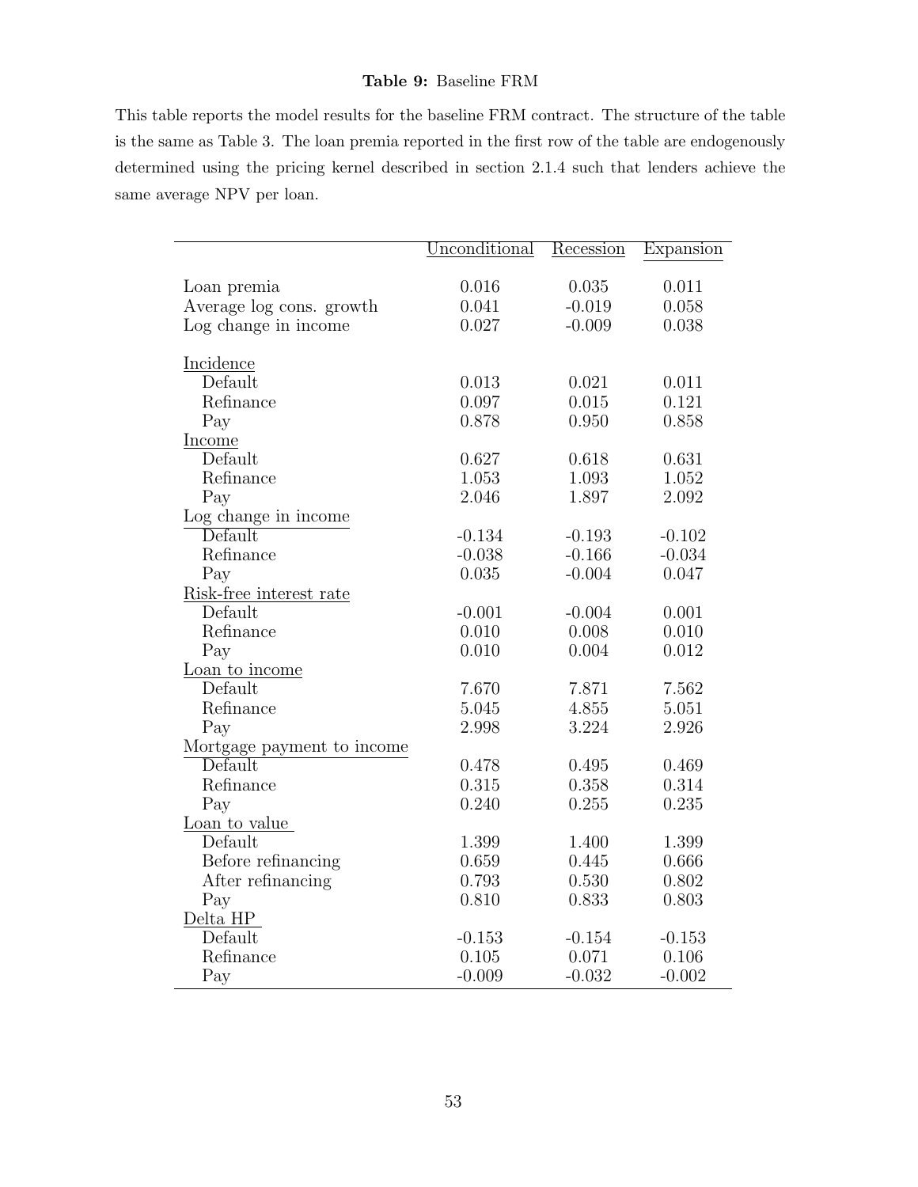**Table 9:** Baseline FRM

This table reports the model results for the baseline FRM contract. The structure of the table is the same as Table 3. The loan premia reported in the first row of the table are endogenously determined using the pricing kernel described in section 2.1.4 such that lenders achieve the same average NPV per loan.

| | Unconditional | Recession | Expansion |
|---|---|---|---|
| Loan premia | 0.016 | 0.035 | 0.011 |
| Average log cons. growth | 0.041 | -0.019 | 0.058 |
| Log change in income | 0.027 | -0.009 | 0.038 |
| Incidence | | | |
| Default | 0.013 | 0.021 | 0.011 |
| Refinance | 0.097 | 0.015 | 0.121 |
| Pay | 0.878 | 0.950 | 0.858 |
| Income | | | |
| Default | 0.627 | 0.618 | 0.631 |
| Refinance | 1.053 | 1.093 | 1.052 |
| Pay | 2.046 | 1.897 | 2.092 |
| Log change in income | | | |
| Default | -0.134 | -0.193 | -0.102 |
| Refinance | -0.038 | -0.166 | -0.034 |
| Pay | 0.035 | -0.004 | 0.047 |
| Risk-free interest rate | | | |
| Default | -0.001 | -0.004 | 0.001 |
| Refinance | 0.010 | 0.008 | 0.010 |
| Pay | 0.010 | 0.004 | 0.012 |
| Loan to income | | | |
| Default | 7.670 | 7.871 | 7.562 |
| Refinance | 5.045 | 4.855 | 5.051 |
| Pay | 2.998 | 3.224 | 2.926 |
| Mortgage payment to income | | | |
| Default | 0.478 | 0.495 | 0.469 |
| Refinance | 0.315 | 0.358 | 0.314 |
| Pay | 0.240 | 0.255 | 0.235 |
| Loan to value | | | |
| Default | 1.399 | 1.400 | 1.399 |
| Before refinancing | 0.659 | 0.445 | 0.666 |
| After refinancing | 0.793 | 0.530 | 0.802 |
| Pay | 0.810 | 0.833 | 0.803 |
| Delta HP | | | |
| Default | -0.153 | -0.154 | -0.153 |
| Refinance | 0.105 | 0.071 | 0.106 |
| Pay | -0.009 | -0.032 | -0.002 |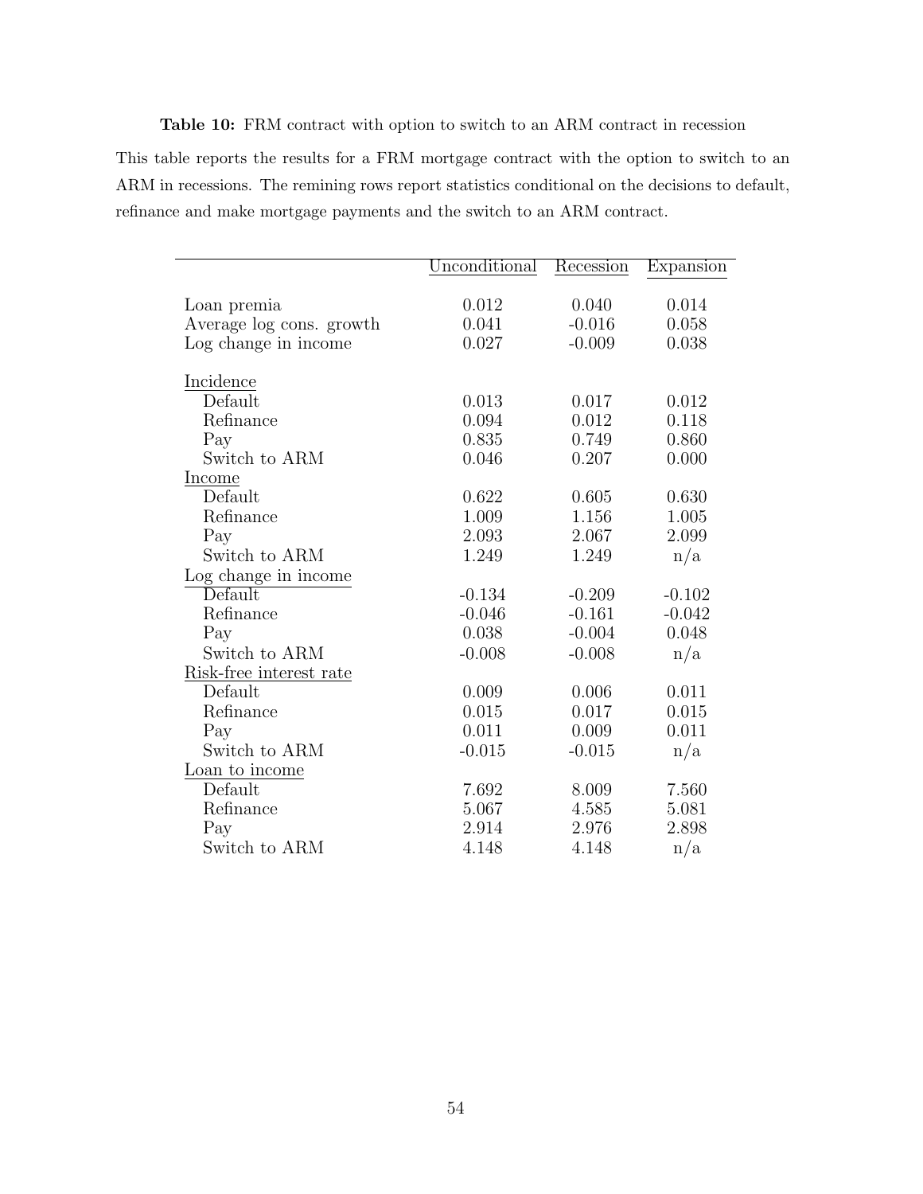**Table 10:** FRM contract with option to switch to an ARM contract in recession

This table reports the results for a FRM mortgage contract with the option to switch to an ARM in recessions. The remining rows report statistics conditional on the decisions to default, refinance and make mortgage payments and the switch to an ARM contract.

| | Unconditional | Recession | Expansion |
|---|---|---|---|
| Loan premia | 0.012 | 0.040 | 0.014 |
| Average log cons. growth | 0.041 | -0.016 | 0.058 |
| Log change in income | 0.027 | -0.009 | 0.038 |
| Incidence | | | |
| Default | 0.013 | 0.017 | 0.012 |
| Refinance | 0.094 | 0.012 | 0.118 |
| Pay | 0.835 | 0.749 | 0.860 |
| Switch to ARM | 0.046 | 0.207 | 0.000 |
| Income | | | |
| Default | 0.622 | 0.605 | 0.630 |
| Refinance | 1.009 | 1.156 | 1.005 |
| Pay | 2.093 | 2.067 | 2.099 |
| Switch to ARM | 1.249 | 1.249 | n/a |
| Log change in income | | | |
| Default | -0.134 | -0.209 | -0.102 |
| Refinance | -0.046 | -0.161 | -0.042 |
| Pay | 0.038 | -0.004 | 0.048 |
| Switch to ARM | -0.008 | -0.008 | n/a |
| Risk-free interest rate | | | |
| Default | 0.009 | 0.006 | 0.011 |
| Refinance | 0.015 | 0.017 | 0.015 |
| Pay | 0.011 | 0.009 | 0.011 |
| Switch to ARM | -0.015 | -0.015 | n/a |
| Loan to income | | | |
| Default | 7.692 | 8.009 | 7.560 |
| Refinance | 5.067 | 4.585 | 5.081 |
| Pay | 2.914 | 2.976 | 2.898 |
| Switch to ARM | 4.148 | 4.148 | n/a |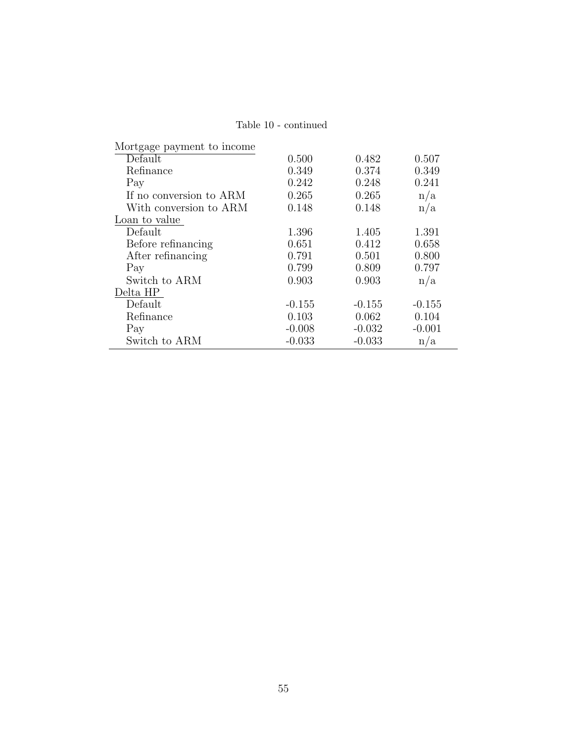Table 10 - continued

| | | | |
|---|---|---|---|
| Mortgage payment to income | | | |
| Default | 0.500 | 0.482 | 0.507 |
| Refinance | 0.349 | 0.374 | 0.349 |
| Pay | 0.242 | 0.248 | 0.241 |
| If no conversion to ARM | 0.265 | 0.265 | n/a |
| With conversion to ARM | 0.148 | 0.148 | n/a |
| Loan to value | | | |
| Default | 1.396 | 1.405 | 1.391 |
| Before refinancing | 0.651 | 0.412 | 0.658 |
| After refinancing | 0.791 | 0.501 | 0.800 |
| Pay | 0.799 | 0.809 | 0.797 |
| Switch to ARM | 0.903 | 0.903 | n/a |
| Delta HP | | | |
| Default | -0.155 | -0.155 | -0.155 |
| Refinance | 0.103 | 0.062 | 0.104 |
| Pay | -0.008 | -0.032 | -0.001 |
| Switch to ARM | -0.033 | -0.033 | n/a |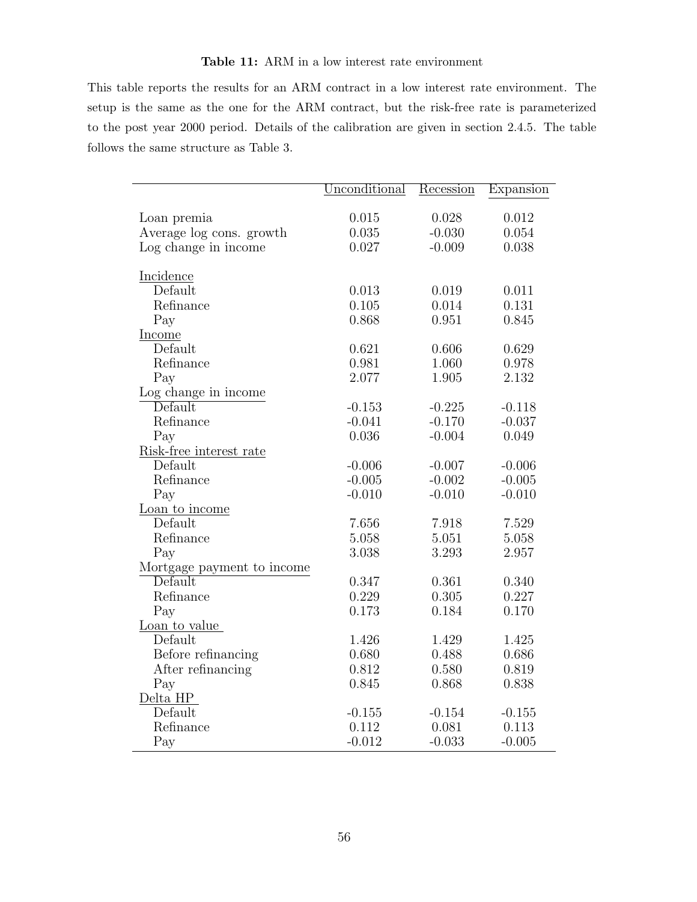**Table 11:** ARM in a low interest rate environment

This table reports the results for an ARM contract in a low interest rate environment. The setup is the same as the one for the ARM contract, but the risk-free rate is parameterized to the post year 2000 period. Details of the calibration are given in section 2.4.5. The table follows the same structure as Table 3.

| | Unconditional | Recession | Expansion |
|---|---|---|---|
| Loan premia | 0.015 | 0.028 | 0.012 |
| Average log cons. growth | 0.035 | -0.030 | 0.054 |
| Log change in income | 0.027 | -0.009 | 0.038 |
| Incidence | | | |
| Default | 0.013 | 0.019 | 0.011 |
| Refinance | 0.105 | 0.014 | 0.131 |
| Pay | 0.868 | 0.951 | 0.845 |
| Income | | | |
| Default | 0.621 | 0.606 | 0.629 |
| Refinance | 0.981 | 1.060 | 0.978 |
| Pay | 2.077 | 1.905 | 2.132 |
| Log change in income | | | |
| Default | -0.153 | -0.225 | -0.118 |
| Refinance | -0.041 | -0.170 | -0.037 |
| Pay | 0.036 | -0.004 | 0.049 |
| Risk-free interest rate | | | |
| Default | -0.006 | -0.007 | -0.006 |
| Refinance | -0.005 | -0.002 | -0.005 |
| Pay | -0.010 | -0.010 | -0.010 |
| Loan to income | | | |
| Default | 7.656 | 7.918 | 7.529 |
| Refinance | 5.058 | 5.051 | 5.058 |
| Pay | 3.038 | 3.293 | 2.957 |
| Mortgage payment to income | | | |
| Default | 0.347 | 0.361 | 0.340 |
| Refinance | 0.229 | 0.305 | 0.227 |
| Pay | 0.173 | 0.184 | 0.170 |
| Loan to value | | | |
| Default | 1.426 | 1.429 | 1.425 |
| Before refinancing | 0.680 | 0.488 | 0.686 |
| After refinancing | 0.812 | 0.580 | 0.819 |
| Pay | 0.845 | 0.868 | 0.838 |
| Delta HP | | | |
| Default | -0.155 | -0.154 | -0.155 |
| Refinance | 0.112 | 0.081 | 0.113 |
| Pay | -0.012 | -0.033 | -0.005 |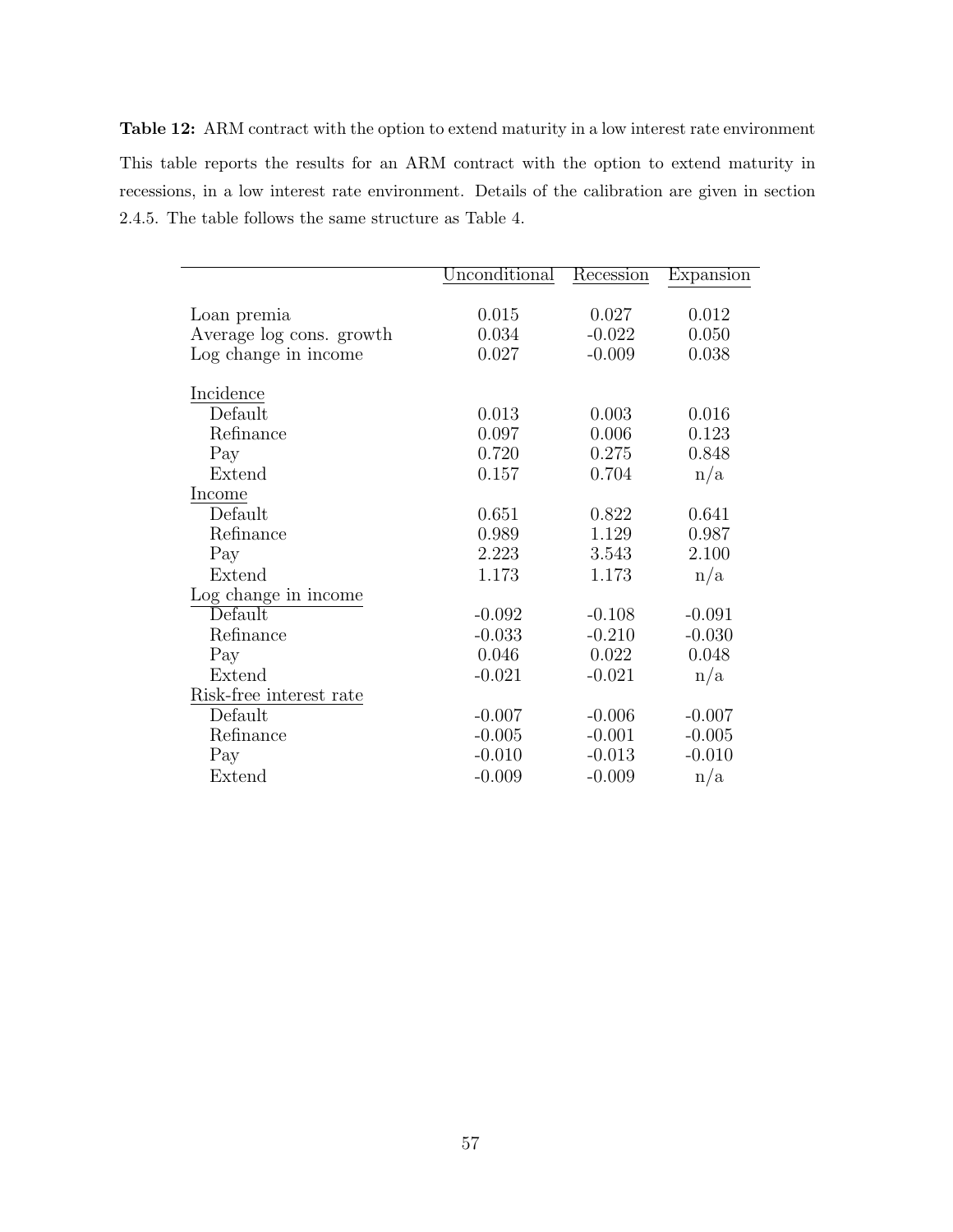**Table 12:** ARM contract with the option to extend maturity in a low interest rate environment

This table reports the results for an ARM contract with the option to extend maturity in recessions, in a low interest rate environment. Details of the calibration are given in section 2.4.5. The table follows the same structure as Table 4.

| | Unconditional | Recession | Expansion |
|---|---|---|---|
| Loan premia | 0.015 | 0.027 | 0.012 |
| Average log cons. growth | 0.034 | -0.022 | 0.050 |
| Log change in income | 0.027 | -0.009 | 0.038 |
| Incidence | | | |
| Default | 0.013 | 0.003 | 0.016 |
| Refinance | 0.097 | 0.006 | 0.123 |
| Pay | 0.720 | 0.275 | 0.848 |
| Extend | 0.157 | 0.704 | n/a |
| Income | | | |
| Default | 0.651 | 0.822 | 0.641 |
| Refinance | 0.989 | 1.129 | 0.987 |
| Pay | 2.223 | 3.543 | 2.100 |
| Extend | 1.173 | 1.173 | n/a |
| Log change in income | | | |
| Default | -0.092 | -0.108 | -0.091 |
| Refinance | -0.033 | -0.210 | -0.030 |
| Pay | 0.046 | 0.022 | 0.048 |
| Extend | -0.021 | -0.021 | n/a |
| Risk-free interest rate | | | |
| Default | -0.007 | -0.006 | -0.007 |
| Refinance | -0.005 | -0.001 | -0.005 |
| Pay | -0.010 | -0.013 | -0.010 |
| Extend | -0.009 | -0.009 | n/a |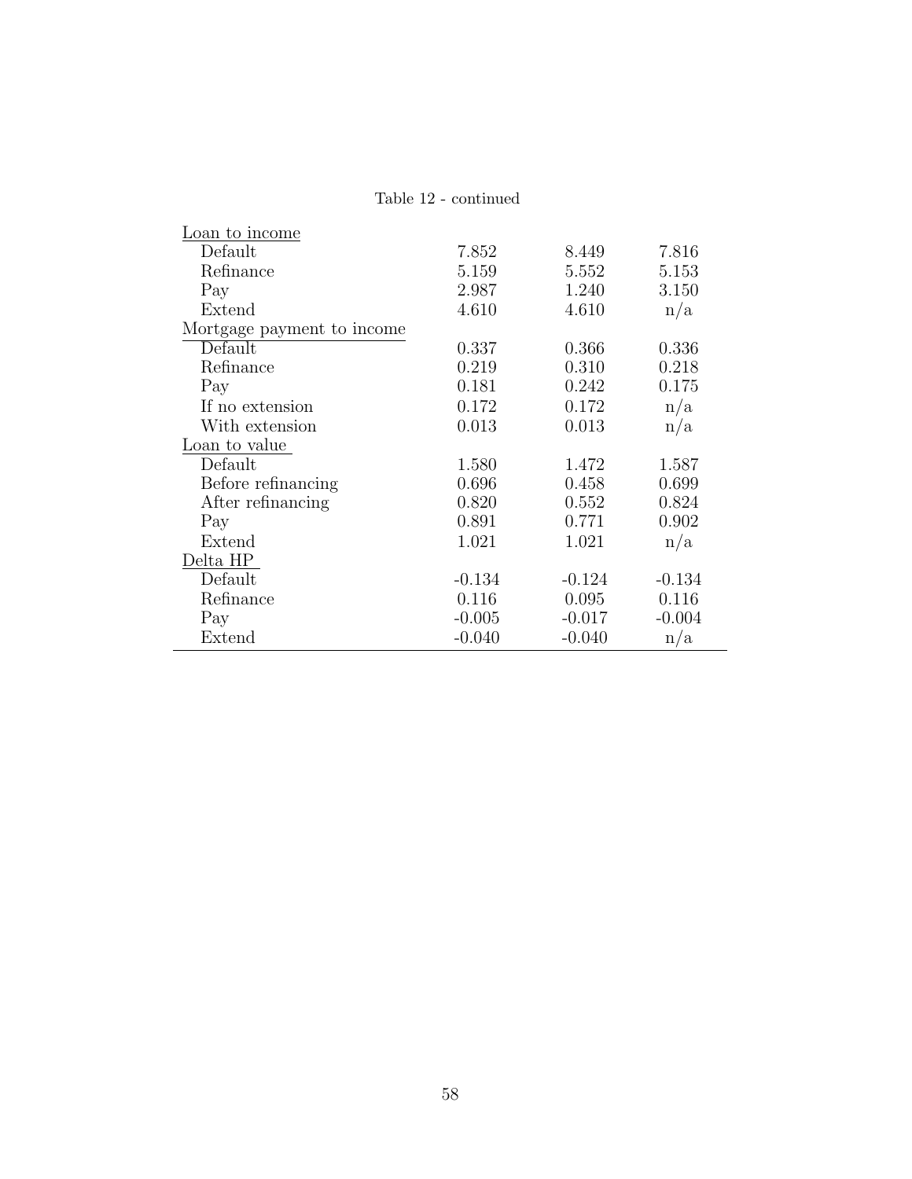Table 12 - continued

| | | | |
|---|---|---|---|
| Loan to income | | | |
| Default | 7.852 | 8.449 | 7.816 |
| Refinance | 5.159 | 5.552 | 5.153 |
| Pay | 2.987 | 1.240 | 3.150 |
| Extend | 4.610 | 4.610 | n/a |
| Mortgage payment to income | | | |
| Default | 0.337 | 0.366 | 0.336 |
| Refinance | 0.219 | 0.310 | 0.218 |
| Pay | 0.181 | 0.242 | 0.175 |
| If no extension | 0.172 | 0.172 | n/a |
| With extension | 0.013 | 0.013 | n/a |
| Loan to value | | | |
| Default | 1.580 | 1.472 | 1.587 |
| Before refinancing | 0.696 | 0.458 | 0.699 |
| After refinancing | 0.820 | 0.552 | 0.824 |
| Pay | 0.891 | 0.771 | 0.902 |
| Extend | 1.021 | 1.021 | n/a |
| Delta HP | | | |
| Default | -0.134 | -0.124 | -0.134 |
| Refinance | 0.116 | 0.095 | 0.116 |
| Pay | -0.005 | -0.017 | -0.004 |
| Extend | -0.040 | -0.040 | n/a |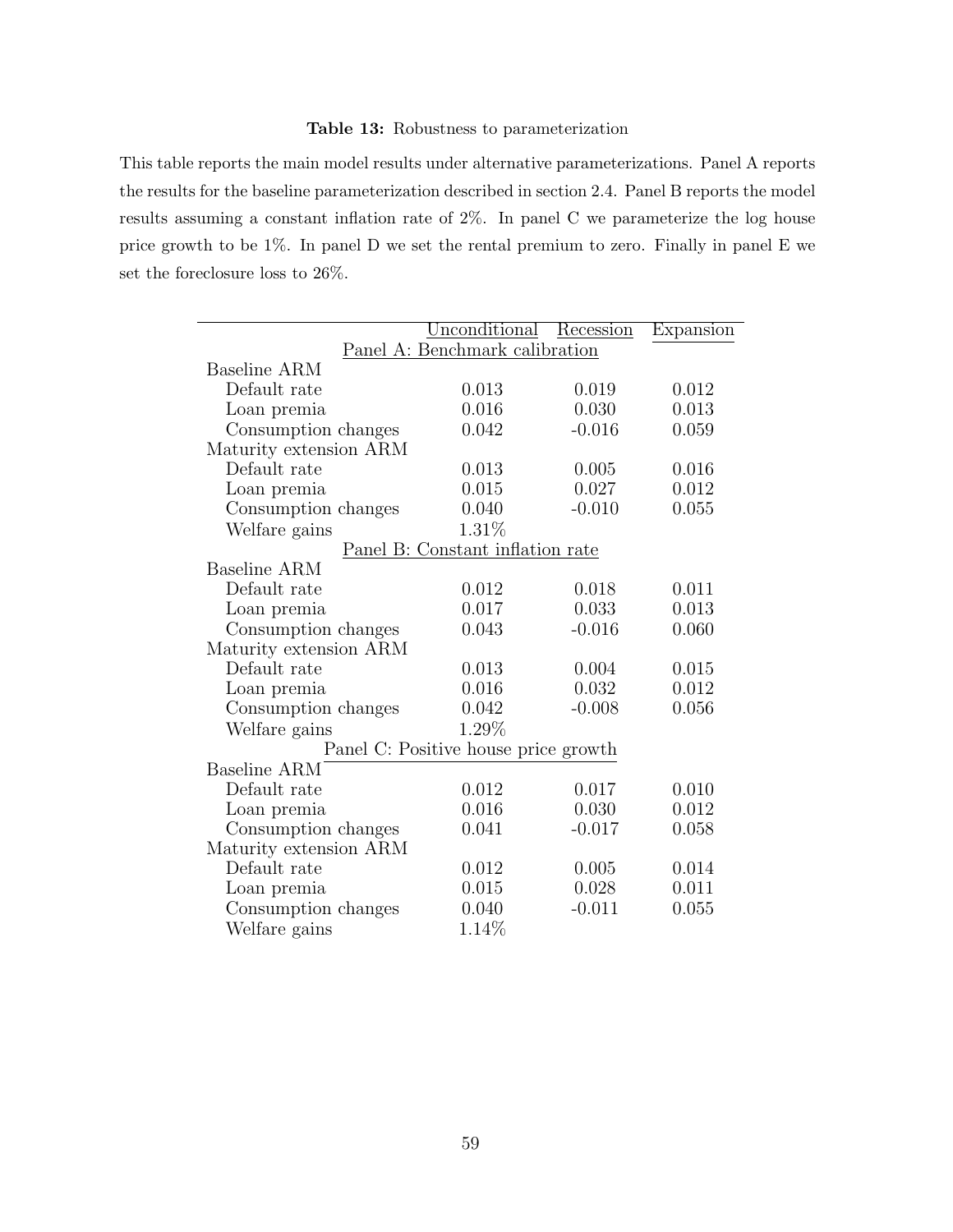**Table 13:** Robustness to parameterization

This table reports the main model results under alternative parameterizations. Panel A reports the results for the baseline parameterization described in section 2.4. Panel B reports the model results assuming a constant inflation rate of 2%. In panel C we parameterize the log house price growth to be 1%. In panel D we set the rental premium to zero. Finally in panel E we set the foreclosure loss to 26%.

| | Unconditional | Recession | Expansion |
|---|---|---|---|
| **Panel A: Benchmark calibration** | | | |
| Baseline ARM | | | |
| Default rate | 0.013 | 0.019 | 0.012 |
| Loan premia | 0.016 | 0.030 | 0.013 |
| Consumption changes | 0.042 | -0.016 | 0.059 |
| Maturity extension ARM | | | |
| Default rate | 0.013 | 0.005 | 0.016 |
| Loan premia | 0.015 | 0.027 | 0.012 |
| Consumption changes | 0.040 | -0.010 | 0.055 |
| Welfare gains | 1.31% | | |
| **Panel B: Constant inflation rate** | | | |
| Baseline ARM | | | |
| Default rate | 0.012 | 0.018 | 0.011 |
| Loan premia | 0.017 | 0.033 | 0.013 |
| Consumption changes | 0.043 | -0.016 | 0.060 |
| Maturity extension ARM | | | |
| Default rate | 0.013 | 0.004 | 0.015 |
| Loan premia | 0.016 | 0.032 | 0.012 |
| Consumption changes | 0.042 | -0.008 | 0.056 |
| Welfare gains | 1.29% | | |
| **Panel C: Positive house price growth** | | | |
| Baseline ARM | | | |
| Default rate | 0.012 | 0.017 | 0.010 |
| Loan premia | 0.016 | 0.030 | 0.012 |
| Consumption changes | 0.041 | -0.017 | 0.058 |
| Maturity extension ARM | | | |
| Default rate | 0.012 | 0.005 | 0.014 |
| Loan premia | 0.015 | 0.028 | 0.011 |
| Consumption changes | 0.040 | -0.011 | 0.055 |
| Welfare gains | 1.14% | | |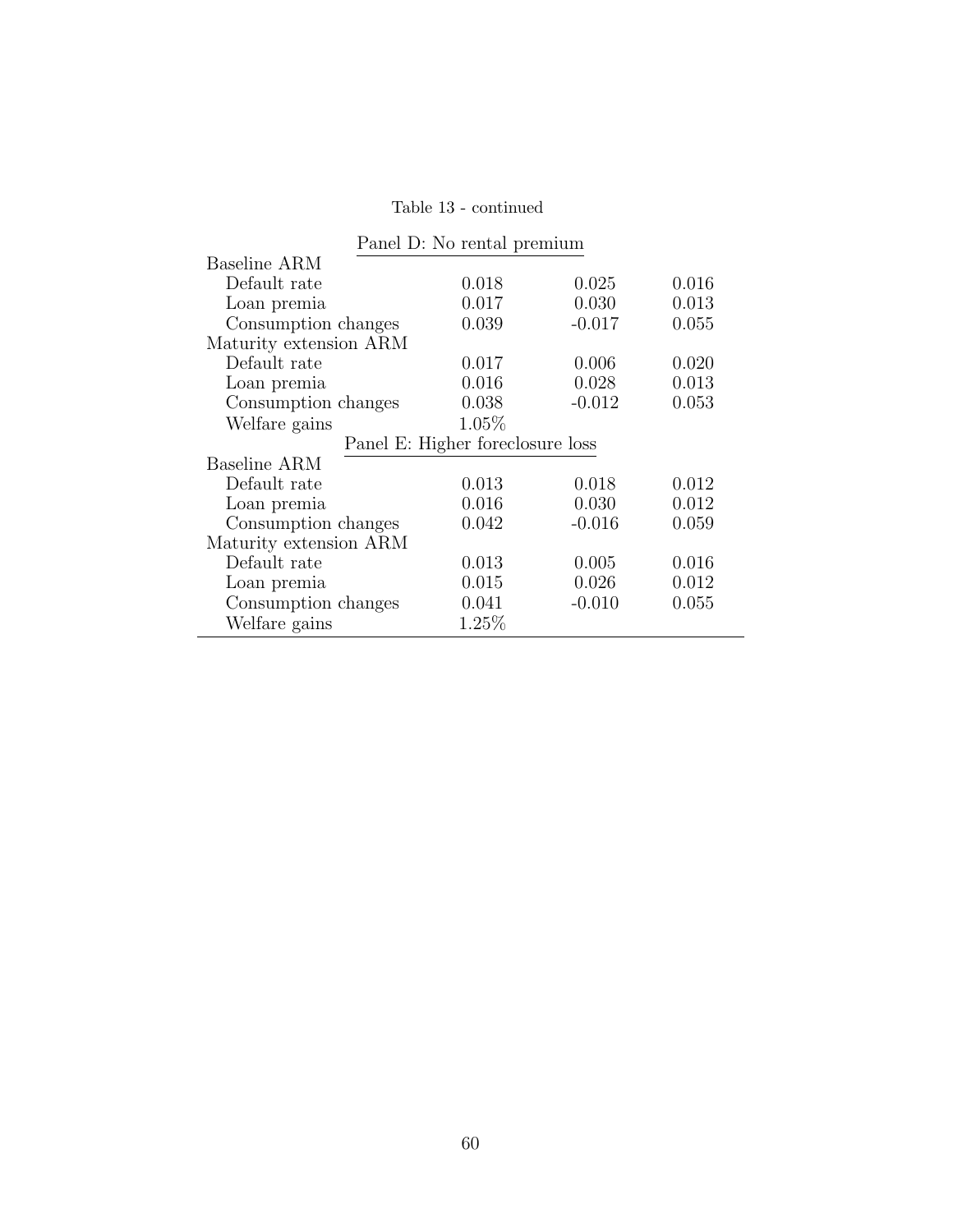Table 13 - continued

| | | | |
|---|---|---|---|
| **Panel D: No rental premium** | | | |
| Baseline ARM | | | |
| Default rate | 0.018 | 0.025 | 0.016 |
| Loan premia | 0.017 | 0.030 | 0.013 |
| Consumption changes | 0.039 | -0.017 | 0.055 |
| Maturity extension ARM | | | |
| Default rate | 0.017 | 0.006 | 0.020 |
| Loan premia | 0.016 | 0.028 | 0.013 |
| Consumption changes | 0.038 | -0.012 | 0.053 |
| Welfare gains | 1.05% | | |
| **Panel E: Higher foreclosure loss** | | | |
| Baseline ARM | | | |
| Default rate | 0.013 | 0.018 | 0.012 |
| Loan premia | 0.016 | 0.030 | 0.012 |
| Consumption changes | 0.042 | -0.016 | 0.059 |
| Maturity extension ARM | | | |
| Default rate | 0.013 | 0.005 | 0.016 |
| Loan premia | 0.015 | 0.026 | 0.012 |
| Consumption changes | 0.041 | -0.010 | 0.055 |
| Welfare gains | 1.25% | | |